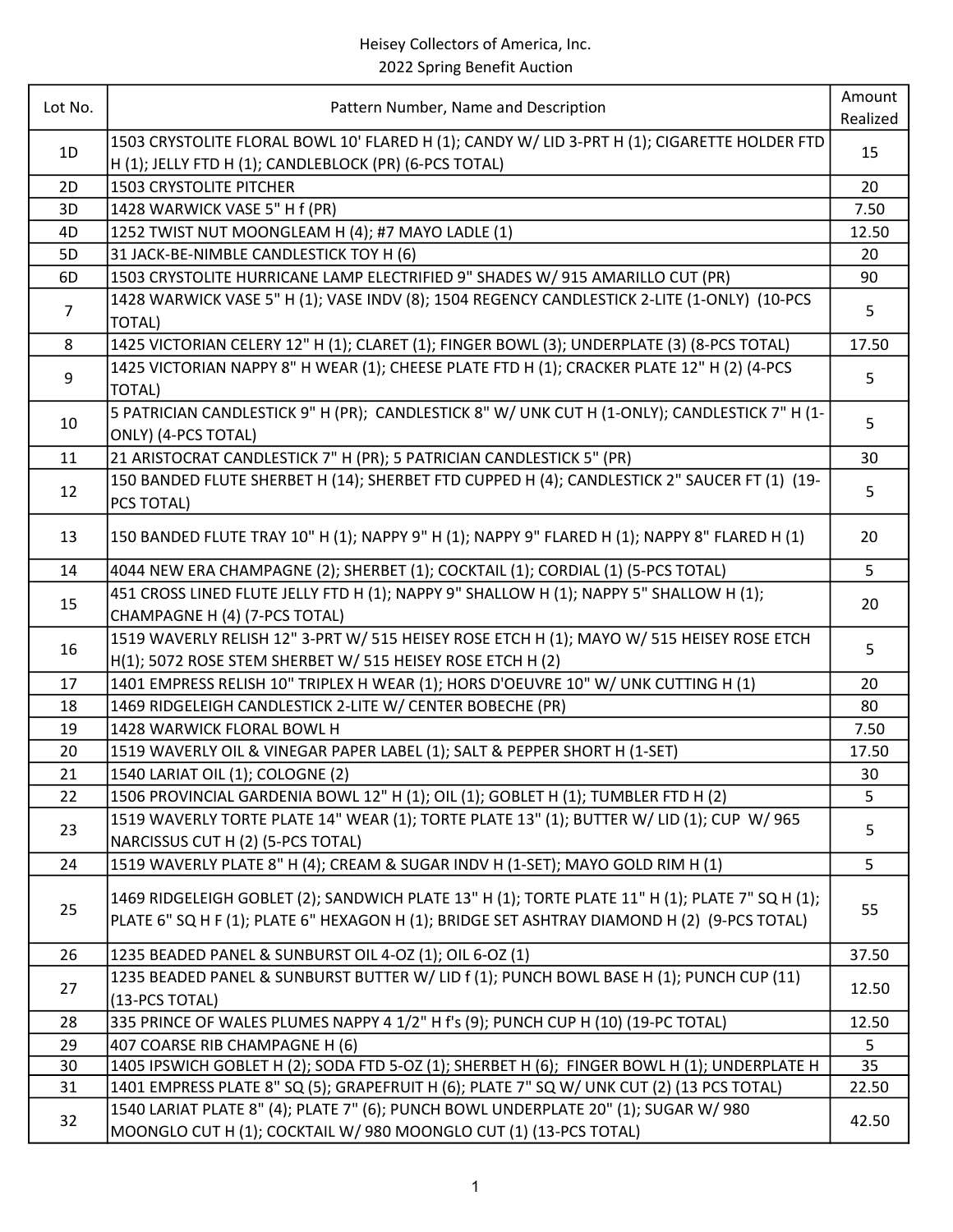Heisey Collectors of America, Inc.
2022 Spring Benefit Auction

| Lot No. | Pattern Number, Name and Description | Amount Realized |
|---|---|---|
| 1D | 1503 CRYSTOLITE FLORAL BOWL 10' FLARED H (1); CANDY W/ LID 3-PRT H (1); CIGARETTE HOLDER FTD H (1); JELLY FTD H (1); CANDLEBLOCK (PR) (6-PCS TOTAL) | 15 |
| 2D | 1503 CRYSTOLITE PITCHER | 20 |
| 3D | 1428 WARWICK VASE 5" H f (PR) | 7.50 |
| 4D | 1252 TWIST NUT MOONGLEAM H (4); #7 MAYO LADLE (1) | 12.50 |
| 5D | 31 JACK-BE-NIMBLE CANDLESTICK TOY H (6) | 20 |
| 6D | 1503 CRYSTOLITE HURRICANE LAMP ELECTRIFIED 9" SHADES W/ 915 AMARILLO CUT (PR) | 90 |
| 7 | 1428 WARWICK VASE 5" H (1); VASE INDV (8); 1504 REGENCY CANDLESTICK 2-LITE (1-ONLY) (10-PCS TOTAL) | 5 |
| 8 | 1425 VICTORIAN CELERY 12" H (1); CLARET (1); FINGER BOWL (3); UNDERPLATE (3) (8-PCS TOTAL) | 17.50 |
| 9 | 1425 VICTORIAN NAPPY 8" H WEAR (1); CHEESE PLATE FTD H (1); CRACKER PLATE 12" H (2) (4-PCS TOTAL) | 5 |
| 10 | 5 PATRICIAN CANDLESTICK 9" H (PR); CANDLESTICK 8" W/ UNK CUT H (1-ONLY); CANDLESTICK 7" H (1-ONLY) (4-PCS TOTAL) | 5 |
| 11 | 21 ARISTOCRAT CANDLESTICK 7" H (PR); 5 PATRICIAN CANDLESTICK 5" (PR) | 30 |
| 12 | 150 BANDED FLUTE SHERBET H (14); SHERBET FTD CUPPED H (4); CANDLESTICK 2" SAUCER FT (1) (19-PCS TOTAL) | 5 |
| 13 | 150 BANDED FLUTE TRAY 10" H (1); NAPPY 9" H (1); NAPPY 9" FLARED H (1); NAPPY 8" FLARED H (1) | 20 |
| 14 | 4044 NEW ERA CHAMPAGNE (2); SHERBET (1); COCKTAIL (1); CORDIAL (1) (5-PCS TOTAL) | 5 |
| 15 | 451 CROSS LINED FLUTE JELLY FTD H (1); NAPPY 9" SHALLOW H (1); NAPPY 5" SHALLOW H (1); CHAMPAGNE H (4) (7-PCS TOTAL) | 20 |
| 16 | 1519 WAVERLY RELISH 12" 3-PRT W/ 515 HEISEY ROSE ETCH H (1); MAYO W/ 515 HEISEY ROSE ETCH H(1); 5072 ROSE STEM SHERBET W/ 515 HEISEY ROSE ETCH H (2) | 5 |
| 17 | 1401 EMPRESS RELISH 10" TRIPLEX H WEAR (1); HORS D'OEUVRE 10" W/ UNK CUTTING H (1) | 20 |
| 18 | 1469 RIDGELEIGH CANDLESTICK 2-LITE W/ CENTER BOBECHE (PR) | 80 |
| 19 | 1428 WARWICK FLORAL BOWL H | 7.50 |
| 20 | 1519 WAVERLY OIL & VINEGAR PAPER LABEL (1); SALT & PEPPER SHORT H (1-SET) | 17.50 |
| 21 | 1540 LARIAT OIL (1); COLOGNE (2) | 30 |
| 22 | 1506 PROVINCIAL GARDENIA BOWL 12" H (1); OIL (1); GOBLET H (1); TUMBLER FTD H (2) | 5 |
| 23 | 1519 WAVERLY TORTE PLATE 14" WEAR (1); TORTE PLATE 13" (1); BUTTER W/ LID (1); CUP W/ 965 NARCISSUS CUT H (2) (5-PCS TOTAL) | 5 |
| 24 | 1519 WAVERLY PLATE 8" H (4); CREAM & SUGAR INDV H (1-SET); MAYO GOLD RIM H (1) | 5 |
| 25 | 1469 RIDGELEIGH GOBLET (2); SANDWICH PLATE 13" H (1); TORTE PLATE 11" H (1); PLATE 7" SQ H (1); PLATE 6" SQ H F (1); PLATE 6" HEXAGON H (1); BRIDGE SET ASHTRAY DIAMOND H (2) (9-PCS TOTAL) | 55 |
| 26 | 1235 BEADED PANEL & SUNBURST OIL 4-OZ (1); OIL 6-OZ (1) | 37.50 |
| 27 | 1235 BEADED PANEL & SUNBURST BUTTER W/ LID f (1); PUNCH BOWL BASE H (1); PUNCH CUP (11) (13-PCS TOTAL) | 12.50 |
| 28 | 335 PRINCE OF WALES PLUMES NAPPY 4 1/2" H f's (9); PUNCH CUP H (10) (19-PC TOTAL) | 12.50 |
| 29 | 407 COARSE RIB CHAMPAGNE H (6) | 5 |
| 30 | 1405 IPSWICH GOBLET H (2); SODA FTD 5-OZ (1); SHERBET H (6); FINGER BOWL H (1); UNDERPLATE H | 35 |
| 31 | 1401 EMPRESS PLATE 8" SQ (5); GRAPEFRUIT H (6); PLATE 7" SQ W/ UNK CUT (2) (13 PCS TOTAL) | 22.50 |
| 32 | 1540 LARIAT PLATE 8" (4); PLATE 7" (6); PUNCH BOWL UNDERPLATE 20" (1); SUGAR W/ 980 MOONGLO CUT H (1); COCKTAIL W/ 980 MOONGLO CUT (1) (13-PCS TOTAL) | 42.50 |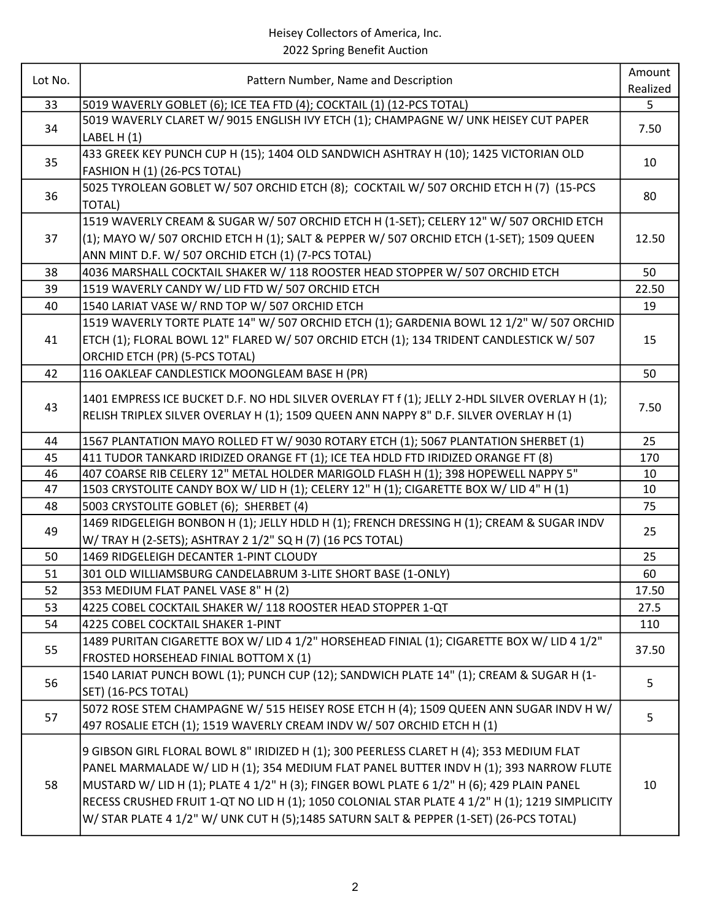Heisey Collectors of America, Inc.
2022 Spring Benefit Auction

| Lot No. | Pattern Number, Name and Description | Amount Realized |
|---|---|---|
| 33 | 5019 WAVERLY GOBLET (6); ICE TEA FTD (4); COCKTAIL (1) (12-PCS TOTAL) | 5 |
| 34 | 5019 WAVERLY CLARET W/ 9015 ENGLISH IVY ETCH (1); CHAMPAGNE W/ UNK HEISEY CUT PAPER LABEL H (1) | 7.50 |
| 35 | 433 GREEK KEY PUNCH CUP H (15); 1404 OLD SANDWICH ASHTRAY H (10); 1425 VICTORIAN OLD FASHION H (1) (26-PCS TOTAL) | 10 |
| 36 | 5025 TYROLEAN GOBLET W/ 507 ORCHID ETCH (8); COCKTAIL W/ 507 ORCHID ETCH H (7) (15-PCS TOTAL) | 80 |
| 37 | 1519 WAVERLY CREAM & SUGAR W/ 507 ORCHID ETCH H (1-SET); CELERY 12" W/ 507 ORCHID ETCH (1); MAYO W/ 507 ORCHID ETCH H (1); SALT & PEPPER W/ 507 ORCHID ETCH (1-SET); 1509 QUEEN ANN MINT D.F. W/ 507 ORCHID ETCH (1) (7-PCS TOTAL) | 12.50 |
| 38 | 4036 MARSHALL COCKTAIL SHAKER W/ 118 ROOSTER HEAD STOPPER W/ 507 ORCHID ETCH | 50 |
| 39 | 1519 WAVERLY CANDY W/ LID FTD W/ 507 ORCHID ETCH | 22.50 |
| 40 | 1540 LARIAT VASE W/ RND TOP W/ 507 ORCHID ETCH | 19 |
| 41 | 1519 WAVERLY TORTE PLATE 14" W/ 507 ORCHID ETCH (1); GARDENIA BOWL 12 1/2" W/ 507 ORCHID ETCH (1); FLORAL BOWL 12" FLARED W/ 507 ORCHID ETCH (1); 134 TRIDENT CANDLESTICK W/ 507 ORCHID ETCH (PR) (5-PCS TOTAL) | 15 |
| 42 | 116 OAKLEAF CANDLESTICK MOONGLEAM BASE H (PR) | 50 |
| 43 | 1401 EMPRESS ICE BUCKET D.F. NO HDL SILVER OVERLAY FT f (1); JELLY 2-HDL SILVER OVERLAY H (1); RELISH TRIPLEX SILVER OVERLAY H (1); 1509 QUEEN ANN NAPPY 8" D.F. SILVER OVERLAY H (1) | 7.50 |
| 44 | 1567 PLANTATION MAYO ROLLED FT W/ 9030 ROTARY ETCH (1); 5067 PLANTATION SHERBET (1) | 25 |
| 45 | 411 TUDOR TANKARD IRIDIZED ORANGE FT (1); ICE TEA HDLD FTD IRIDIZED ORANGE FT (8) | 170 |
| 46 | 407 COARSE RIB CELERY 12" METAL HOLDER MARIGOLD FLASH H (1); 398 HOPEWELL NAPPY 5" | 10 |
| 47 | 1503 CRYSTOLITE CANDY BOX W/ LID H (1); CELERY 12" H (1); CIGARETTE BOX W/ LID 4" H (1) | 10 |
| 48 | 5003 CRYSTOLITE GOBLET (6); SHERBET (4) | 75 |
| 49 | 1469 RIDGELEIGH BONBON H (1); JELLY HDLD H (1); FRENCH DRESSING H (1); CREAM & SUGAR INDV W/ TRAY H (2-SETS); ASHTRAY 2 1/2" SQ H (7) (16 PCS TOTAL) | 25 |
| 50 | 1469 RIDGELEIGH DECANTER 1-PINT CLOUDY | 25 |
| 51 | 301 OLD WILLIAMSBURG CANDELABRUM 3-LITE SHORT BASE (1-ONLY) | 60 |
| 52 | 353 MEDIUM FLAT PANEL VASE 8" H (2) | 17.50 |
| 53 | 4225 COBEL COCKTAIL SHAKER W/ 118 ROOSTER HEAD STOPPER 1-QT | 27.5 |
| 54 | 4225 COBEL COCKTAIL SHAKER 1-PINT | 110 |
| 55 | 1489 PURITAN CIGARETTE BOX W/ LID 4 1/2" HORSEHEAD FINIAL (1); CIGARETTE BOX W/ LID 4 1/2" FROSTED HORSEHEAD FINIAL BOTTOM X (1) | 37.50 |
| 56 | 1540 LARIAT PUNCH BOWL (1); PUNCH CUP (12); SANDWICH PLATE 14" (1); CREAM & SUGAR H (1-SET) (16-PCS TOTAL) | 5 |
| 57 | 5072 ROSE STEM CHAMPAGNE W/ 515 HEISEY ROSE ETCH H (4); 1509 QUEEN ANN SUGAR INDV H W/ 497 ROSALIE ETCH (1); 1519 WAVERLY CREAM INDV W/ 507 ORCHID ETCH H (1) | 5 |
| 58 | 9 GIBSON GIRL FLORAL BOWL 8" IRIDIZED H (1); 300 PEERLESS CLARET H (4); 353 MEDIUM FLAT PANEL MARMALADE W/ LID H (1); 354 MEDIUM FLAT PANEL BUTTER INDV H (1); 393 NARROW FLUTE MUSTARD W/ LID H (1); PLATE 4 1/2" H (3); FINGER BOWL PLATE 6 1/2" H (6); 429 PLAIN PANEL RECESS CRUSHED FRUIT 1-QT NO LID H (1); 1050 COLONIAL STAR PLATE 4 1/2" H (1); 1219 SIMPLICITY W/ STAR PLATE 4 1/2" W/ UNK CUT H (5);1485 SATURN SALT & PEPPER (1-SET) (26-PCS TOTAL) | 10 |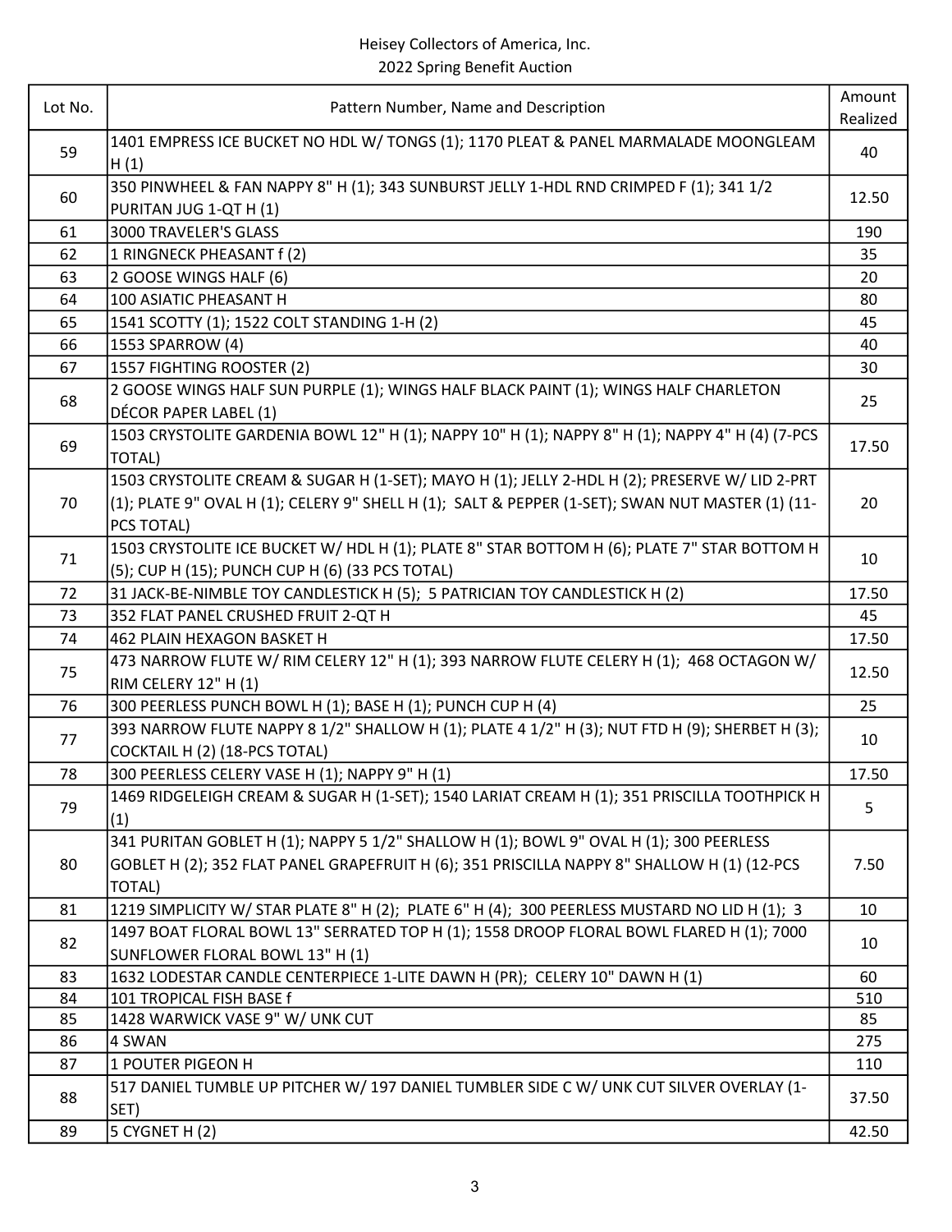Heisey Collectors of America, Inc.
2022 Spring Benefit Auction

| Lot No. | Pattern Number, Name and Description | Amount Realized |
|---|---|---|
| 59 | 1401 EMPRESS ICE BUCKET NO HDL W/ TONGS (1); 1170 PLEAT & PANEL MARMALADE MOONGLEAM H (1) | 40 |
| 60 | 350 PINWHEEL & FAN NAPPY 8" H (1); 343 SUNBURST JELLY 1-HDL RND CRIMPED F (1); 341 1/2 PURITAN JUG 1-QT H (1) | 12.50 |
| 61 | 3000 TRAVELER'S GLASS | 190 |
| 62 | 1 RINGNECK PHEASANT f (2) | 35 |
| 63 | 2 GOOSE WINGS HALF (6) | 20 |
| 64 | 100 ASIATIC PHEASANT H | 80 |
| 65 | 1541 SCOTTY (1); 1522 COLT STANDING 1-H (2) | 45 |
| 66 | 1553 SPARROW (4) | 40 |
| 67 | 1557 FIGHTING ROOSTER (2) | 30 |
| 68 | 2 GOOSE WINGS HALF SUN PURPLE (1); WINGS HALF BLACK PAINT (1); WINGS HALF CHARLETON DÉCOR PAPER LABEL (1) | 25 |
| 69 | 1503 CRYSTOLITE GARDENIA BOWL 12" H (1); NAPPY 10" H (1); NAPPY 8" H (1); NAPPY 4" H (4) (7-PCS TOTAL) | 17.50 |
| 70 | 1503 CRYSTOLITE CREAM & SUGAR H (1-SET); MAYO H (1); JELLY 2-HDL H (2); PRESERVE W/ LID 2-PRT (1); PLATE 9" OVAL H (1); CELERY 9" SHELL H (1); SALT & PEPPER (1-SET); SWAN NUT MASTER (1) (11-PCS TOTAL) | 20 |
| 71 | 1503 CRYSTOLITE ICE BUCKET W/ HDL H (1); PLATE 8" STAR BOTTOM H (6); PLATE 7" STAR BOTTOM H (5); CUP H (15); PUNCH CUP H (6) (33 PCS TOTAL) | 10 |
| 72 | 31 JACK-BE-NIMBLE TOY CANDLESTICK H (5); 5 PATRICIAN TOY CANDLESTICK H (2) | 17.50 |
| 73 | 352 FLAT PANEL CRUSHED FRUIT 2-QT H | 45 |
| 74 | 462 PLAIN HEXAGON BASKET H | 17.50 |
| 75 | 473 NARROW FLUTE W/ RIM CELERY 12" H (1); 393 NARROW FLUTE CELERY H (1); 468 OCTAGON W/ RIM CELERY 12" H (1) | 12.50 |
| 76 | 300 PEERLESS PUNCH BOWL H (1); BASE H (1); PUNCH CUP H (4) | 25 |
| 77 | 393 NARROW FLUTE NAPPY 8 1/2" SHALLOW H (1); PLATE 4 1/2" H (3); NUT FTD H (9); SHERBET H (3); COCKTAIL H (2) (18-PCS TOTAL) | 10 |
| 78 | 300 PEERLESS CELERY VASE H (1); NAPPY 9" H (1) | 17.50 |
| 79 | 1469 RIDGELEIGH CREAM & SUGAR H (1-SET); 1540 LARIAT CREAM H (1); 351 PRISCILLA TOOTHPICK H (1) | 5 |
| 80 | 341 PURITAN GOBLET H (1); NAPPY 5 1/2" SHALLOW H (1); BOWL 9" OVAL H (1); 300 PEERLESS GOBLET H (2); 352 FLAT PANEL GRAPEFRUIT H (6); 351 PRISCILLA NAPPY 8" SHALLOW H (1) (12-PCS TOTAL) | 7.50 |
| 81 | 1219 SIMPLICITY W/ STAR PLATE 8" H (2); PLATE 6" H (4); 300 PEERLESS MUSTARD NO LID H (1); 3 | 10 |
| 82 | 1497 BOAT FLORAL BOWL 13" SERRATED TOP H (1); 1558 DROOP FLORAL BOWL FLARED H (1); 7000 SUNFLOWER FLORAL BOWL 13" H (1) | 10 |
| 83 | 1632 LODESTAR CANDLE CENTERPIECE 1-LITE DAWN H (PR); CELERY 10" DAWN H (1) | 60 |
| 84 | 101 TROPICAL FISH BASE f | 510 |
| 85 | 1428 WARWICK VASE 9" W/ UNK CUT | 85 |
| 86 | 4 SWAN | 275 |
| 87 | 1 POUTER PIGEON H | 110 |
| 88 | 517 DANIEL TUMBLE UP PITCHER W/ 197 DANIEL TUMBLER SIDE C W/ UNK CUT SILVER OVERLAY (1-SET) | 37.50 |
| 89 | 5 CYGNET H (2) | 42.50 |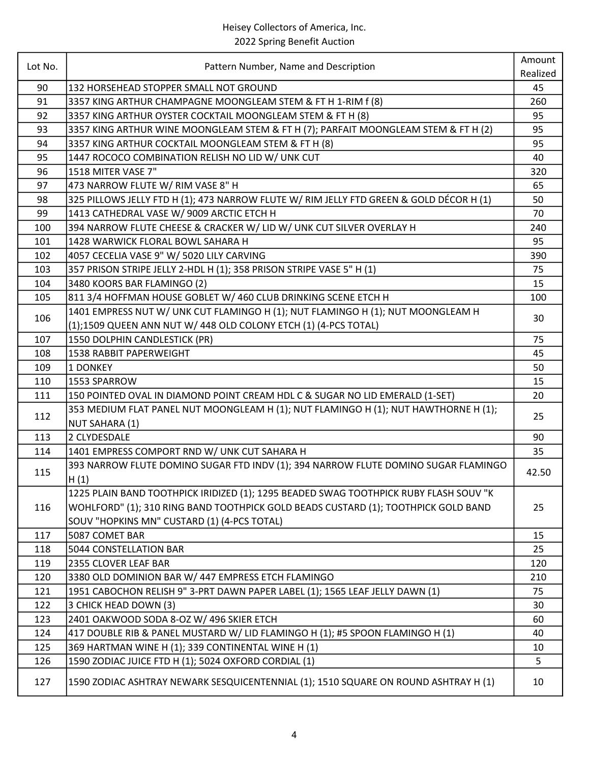Heisey Collectors of America, Inc.
2022 Spring Benefit Auction

| Lot No. | Pattern Number, Name and Description | Amount Realized |
|---|---|---|
| 90 | 132 HORSEHEAD STOPPER SMALL NOT GROUND | 45 |
| 91 | 3357 KING ARTHUR CHAMPAGNE MOONGLEAM STEM & FT H 1-RIM f (8) | 260 |
| 92 | 3357 KING ARTHUR OYSTER COCKTAIL MOONGLEAM STEM & FT H (8) | 95 |
| 93 | 3357 KING ARTHUR WINE MOONGLEAM STEM & FT H (7); PARFAIT MOONGLEAM STEM & FT H (2) | 95 |
| 94 | 3357 KING ARTHUR COCKTAIL MOONGLEAM STEM & FT H (8) | 95 |
| 95 | 1447 ROCOCO COMBINATION RELISH NO LID W/ UNK CUT | 40 |
| 96 | 1518 MITER VASE 7" | 320 |
| 97 | 473 NARROW FLUTE W/ RIM VASE 8" H | 65 |
| 98 | 325 PILLOWS JELLY FTD H (1); 473 NARROW FLUTE W/ RIM JELLY FTD GREEN & GOLD DÉCOR H (1) | 50 |
| 99 | 1413 CATHEDRAL VASE W/ 9009 ARCTIC ETCH H | 70 |
| 100 | 394 NARROW FLUTE CHEESE & CRACKER W/ LID W/ UNK CUT SILVER OVERLAY H | 240 |
| 101 | 1428 WARWICK FLORAL BOWL SAHARA H | 95 |
| 102 | 4057 CECELIA VASE 9" W/ 5020 LILY CARVING | 390 |
| 103 | 357 PRISON STRIPE JELLY 2-HDL H (1); 358 PRISON STRIPE VASE 5" H (1) | 75 |
| 104 | 3480 KOORS BAR FLAMINGO (2) | 15 |
| 105 | 811 3/4 HOFFMAN HOUSE GOBLET W/ 460 CLUB DRINKING SCENE ETCH H | 100 |
| 106 | 1401 EMPRESS NUT W/ UNK CUT FLAMINGO H (1); NUT FLAMINGO H (1); NUT MOONGLEAM H (1);1509 QUEEN ANN NUT W/ 448 OLD COLONY ETCH (1) (4-PCS TOTAL) | 30 |
| 107 | 1550 DOLPHIN CANDLESTICK (PR) | 75 |
| 108 | 1538 RABBIT PAPERWEIGHT | 45 |
| 109 | 1 DONKEY | 50 |
| 110 | 1553 SPARROW | 15 |
| 111 | 150 POINTED OVAL IN DIAMOND POINT CREAM HDL C & SUGAR NO LID EMERALD (1-SET) | 20 |
| 112 | 353 MEDIUM FLAT PANEL NUT MOONGLEAM H (1); NUT FLAMINGO H (1); NUT HAWTHORNE H (1); NUT SAHARA (1) | 25 |
| 113 | 2 CLYDESDALE | 90 |
| 114 | 1401 EMPRESS COMPORT RND W/ UNK CUT SAHARA H | 35 |
| 115 | 393 NARROW FLUTE DOMINO SUGAR FTD INDV (1); 394 NARROW FLUTE DOMINO SUGAR FLAMINGO H (1) | 42.50 |
| 116 | 1225 PLAIN BAND TOOTHPICK IRIDIZED (1); 1295 BEADED SWAG TOOTHPICK RUBY FLASH SOUV "K WOHLFORD" (1); 310 RING BAND TOOTHPICK GOLD BEADS CUSTARD (1); TOOTHPICK GOLD BAND SOUV "HOPKINS MN" CUSTARD (1) (4-PCS TOTAL) | 25 |
| 117 | 5087 COMET BAR | 15 |
| 118 | 5044 CONSTELLATION BAR | 25 |
| 119 | 2355 CLOVER LEAF BAR | 120 |
| 120 | 3380 OLD DOMINION BAR W/ 447 EMPRESS ETCH FLAMINGO | 210 |
| 121 | 1951 CABOCHON RELISH 9" 3-PRT DAWN PAPER LABEL (1); 1565 LEAF JELLY DAWN (1) | 75 |
| 122 | 3 CHICK HEAD DOWN (3) | 30 |
| 123 | 2401 OAKWOOD SODA 8-OZ W/ 496 SKIER ETCH | 60 |
| 124 | 417 DOUBLE RIB & PANEL MUSTARD W/ LID FLAMINGO H (1); #5 SPOON FLAMINGO H (1) | 40 |
| 125 | 369 HARTMAN WINE H (1); 339 CONTINENTAL WINE H (1) | 10 |
| 126 | 1590 ZODIAC JUICE FTD H (1); 5024 OXFORD CORDIAL (1) | 5 |
| 127 | 1590 ZODIAC ASHTRAY NEWARK SESQUICENTENNIAL (1); 1510 SQUARE ON ROUND ASHTRAY H (1) | 10 |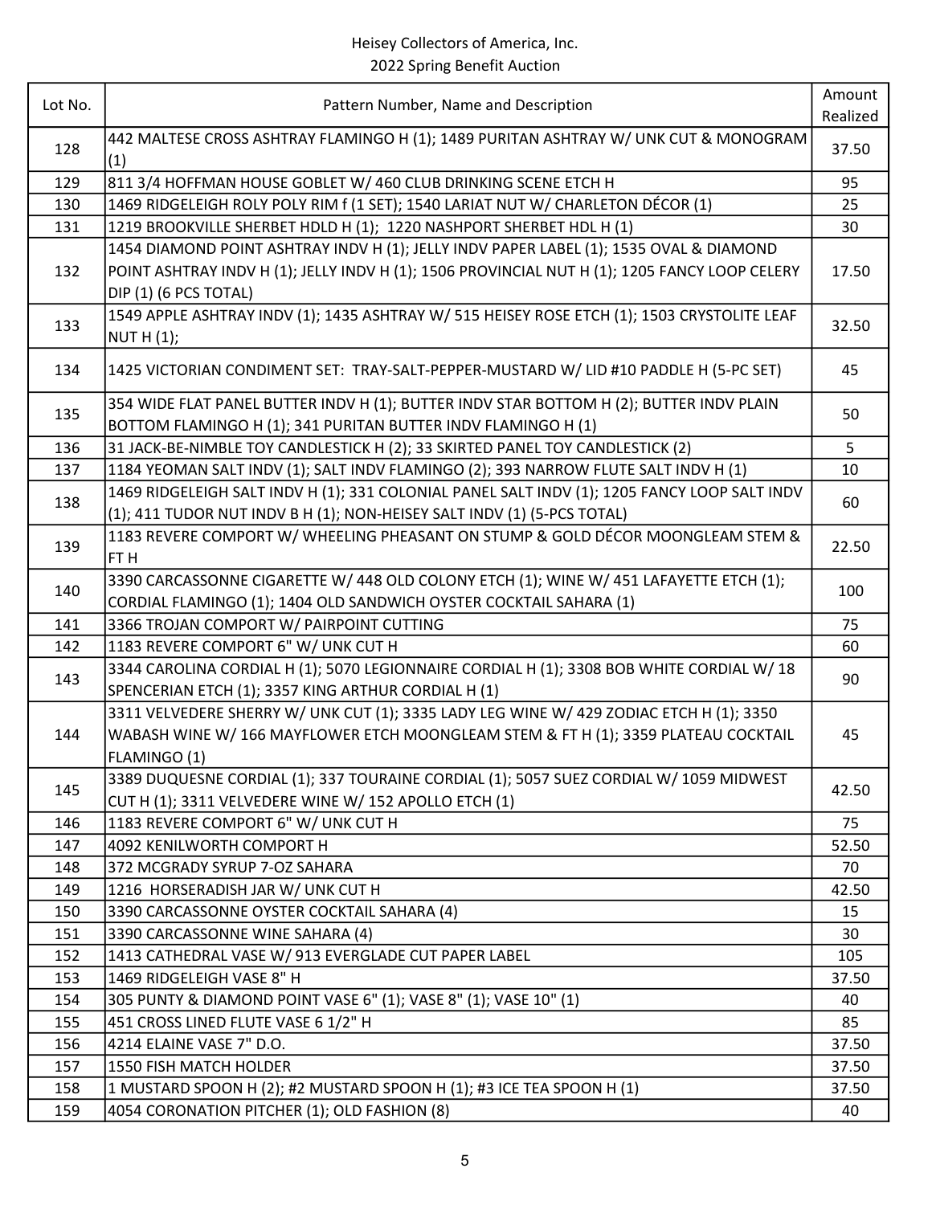Heisey Collectors of America, Inc.
2022 Spring Benefit Auction

| Lot No. | Pattern Number, Name and Description | Amount Realized |
|---|---|---|
| 128 | 442 MALTESE CROSS ASHTRAY FLAMINGO H (1); 1489 PURITAN ASHTRAY W/ UNK CUT & MONOGRAM (1) | 37.50 |
| 129 | 811 3/4 HOFFMAN HOUSE GOBLET W/ 460 CLUB DRINKING SCENE ETCH H | 95 |
| 130 | 1469 RIDGELEIGH ROLY POLY RIM f (1 SET); 1540 LARIAT NUT W/ CHARLETON DÉCOR (1) | 25 |
| 131 | 1219 BROOKVILLE SHERBET HDLD H (1); 1220 NASHPORT SHERBET HDL H (1) | 30 |
| 132 | 1454 DIAMOND POINT ASHTRAY INDV H (1); JELLY INDV PAPER LABEL (1); 1535 OVAL & DIAMOND POINT ASHTRAY INDV H (1); JELLY INDV H (1); 1506 PROVINCIAL NUT H (1); 1205 FANCY LOOP CELERY DIP (1) (6 PCS TOTAL) | 17.50 |
| 133 | 1549 APPLE ASHTRAY INDV (1); 1435 ASHTRAY W/ 515 HEISEY ROSE ETCH (1); 1503 CRYSTOLITE LEAF NUT H (1); | 32.50 |
| 134 | 1425 VICTORIAN CONDIMENT SET: TRAY-SALT-PEPPER-MUSTARD W/ LID #10 PADDLE H (5-PC SET) | 45 |
| 135 | 354 WIDE FLAT PANEL BUTTER INDV H (1); BUTTER INDV STAR BOTTOM H (2); BUTTER INDV PLAIN BOTTOM FLAMINGO H (1); 341 PURITAN BUTTER INDV FLAMINGO H (1) | 50 |
| 136 | 31 JACK-BE-NIMBLE TOY CANDLESTICK H (2); 33 SKIRTED PANEL TOY CANDLESTICK (2) | 5 |
| 137 | 1184 YEOMAN SALT INDV (1); SALT INDV FLAMINGO (2); 393 NARROW FLUTE SALT INDV H (1) | 10 |
| 138 | 1469 RIDGELEIGH SALT INDV H (1); 331 COLONIAL PANEL SALT INDV (1); 1205 FANCY LOOP SALT INDV (1); 411 TUDOR NUT INDV B H (1); NON-HEISEY SALT INDV (1) (5-PCS TOTAL) | 60 |
| 139 | 1183 REVERE COMPORT W/ WHEELING PHEASANT ON STUMP & GOLD DÉCOR MOONGLEAM STEM & FT H | 22.50 |
| 140 | 3390 CARCASSONNE CIGARETTE W/ 448 OLD COLONY ETCH (1); WINE W/ 451 LAFAYETTE ETCH (1); CORDIAL FLAMINGO (1); 1404 OLD SANDWICH OYSTER COCKTAIL SAHARA (1) | 100 |
| 141 | 3366 TROJAN COMPORT W/ PAIRPOINT CUTTING | 75 |
| 142 | 1183 REVERE COMPORT 6" W/ UNK CUT H | 60 |
| 143 | 3344 CAROLINA CORDIAL H (1); 5070 LEGIONNAIRE CORDIAL H (1); 3308 BOB WHITE CORDIAL W/ 18 SPENCERIAN ETCH (1); 3357 KING ARTHUR CORDIAL H (1) | 90 |
| 144 | 3311 VELVEDERE SHERRY W/ UNK CUT (1); 3335 LADY LEG WINE W/ 429 ZODIAC ETCH H (1); 3350 WABASH WINE W/ 166 MAYFLOWER ETCH MOONGLEAM STEM & FT H (1); 3359 PLATEAU COCKTAIL FLAMINGO (1) | 45 |
| 145 | 3389 DUQUESNE CORDIAL (1); 337 TOURAINE CORDIAL (1); 5057 SUEZ CORDIAL W/ 1059 MIDWEST CUT H (1); 3311 VELVEDERE WINE W/ 152 APOLLO ETCH (1) | 42.50 |
| 146 | 1183 REVERE COMPORT 6" W/ UNK CUT H | 75 |
| 147 | 4092 KENILWORTH COMPORT H | 52.50 |
| 148 | 372 MCGRADY SYRUP 7-OZ SAHARA | 70 |
| 149 | 1216 HORSERADISH JAR W/ UNK CUT H | 42.50 |
| 150 | 3390 CARCASSONNE OYSTER COCKTAIL SAHARA (4) | 15 |
| 151 | 3390 CARCASSONNE WINE SAHARA (4) | 30 |
| 152 | 1413 CATHEDRAL VASE W/ 913 EVERGLADE CUT PAPER LABEL | 105 |
| 153 | 1469 RIDGELEIGH VASE 8" H | 37.50 |
| 154 | 305 PUNTY & DIAMOND POINT VASE 6" (1); VASE 8" (1); VASE 10" (1) | 40 |
| 155 | 451 CROSS LINED FLUTE VASE 6 1/2" H | 85 |
| 156 | 4214 ELAINE VASE 7" D.O. | 37.50 |
| 157 | 1550 FISH MATCH HOLDER | 37.50 |
| 158 | 1 MUSTARD SPOON H (2); #2 MUSTARD SPOON H (1); #3 ICE TEA SPOON H (1) | 37.50 |
| 159 | 4054 CORONATION PITCHER (1); OLD FASHION (8) | 40 |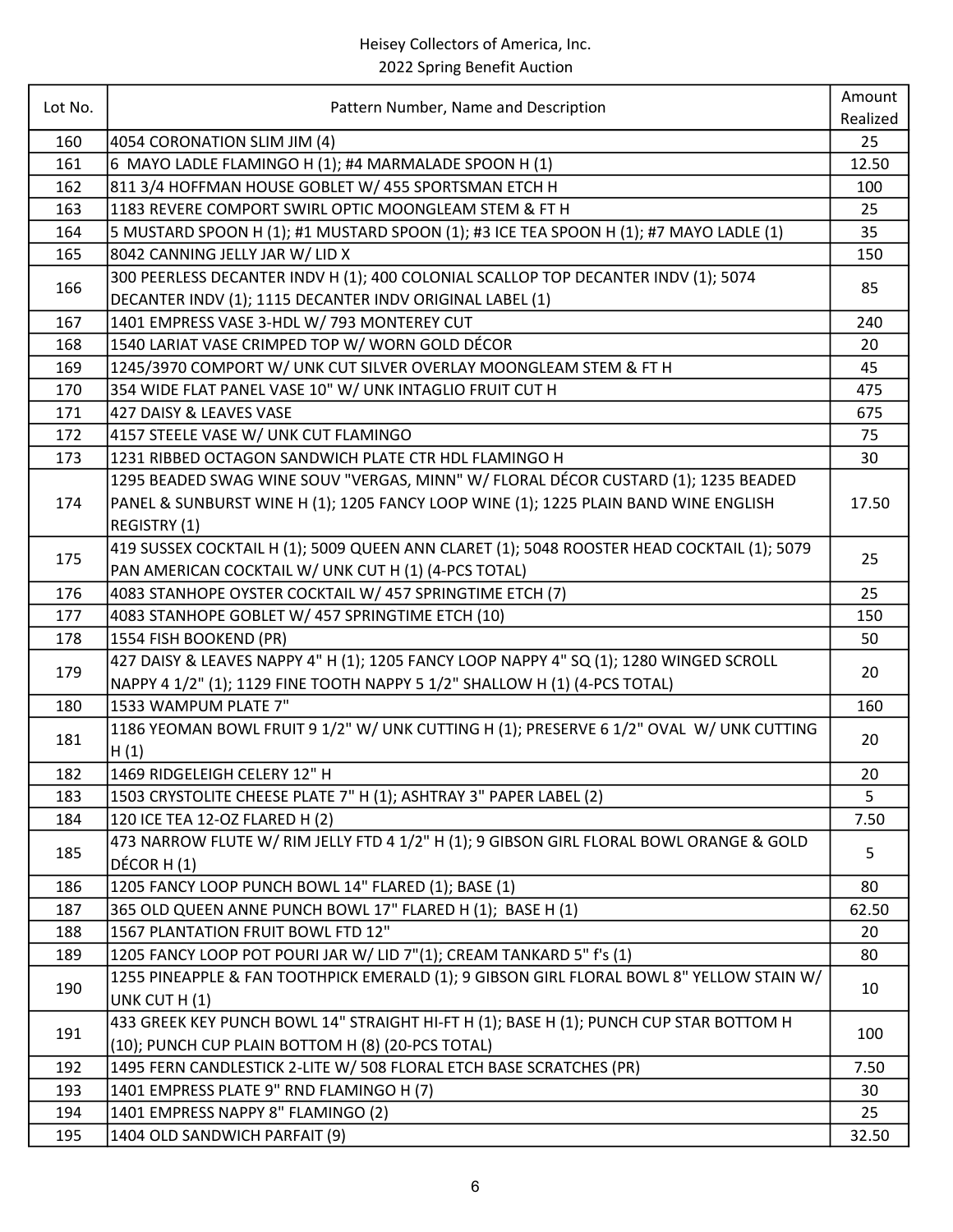Heisey Collectors of America, Inc.
2022 Spring Benefit Auction

| Lot No. | Pattern Number, Name and Description | Amount Realized |
|---|---|---|
| 160 | 4054 CORONATION SLIM JIM (4) | 25 |
| 161 | 6 MAYO LADLE FLAMINGO H (1); #4 MARMALADE SPOON H (1) | 12.50 |
| 162 | 811 3/4 HOFFMAN HOUSE GOBLET W/ 455 SPORTSMAN ETCH H | 100 |
| 163 | 1183 REVERE COMPORT SWIRL OPTIC MOONGLEAM STEM & FT H | 25 |
| 164 | 5 MUSTARD SPOON H (1); #1 MUSTARD SPOON (1); #3 ICE TEA SPOON H (1); #7 MAYO LADLE (1) | 35 |
| 165 | 8042 CANNING JELLY JAR W/ LID X | 150 |
| 166 | 300 PEERLESS DECANTER INDV H (1); 400 COLONIAL SCALLOP TOP DECANTER INDV (1); 5074 DECANTER INDV (1); 1115 DECANTER INDV ORIGINAL LABEL (1) | 85 |
| 167 | 1401 EMPRESS VASE 3-HDL W/ 793 MONTEREY CUT | 240 |
| 168 | 1540 LARIAT VASE CRIMPED TOP W/ WORN GOLD DÉCOR | 20 |
| 169 | 1245/3970 COMPORT W/ UNK CUT SILVER OVERLAY MOONGLEAM STEM & FT H | 45 |
| 170 | 354 WIDE FLAT PANEL VASE 10" W/ UNK INTAGLIO FRUIT CUT H | 475 |
| 171 | 427 DAISY & LEAVES VASE | 675 |
| 172 | 4157 STEELE VASE W/ UNK CUT FLAMINGO | 75 |
| 173 | 1231 RIBBED OCTAGON SANDWICH PLATE CTR HDL FLAMINGO H | 30 |
| 174 | 1295 BEADED SWAG WINE SOUV "VERGAS, MINN" W/ FLORAL DÉCOR CUSTARD (1); 1235 BEADED PANEL & SUNBURST WINE H (1); 1205 FANCY LOOP WINE (1); 1225 PLAIN BAND WINE ENGLISH REGISTRY (1) | 17.50 |
| 175 | 419 SUSSEX COCKTAIL H (1); 5009 QUEEN ANN CLARET (1); 5048 ROOSTER HEAD COCKTAIL (1); 5079 PAN AMERICAN COCKTAIL W/ UNK CUT H (1) (4-PCS TOTAL) | 25 |
| 176 | 4083 STANHOPE OYSTER COCKTAIL W/ 457 SPRINGTIME ETCH (7) | 25 |
| 177 | 4083 STANHOPE GOBLET W/ 457 SPRINGTIME ETCH (10) | 150 |
| 178 | 1554 FISH BOOKEND (PR) | 50 |
| 179 | 427 DAISY & LEAVES NAPPY 4" H (1); 1205 FANCY LOOP NAPPY 4" SQ (1); 1280 WINGED SCROLL NAPPY 4 1/2" (1); 1129 FINE TOOTH NAPPY 5 1/2" SHALLOW H (1) (4-PCS TOTAL) | 20 |
| 180 | 1533 WAMPUM PLATE 7" | 160 |
| 181 | 1186 YEOMAN BOWL FRUIT 9 1/2" W/ UNK CUTTING H (1); PRESERVE 6 1/2" OVAL W/ UNK CUTTING H (1) | 20 |
| 182 | 1469 RIDGELEIGH CELERY 12" H | 20 |
| 183 | 1503 CRYSTOLITE CHEESE PLATE 7" H (1); ASHTRAY 3" PAPER LABEL (2) | 5 |
| 184 | 120 ICE TEA 12-OZ FLARED H (2) | 7.50 |
| 185 | 473 NARROW FLUTE W/ RIM JELLY FTD 4 1/2" H (1); 9 GIBSON GIRL FLORAL BOWL ORANGE & GOLD DÉCOR H (1) | 5 |
| 186 | 1205 FANCY LOOP PUNCH BOWL 14" FLARED (1); BASE (1) | 80 |
| 187 | 365 OLD QUEEN ANNE PUNCH BOWL 17" FLARED H (1); BASE H (1) | 62.50 |
| 188 | 1567 PLANTATION FRUIT BOWL FTD 12" | 20 |
| 189 | 1205 FANCY LOOP POT POURI JAR W/ LID 7"(1); CREAM TANKARD 5" f's (1) | 80 |
| 190 | 1255 PINEAPPLE & FAN TOOTHPICK EMERALD (1); 9 GIBSON GIRL FLORAL BOWL 8" YELLOW STAIN W/ UNK CUT H (1) | 10 |
| 191 | 433 GREEK KEY PUNCH BOWL 14" STRAIGHT HI-FT H (1); BASE H (1); PUNCH CUP STAR BOTTOM H (10); PUNCH CUP PLAIN BOTTOM H (8) (20-PCS TOTAL) | 100 |
| 192 | 1495 FERN CANDLESTICK 2-LITE W/ 508 FLORAL ETCH BASE SCRATCHES (PR) | 7.50 |
| 193 | 1401 EMPRESS PLATE 9" RND FLAMINGO H (7) | 30 |
| 194 | 1401 EMPRESS NAPPY 8" FLAMINGO (2) | 25 |
| 195 | 1404 OLD SANDWICH PARFAIT (9) | 32.50 |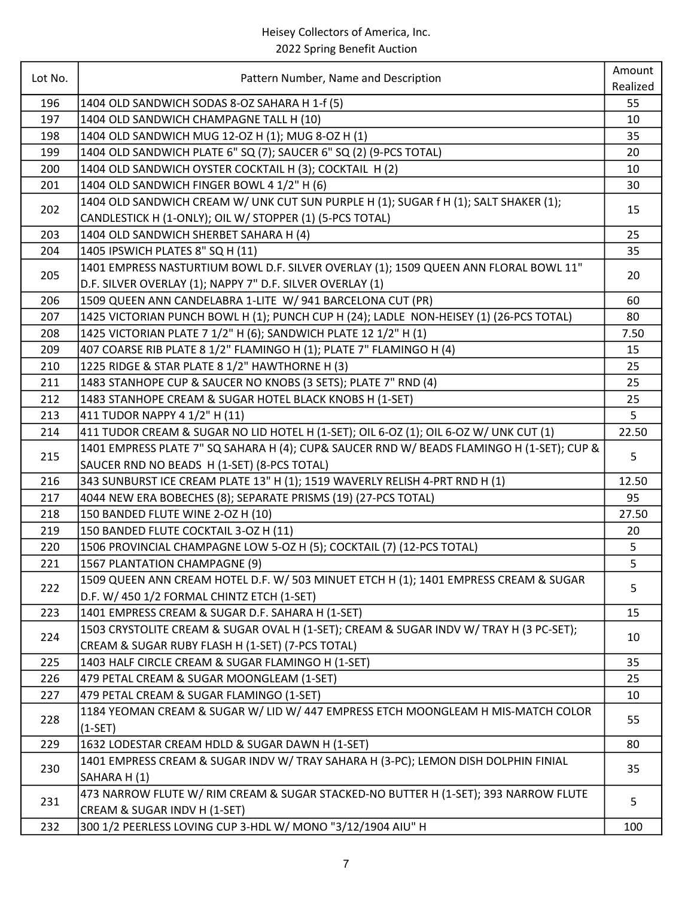Heisey Collectors of America, Inc.
2022 Spring Benefit Auction

| Lot No. | Pattern Number, Name and Description | Amount Realized |
|---|---|---|
| 196 | 1404 OLD SANDWICH SODAS 8-OZ SAHARA H 1-f (5) | 55 |
| 197 | 1404 OLD SANDWICH CHAMPAGNE TALL H (10) | 10 |
| 198 | 1404 OLD SANDWICH MUG 12-OZ H (1); MUG 8-OZ H (1) | 35 |
| 199 | 1404 OLD SANDWICH PLATE 6" SQ (7); SAUCER 6" SQ (2) (9-PCS TOTAL) | 20 |
| 200 | 1404 OLD SANDWICH OYSTER COCKTAIL H (3); COCKTAIL H (2) | 10 |
| 201 | 1404 OLD SANDWICH FINGER BOWL 4 1/2" H (6) | 30 |
| 202 | 1404 OLD SANDWICH CREAM W/ UNK CUT SUN PURPLE H (1); SUGAR f H (1); SALT SHAKER (1); CANDLESTICK H (1-ONLY); OIL W/ STOPPER (1) (5-PCS TOTAL) | 15 |
| 203 | 1404 OLD SANDWICH SHERBET SAHARA H (4) | 25 |
| 204 | 1405 IPSWICH PLATES 8" SQ H (11) | 35 |
| 205 | 1401 EMPRESS NASTURTIUM BOWL D.F. SILVER OVERLAY (1); 1509 QUEEN ANN FLORAL BOWL 11" D.F. SILVER OVERLAY (1); NAPPY 7" D.F. SILVER OVERLAY (1) | 20 |
| 206 | 1509 QUEEN ANN CANDELABRA 1-LITE W/ 941 BARCELONA CUT (PR) | 60 |
| 207 | 1425 VICTORIAN PUNCH BOWL H (1); PUNCH CUP H (24); LADLE NON-HEISEY (1) (26-PCS TOTAL) | 80 |
| 208 | 1425 VICTORIAN PLATE 7 1/2" H (6); SANDWICH PLATE 12 1/2" H (1) | 7.50 |
| 209 | 407 COARSE RIB PLATE 8 1/2" FLAMINGO H (1); PLATE 7" FLAMINGO H (4) | 15 |
| 210 | 1225 RIDGE & STAR PLATE 8 1/2" HAWTHORNE H (3) | 25 |
| 211 | 1483 STANHOPE CUP & SAUCER NO KNOBS (3 SETS); PLATE 7" RND (4) | 25 |
| 212 | 1483 STANHOPE CREAM & SUGAR HOTEL BLACK KNOBS H (1-SET) | 25 |
| 213 | 411 TUDOR NAPPY 4 1/2" H (11) | 5 |
| 214 | 411 TUDOR CREAM & SUGAR NO LID HOTEL H (1-SET); OIL 6-OZ (1); OIL 6-OZ W/ UNK CUT (1) | 22.50 |
| 215 | 1401 EMPRESS PLATE 7" SQ SAHARA H (4); CUP& SAUCER RND W/ BEADS FLAMINGO H (1-SET); CUP & SAUCER RND NO BEADS H (1-SET) (8-PCS TOTAL) | 5 |
| 216 | 343 SUNBURST ICE CREAM PLATE 13" H (1); 1519 WAVERLY RELISH 4-PRT RND H (1) | 12.50 |
| 217 | 4044 NEW ERA BOBECHES (8); SEPARATE PRISMS (19) (27-PCS TOTAL) | 95 |
| 218 | 150 BANDED FLUTE WINE 2-OZ H (10) | 27.50 |
| 219 | 150 BANDED FLUTE COCKTAIL 3-OZ H (11) | 20 |
| 220 | 1506 PROVINCIAL CHAMPAGNE LOW 5-OZ H (5); COCKTAIL (7) (12-PCS TOTAL) | 5 |
| 221 | 1567 PLANTATION CHAMPAGNE (9) | 5 |
| 222 | 1509 QUEEN ANN CREAM HOTEL D.F. W/ 503 MINUET ETCH H (1); 1401 EMPRESS CREAM & SUGAR D.F. W/ 450 1/2 FORMAL CHINTZ ETCH (1-SET) | 5 |
| 223 | 1401 EMPRESS CREAM & SUGAR D.F. SAHARA H (1-SET) | 15 |
| 224 | 1503 CRYSTOLITE CREAM & SUGAR OVAL H (1-SET); CREAM & SUGAR INDV W/ TRAY H (3 PC-SET); CREAM & SUGAR RUBY FLASH H (1-SET) (7-PCS TOTAL) | 10 |
| 225 | 1403 HALF CIRCLE CREAM & SUGAR FLAMINGO H (1-SET) | 35 |
| 226 | 479 PETAL CREAM & SUGAR MOONGLEAM (1-SET) | 25 |
| 227 | 479 PETAL CREAM & SUGAR FLAMINGO (1-SET) | 10 |
| 228 | 1184 YEOMAN CREAM & SUGAR W/ LID W/ 447 EMPRESS ETCH MOONGLEAM H MIS-MATCH COLOR (1-SET) | 55 |
| 229 | 1632 LODESTAR CREAM HDLD & SUGAR DAWN H (1-SET) | 80 |
| 230 | 1401 EMPRESS CREAM & SUGAR INDV W/ TRAY SAHARA H (3-PC); LEMON DISH DOLPHIN FINIAL SAHARA H (1) | 35 |
| 231 | 473 NARROW FLUTE W/ RIM CREAM & SUGAR STACKED-NO BUTTER H (1-SET); 393 NARROW FLUTE CREAM & SUGAR INDV H (1-SET) | 5 |
| 232 | 300 1/2 PEERLESS LOVING CUP 3-HDL W/ MONO "3/12/1904 AIU" H | 100 |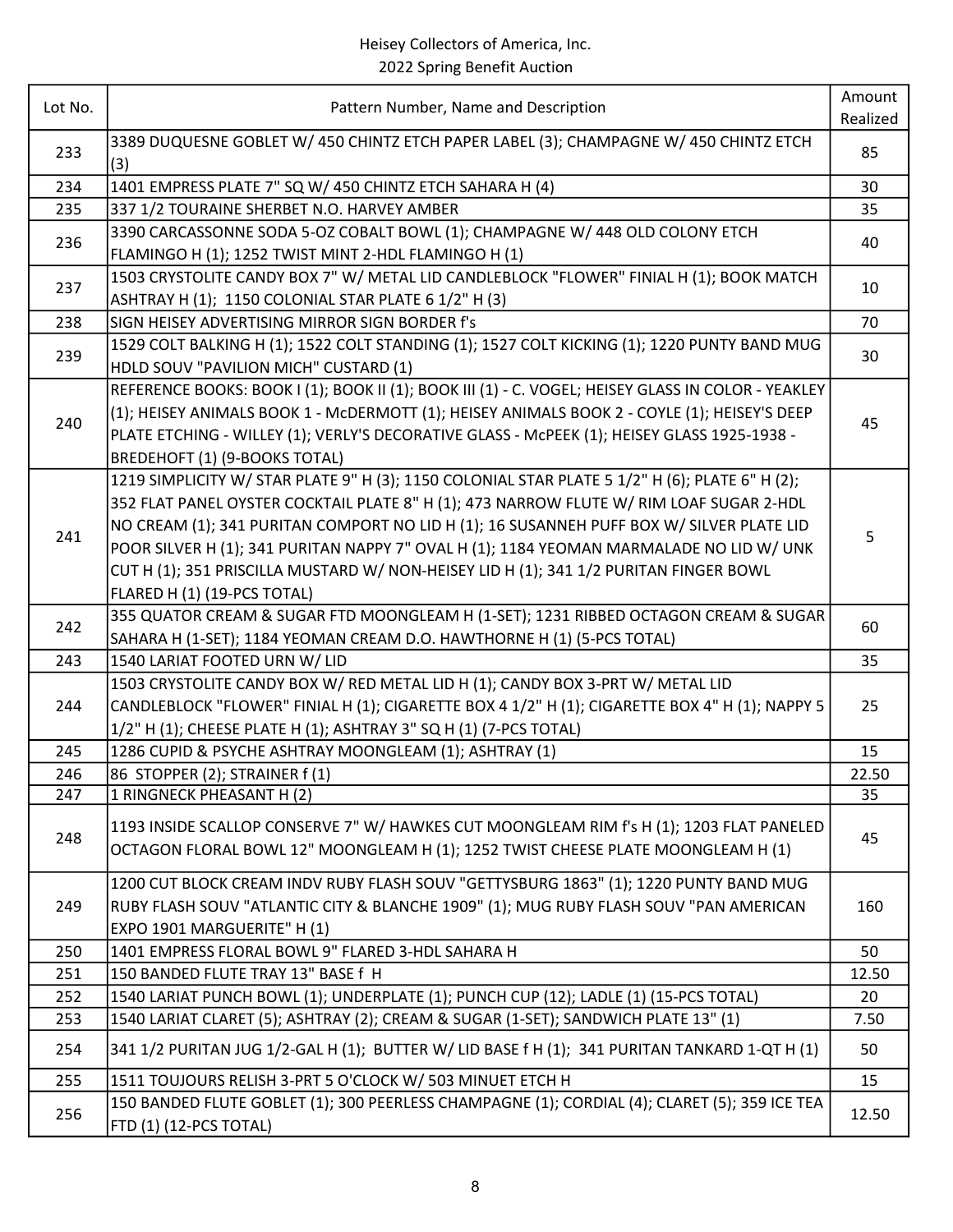Heisey Collectors of America, Inc.
2022 Spring Benefit Auction

| Lot No. | Pattern Number, Name and Description | Amount Realized |
|---|---|---|
| 233 | 3389 DUQUESNE GOBLET W/ 450 CHINTZ ETCH PAPER LABEL (3); CHAMPAGNE W/ 450 CHINTZ ETCH (3) | 85 |
| 234 | 1401 EMPRESS PLATE 7" SQ W/ 450 CHINTZ ETCH SAHARA H (4) | 30 |
| 235 | 337 1/2 TOURAINE SHERBET N.O. HARVEY AMBER | 35 |
| 236 | 3390 CARCASSONNE SODA 5-OZ COBALT BOWL (1); CHAMPAGNE W/ 448 OLD COLONY ETCH FLAMINGO H (1); 1252 TWIST MINT 2-HDL FLAMINGO H (1) | 40 |
| 237 | 1503 CRYSTOLITE CANDY BOX 7" W/ METAL LID CANDLEBLOCK "FLOWER" FINIAL H (1); BOOK MATCH ASHTRAY H (1); 1150 COLONIAL STAR PLATE 6 1/2" H (3) | 10 |
| 238 | SIGN HEISEY ADVERTISING MIRROR SIGN BORDER f's | 70 |
| 239 | 1529 COLT BALKING H (1); 1522 COLT STANDING (1); 1527 COLT KICKING (1); 1220 PUNTY BAND MUG HDLD SOUV "PAVILION MICH" CUSTARD (1) | 30 |
| 240 | REFERENCE BOOKS: BOOK I (1); BOOK II (1); BOOK III (1) - C. VOGEL; HEISEY GLASS IN COLOR - YEAKLEY (1); HEISEY ANIMALS BOOK 1 - McDERMOTT (1); HEISEY ANIMALS BOOK 2 - COYLE (1); HEISEY'S DEEP PLATE ETCHING - WILLEY (1); VERLY'S DECORATIVE GLASS - McPEEK (1); HEISEY GLASS 1925-1938 - BREDEHOFT (1) (9-BOOKS TOTAL) | 45 |
| 241 | 1219 SIMPLICITY W/ STAR PLATE 9" H (3); 1150 COLONIAL STAR PLATE 5 1/2" H (6); PLATE 6" H (2); 352 FLAT PANEL OYSTER COCKTAIL PLATE 8" H (1); 473 NARROW FLUTE W/ RIM LOAF SUGAR 2-HDL NO CREAM (1); 341 PURITAN COMPORT NO LID H (1); 16 SUSANNEH PUFF BOX W/ SILVER PLATE LID POOR SILVER H (1); 341 PURITAN NAPPY 7" OVAL H (1); 1184 YEOMAN MARMALADE NO LID W/ UNK CUT H (1); 351 PRISCILLA MUSTARD W/ NON-HEISEY LID H (1); 341 1/2 PURITAN FINGER BOWL FLARED H (1) (19-PCS TOTAL) | 5 |
| 242 | 355 QUATOR CREAM & SUGAR FTD MOONGLEAM H (1-SET); 1231 RIBBED OCTAGON CREAM & SUGAR SAHARA H (1-SET); 1184 YEOMAN CREAM D.O. HAWTHORNE H (1) (5-PCS TOTAL) | 60 |
| 243 | 1540 LARIAT FOOTED URN W/ LID | 35 |
| 244 | 1503 CRYSTOLITE CANDY BOX W/ RED METAL LID H (1); CANDY BOX 3-PRT W/ METAL LID CANDLEBLOCK "FLOWER" FINIAL H (1); CIGARETTE BOX 4 1/2" H (1); CIGARETTE BOX 4" H (1); NAPPY 5 1/2" H (1); CHEESE PLATE H (1); ASHTRAY 3" SQ H (1) (7-PCS TOTAL) | 25 |
| 245 | 1286 CUPID & PSYCHE ASHTRAY MOONGLEAM (1); ASHTRAY (1) | 15 |
| 246 | 86 STOPPER (2); STRAINER f (1) | 22.50 |
| 247 | 1 RINGNECK PHEASANT H (2) | 35 |
| 248 | 1193 INSIDE SCALLOP CONSERVE 7" W/ HAWKES CUT MOONGLEAM RIM f's H (1); 1203 FLAT PANELED OCTAGON FLORAL BOWL 12" MOONGLEAM H (1); 1252 TWIST CHEESE PLATE MOONGLEAM H (1) | 45 |
| 249 | 1200 CUT BLOCK CREAM INDV RUBY FLASH SOUV "GETTYSBURG 1863" (1); 1220 PUNTY BAND MUG RUBY FLASH SOUV "ATLANTIC CITY & BLANCHE 1909" (1); MUG RUBY FLASH SOUV "PAN AMERICAN EXPO 1901 MARGUERITE" H (1) | 160 |
| 250 | 1401 EMPRESS FLORAL BOWL 9" FLARED 3-HDL SAHARA H | 50 |
| 251 | 150 BANDED FLUTE TRAY 13" BASE f H | 12.50 |
| 252 | 1540 LARIAT PUNCH BOWL (1); UNDERPLATE (1); PUNCH CUP (12); LADLE (1) (15-PCS TOTAL) | 20 |
| 253 | 1540 LARIAT CLARET (5); ASHTRAY (2); CREAM & SUGAR (1-SET); SANDWICH PLATE 13" (1) | 7.50 |
| 254 | 341 1/2 PURITAN JUG 1/2-GAL H (1); BUTTER W/ LID BASE f H (1); 341 PURITAN TANKARD 1-QT H (1) | 50 |
| 255 | 1511 TOUJOURS RELISH 3-PRT 5 O'CLOCK W/ 503 MINUET ETCH H | 15 |
| 256 | 150 BANDED FLUTE GOBLET (1); 300 PEERLESS CHAMPAGNE (1); CORDIAL (4); CLARET (5); 359 ICE TEA FTD (1) (12-PCS TOTAL) | 12.50 |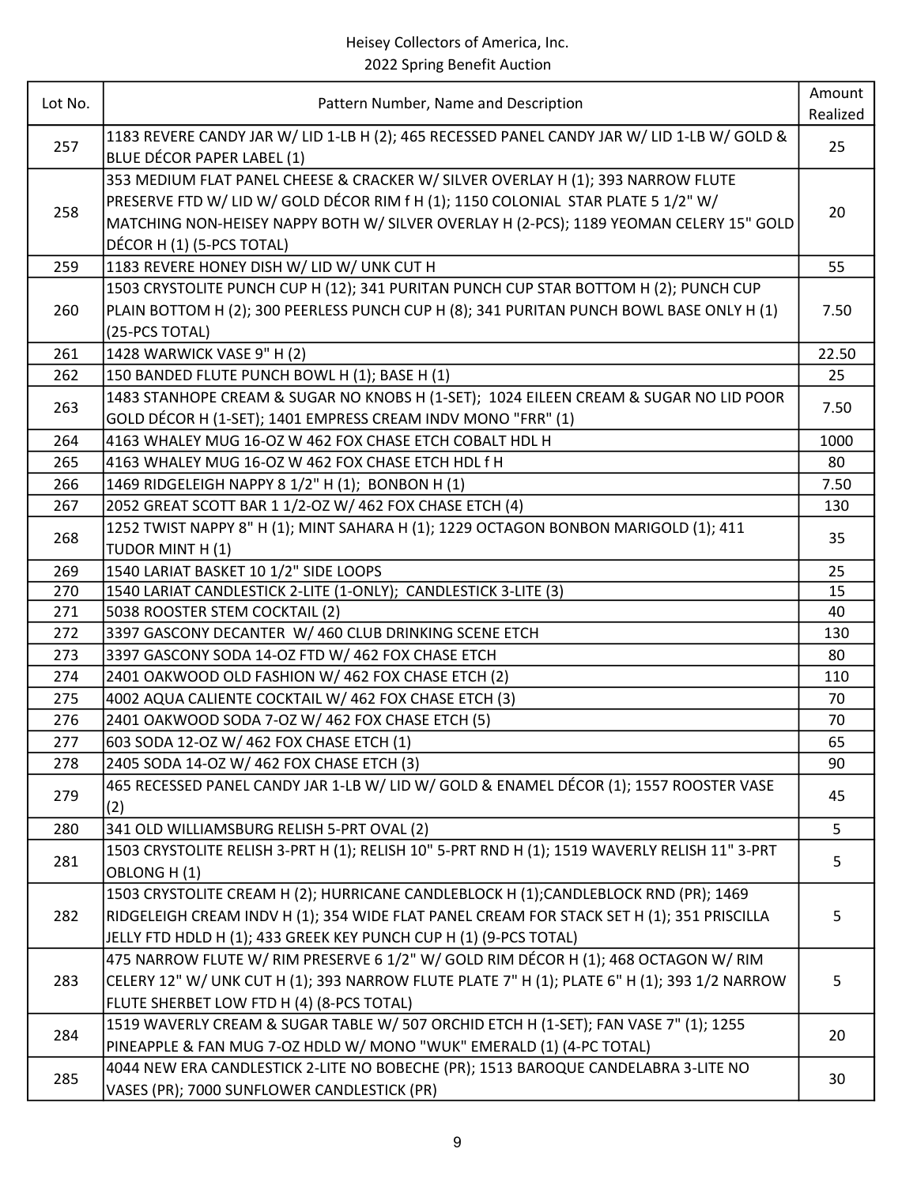Heisey Collectors of America, Inc.
2022 Spring Benefit Auction

| Lot No. | Pattern Number, Name and Description | Amount Realized |
|---|---|---|
| 257 | 1183 REVERE CANDY JAR W/ LID 1-LB H (2); 465 RECESSED PANEL CANDY JAR W/ LID 1-LB W/ GOLD & BLUE DÉCOR PAPER LABEL (1) | 25 |
| 258 | 353 MEDIUM FLAT PANEL CHEESE & CRACKER W/ SILVER OVERLAY H (1); 393 NARROW FLUTE PRESERVE FTD W/ LID W/ GOLD DÉCOR RIM f H (1); 1150 COLONIAL STAR PLATE 5 1/2" W/ MATCHING NON-HEISEY NAPPY BOTH W/ SILVER OVERLAY H (2-PCS); 1189 YEOMAN CELERY 15" GOLD DÉCOR H (1) (5-PCS TOTAL) | 20 |
| 259 | 1183 REVERE HONEY DISH W/ LID W/ UNK CUT H | 55 |
| 260 | 1503 CRYSTOLITE PUNCH CUP H (12); 341 PURITAN PUNCH CUP STAR BOTTOM H (2); PUNCH CUP PLAIN BOTTOM H (2); 300 PEERLESS PUNCH CUP H (8); 341 PURITAN PUNCH BOWL BASE ONLY H (1) (25-PCS TOTAL) | 7.50 |
| 261 | 1428 WARWICK VASE 9" H (2) | 22.50 |
| 262 | 150 BANDED FLUTE PUNCH BOWL H (1); BASE H (1) | 25 |
| 263 | 1483 STANHOPE CREAM & SUGAR NO KNOBS H (1-SET); 1024 EILEEN CREAM & SUGAR NO LID POOR GOLD DÉCOR H (1-SET); 1401 EMPRESS CREAM INDV MONO "FRR" (1) | 7.50 |
| 264 | 4163 WHALEY MUG 16-OZ W 462 FOX CHASE ETCH COBALT HDL H | 1000 |
| 265 | 4163 WHALEY MUG 16-OZ W 462 FOX CHASE ETCH HDL f H | 80 |
| 266 | 1469 RIDGELEIGH NAPPY 8 1/2" H (1); BONBON H (1) | 7.50 |
| 267 | 2052 GREAT SCOTT BAR 1 1/2-OZ W/ 462 FOX CHASE ETCH (4) | 130 |
| 268 | 1252 TWIST NAPPY 8" H (1); MINT SAHARA H (1); 1229 OCTAGON BONBON MARIGOLD (1); 411 TUDOR MINT H (1) | 35 |
| 269 | 1540 LARIAT BASKET 10 1/2" SIDE LOOPS | 25 |
| 270 | 1540 LARIAT CANDLESTICK 2-LITE (1-ONLY); CANDLESTICK 3-LITE (3) | 15 |
| 271 | 5038 ROOSTER STEM COCKTAIL (2) | 40 |
| 272 | 3397 GASCONY DECANTER W/ 460 CLUB DRINKING SCENE ETCH | 130 |
| 273 | 3397 GASCONY SODA 14-OZ FTD W/ 462 FOX CHASE ETCH | 80 |
| 274 | 2401 OAKWOOD OLD FASHION W/ 462 FOX CHASE ETCH (2) | 110 |
| 275 | 4002 AQUA CALIENTE COCKTAIL W/ 462 FOX CHASE ETCH (3) | 70 |
| 276 | 2401 OAKWOOD SODA 7-OZ W/ 462 FOX CHASE ETCH (5) | 70 |
| 277 | 603 SODA 12-OZ W/ 462 FOX CHASE ETCH (1) | 65 |
| 278 | 2405 SODA 14-OZ W/ 462 FOX CHASE ETCH (3) | 90 |
| 279 | 465 RECESSED PANEL CANDY JAR 1-LB W/ LID W/ GOLD & ENAMEL DÉCOR (1); 1557 ROOSTER VASE (2) | 45 |
| 280 | 341 OLD WILLIAMSBURG RELISH 5-PRT OVAL (2) | 5 |
| 281 | 1503 CRYSTOLITE RELISH 3-PRT H (1); RELISH 10" 5-PRT RND H (1); 1519 WAVERLY RELISH 11" 3-PRT OBLONG H (1) | 5 |
| 282 | 1503 CRYSTOLITE CREAM H (2); HURRICANE CANDLEBLOCK H (1);CANDLEBLOCK RND (PR); 1469 RIDGELEIGH CREAM INDV H (1); 354 WIDE FLAT PANEL CREAM FOR STACK SET H (1); 351 PRISCILLA JELLY FTD HDLD H (1); 433 GREEK KEY PUNCH CUP H (1) (9-PCS TOTAL) | 5 |
| 283 | 475 NARROW FLUTE W/ RIM PRESERVE 6 1/2" W/ GOLD RIM DÉCOR H (1); 468 OCTAGON W/ RIM CELERY 12" W/ UNK CUT H (1); 393 NARROW FLUTE PLATE 7" H (1); PLATE 6" H (1); 393 1/2 NARROW FLUTE SHERBET LOW FTD H (4) (8-PCS TOTAL) | 5 |
| 284 | 1519 WAVERLY CREAM & SUGAR TABLE W/ 507 ORCHID ETCH H (1-SET); FAN VASE 7" (1); 1255 PINEAPPLE & FAN MUG 7-OZ HDLD W/ MONO "WUK" EMERALD (1) (4-PC TOTAL) | 20 |
| 285 | 4044 NEW ERA CANDLESTICK 2-LITE NO BOBECHE (PR); 1513 BAROQUE CANDELABRA 3-LITE NO VASES (PR); 7000 SUNFLOWER CANDLESTICK (PR) | 30 |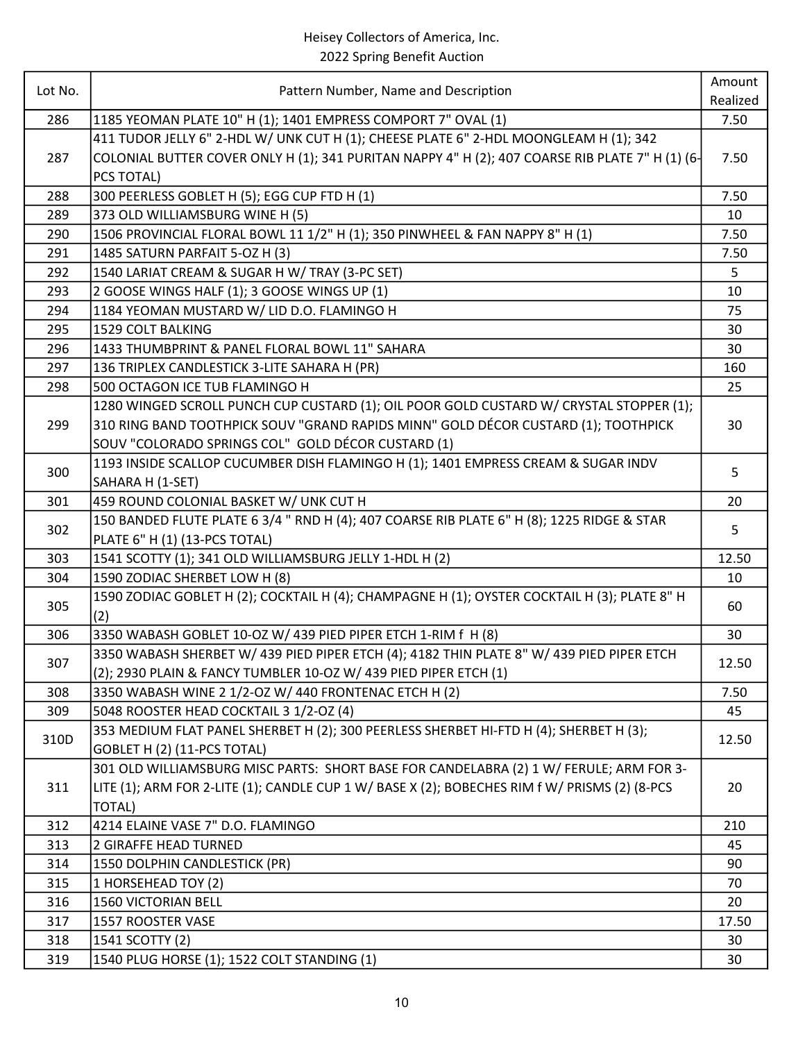Heisey Collectors of America, Inc.
2022 Spring Benefit Auction

| Lot No. | Pattern Number, Name and Description | Amount Realized |
|---|---|---|
| 286 | 1185 YEOMAN PLATE 10" H (1); 1401 EMPRESS COMPORT 7" OVAL (1) | 7.50 |
| 287 | 411 TUDOR JELLY 6" 2-HDL W/ UNK CUT H (1); CHEESE PLATE 6" 2-HDL MOONGLEAM H (1); 342 COLONIAL BUTTER COVER ONLY H (1); 341 PURITAN NAPPY 4" H (2); 407 COARSE RIB PLATE 7" H (1) (6-PCS TOTAL) | 7.50 |
| 288 | 300 PEERLESS GOBLET H (5); EGG CUP FTD H (1) | 7.50 |
| 289 | 373 OLD WILLIAMSBURG WINE H (5) | 10 |
| 290 | 1506 PROVINCIAL FLORAL BOWL 11 1/2" H (1); 350 PINWHEEL & FAN NAPPY 8" H (1) | 7.50 |
| 291 | 1485 SATURN PARFAIT 5-OZ H (3) | 7.50 |
| 292 | 1540 LARIAT CREAM & SUGAR H W/ TRAY (3-PC SET) | 5 |
| 293 | 2 GOOSE WINGS HALF (1); 3 GOOSE WINGS UP (1) | 10 |
| 294 | 1184 YEOMAN MUSTARD W/ LID D.O. FLAMINGO H | 75 |
| 295 | 1529 COLT BALKING | 30 |
| 296 | 1433 THUMBPRINT & PANEL FLORAL BOWL 11" SAHARA | 30 |
| 297 | 136 TRIPLEX CANDLESTICK 3-LITE SAHARA H (PR) | 160 |
| 298 | 500 OCTAGON ICE TUB FLAMINGO H | 25 |
| 299 | 1280 WINGED SCROLL PUNCH CUP CUSTARD (1); OIL POOR GOLD CUSTARD W/ CRYSTAL STOPPER (1); 310 RING BAND TOOTHPICK SOUV "GRAND RAPIDS MINN" GOLD DÉCOR CUSTARD (1); TOOTHPICK SOUV "COLORADO SPRINGS COL" GOLD DÉCOR CUSTARD (1) | 30 |
| 300 | 1193 INSIDE SCALLOP CUCUMBER DISH FLAMINGO H (1); 1401 EMPRESS CREAM & SUGAR INDV SAHARA H (1-SET) | 5 |
| 301 | 459 ROUND COLONIAL BASKET W/ UNK CUT H | 20 |
| 302 | 150 BANDED FLUTE PLATE 6 3/4 " RND H (4); 407 COARSE RIB PLATE 6" H (8); 1225 RIDGE & STAR PLATE 6" H (1) (13-PCS TOTAL) | 5 |
| 303 | 1541 SCOTTY (1); 341 OLD WILLIAMSBURG JELLY 1-HDL H (2) | 12.50 |
| 304 | 1590 ZODIAC SHERBET LOW H (8) | 10 |
| 305 | 1590 ZODIAC GOBLET H (2); COCKTAIL H (4); CHAMPAGNE H (1); OYSTER COCKTAIL H (3); PLATE 8" H (2) | 60 |
| 306 | 3350 WABASH GOBLET 10-OZ W/ 439 PIED PIPER ETCH 1-RIM f H (8) | 30 |
| 307 | 3350 WABASH SHERBET W/ 439 PIED PIPER ETCH (4); 4182 THIN PLATE 8" W/ 439 PIED PIPER ETCH (2); 2930 PLAIN & FANCY TUMBLER 10-OZ W/ 439 PIED PIPER ETCH (1) | 12.50 |
| 308 | 3350 WABASH WINE 2 1/2-OZ W/ 440 FRONTENAC ETCH H (2) | 7.50 |
| 309 | 5048 ROOSTER HEAD COCKTAIL 3 1/2-OZ (4) | 45 |
| 310D | 353 MEDIUM FLAT PANEL SHERBET H (2); 300 PEERLESS SHERBET HI-FTD H (4); SHERBET H (3); GOBLET H (2) (11-PCS TOTAL) | 12.50 |
| 311 | 301 OLD WILLIAMSBURG MISC PARTS: SHORT BASE FOR CANDELABRA (2) 1 W/ FERULE; ARM FOR 3-LITE (1); ARM FOR 2-LITE (1); CANDLE CUP 1 W/ BASE X (2); BOBECHES RIM f W/ PRISMS (2) (8-PCS TOTAL) | 20 |
| 312 | 4214 ELAINE VASE 7" D.O. FLAMINGO | 210 |
| 313 | 2 GIRAFFE HEAD TURNED | 45 |
| 314 | 1550 DOLPHIN CANDLESTICK (PR) | 90 |
| 315 | 1 HORSEHEAD TOY (2) | 70 |
| 316 | 1560 VICTORIAN BELL | 20 |
| 317 | 1557 ROOSTER VASE | 17.50 |
| 318 | 1541 SCOTTY (2) | 30 |
| 319 | 1540 PLUG HORSE (1); 1522 COLT STANDING (1) | 30 |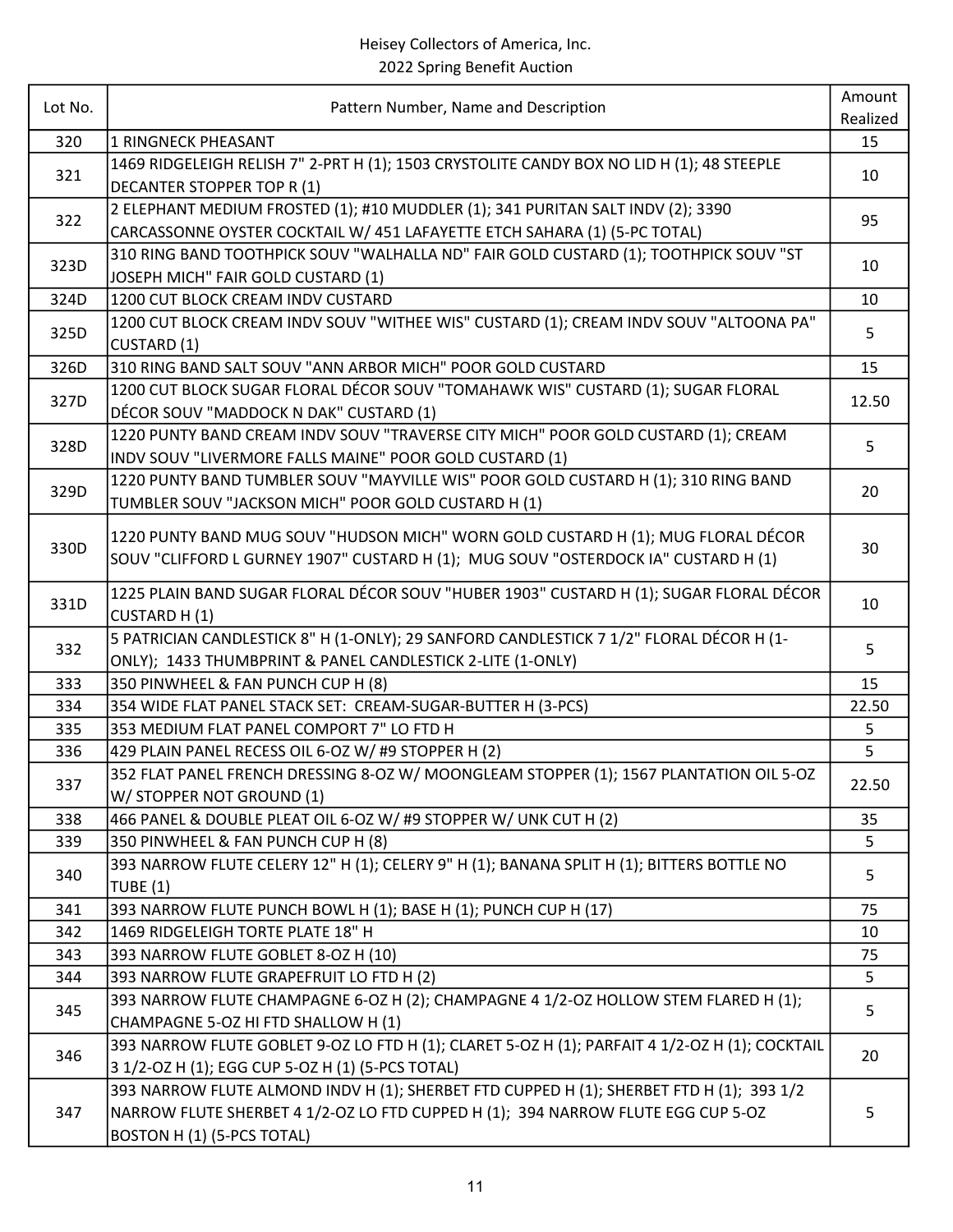Heisey Collectors of America, Inc.
2022 Spring Benefit Auction

| Lot No. | Pattern Number, Name and Description | Amount Realized |
|---|---|---|
| 320 | 1 RINGNECK PHEASANT | 15 |
| 321 | 1469 RIDGELEIGH RELISH 7" 2-PRT H (1); 1503 CRYSTOLITE CANDY BOX NO LID H (1); 48 STEEPLE DECANTER STOPPER TOP R (1) | 10 |
| 322 | 2 ELEPHANT MEDIUM FROSTED (1); #10 MUDDLER (1); 341 PURITAN SALT INDV (2); 3390 CARCASSONNE OYSTER COCKTAIL W/ 451 LAFAYETTE ETCH SAHARA (1) (5-PC TOTAL) | 95 |
| 323D | 310 RING BAND TOOTHPICK SOUV "WALHALLA ND" FAIR GOLD CUSTARD (1); TOOTHPICK SOUV "ST JOSEPH MICH" FAIR GOLD CUSTARD (1) | 10 |
| 324D | 1200 CUT BLOCK CREAM INDV CUSTARD | 10 |
| 325D | 1200 CUT BLOCK CREAM INDV SOUV "WITHEE WIS" CUSTARD (1); CREAM INDV SOUV "ALTOONA PA" CUSTARD (1) | 5 |
| 326D | 310 RING BAND SALT SOUV "ANN ARBOR MICH" POOR GOLD CUSTARD | 15 |
| 327D | 1200 CUT BLOCK SUGAR FLORAL DÉCOR SOUV "TOMAHAWK WIS" CUSTARD (1); SUGAR FLORAL DÉCOR SOUV "MADDOCK N DAK" CUSTARD (1) | 12.50 |
| 328D | 1220 PUNTY BAND CREAM INDV SOUV "TRAVERSE CITY MICH" POOR GOLD CUSTARD (1); CREAM INDV SOUV "LIVERMORE FALLS MAINE" POOR GOLD CUSTARD (1) | 5 |
| 329D | 1220 PUNTY BAND TUMBLER SOUV "MAYVILLE WIS" POOR GOLD CUSTARD H (1); 310 RING BAND TUMBLER SOUV "JACKSON MICH" POOR GOLD CUSTARD H (1) | 20 |
| 330D | 1220 PUNTY BAND MUG SOUV "HUDSON MICH" WORN GOLD CUSTARD H (1); MUG FLORAL DÉCOR SOUV "CLIFFORD L GURNEY 1907" CUSTARD H (1); MUG SOUV "OSTERDOCK IA" CUSTARD H (1) | 30 |
| 331D | 1225 PLAIN BAND SUGAR FLORAL DÉCOR SOUV "HUBER 1903" CUSTARD H (1); SUGAR FLORAL DÉCOR CUSTARD H (1) | 10 |
| 332 | 5 PATRICIAN CANDLESTICK 8" H (1-ONLY); 29 SANFORD CANDLESTICK 7 1/2" FLORAL DÉCOR H (1-ONLY); 1433 THUMBPRINT & PANEL CANDLESTICK 2-LITE (1-ONLY) | 5 |
| 333 | 350 PINWHEEL & FAN PUNCH CUP H (8) | 15 |
| 334 | 354 WIDE FLAT PANEL STACK SET: CREAM-SUGAR-BUTTER H (3-PCS) | 22.50 |
| 335 | 353 MEDIUM FLAT PANEL COMPORT 7" LO FTD H | 5 |
| 336 | 429 PLAIN PANEL RECESS OIL 6-OZ W/ #9 STOPPER H (2) | 5 |
| 337 | 352 FLAT PANEL FRENCH DRESSING 8-OZ W/ MOONGLEAM STOPPER (1); 1567 PLANTATION OIL 5-OZ W/ STOPPER NOT GROUND (1) | 22.50 |
| 338 | 466 PANEL & DOUBLE PLEAT OIL 6-OZ W/ #9 STOPPER W/ UNK CUT H (2) | 35 |
| 339 | 350 PINWHEEL & FAN PUNCH CUP H (8) | 5 |
| 340 | 393 NARROW FLUTE CELERY 12" H (1); CELERY 9" H (1); BANANA SPLIT H (1); BITTERS BOTTLE NO TUBE (1) | 5 |
| 341 | 393 NARROW FLUTE PUNCH BOWL H (1); BASE H (1); PUNCH CUP H (17) | 75 |
| 342 | 1469 RIDGELEIGH TORTE PLATE 18" H | 10 |
| 343 | 393 NARROW FLUTE GOBLET 8-OZ H (10) | 75 |
| 344 | 393 NARROW FLUTE GRAPEFRUIT LO FTD H (2) | 5 |
| 345 | 393 NARROW FLUTE CHAMPAGNE 6-OZ H (2); CHAMPAGNE 4 1/2-OZ HOLLOW STEM FLARED H (1); CHAMPAGNE 5-OZ HI FTD SHALLOW H (1) | 5 |
| 346 | 393 NARROW FLUTE GOBLET 9-OZ LO FTD H (1); CLARET 5-OZ H (1); PARFAIT 4 1/2-OZ H (1); COCKTAIL 3 1/2-OZ H (1); EGG CUP 5-OZ H (1) (5-PCS TOTAL) | 20 |
| 347 | 393 NARROW FLUTE ALMOND INDV H (1); SHERBET FTD CUPPED H (1); SHERBET FTD H (1); 393 1/2 NARROW FLUTE SHERBET 4 1/2-OZ LO FTD CUPPED H (1); 394 NARROW FLUTE EGG CUP 5-OZ BOSTON H (1) (5-PCS TOTAL) | 5 |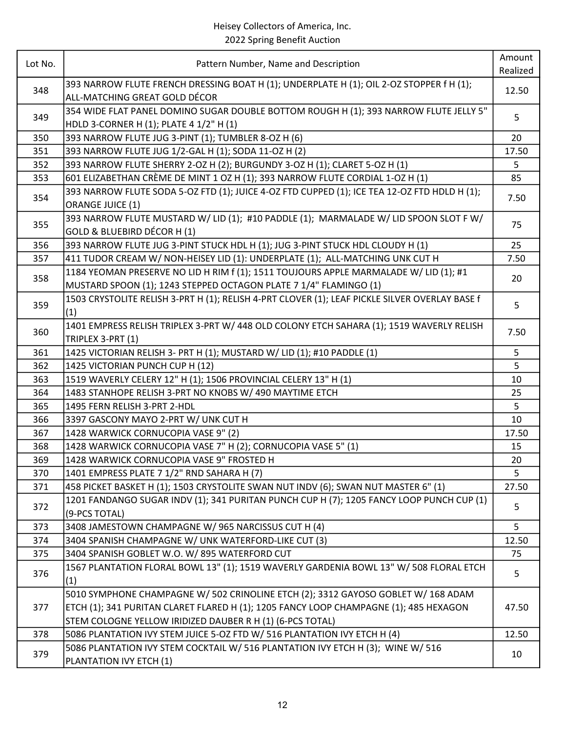Heisey Collectors of America, Inc.
2022 Spring Benefit Auction

| Lot No. | Pattern Number, Name and Description | Amount Realized |
|---|---|---|
| 348 | 393 NARROW FLUTE FRENCH DRESSING BOAT H (1); UNDERPLATE H (1); OIL 2-OZ STOPPER f H (1); ALL-MATCHING GREAT GOLD DÉCOR | 12.50 |
| 349 | 354 WIDE FLAT PANEL DOMINO SUGAR DOUBLE BOTTOM ROUGH H (1); 393 NARROW FLUTE JELLY 5" HDLD 3-CORNER H (1); PLATE 4 1/2" H (1) | 5 |
| 350 | 393 NARROW FLUTE JUG 3-PINT (1); TUMBLER 8-OZ H (6) | 20 |
| 351 | 393 NARROW FLUTE JUG 1/2-GAL H (1); SODA 11-OZ H (2) | 17.50 |
| 352 | 393 NARROW FLUTE SHERRY 2-OZ H (2); BURGUNDY 3-OZ H (1); CLARET 5-OZ H (1) | 5 |
| 353 | 601 ELIZABETHAN CRÈME DE MINT 1 OZ H (1); 393 NARROW FLUTE CORDIAL 1-OZ H (1) | 85 |
| 354 | 393 NARROW FLUTE SODA 5-OZ FTD (1); JUICE 4-OZ FTD CUPPED (1); ICE TEA 12-OZ FTD HDLD H (1); ORANGE JUICE (1) | 7.50 |
| 355 | 393 NARROW FLUTE MUSTARD W/ LID (1); #10 PADDLE (1); MARMALADE W/ LID SPOON SLOT F W/ GOLD & BLUEBIRD DÉCOR H (1) | 75 |
| 356 | 393 NARROW FLUTE JUG 3-PINT STUCK HDL H (1); JUG 3-PINT STUCK HDL CLOUDY H (1) | 25 |
| 357 | 411 TUDOR CREAM W/ NON-HEISEY LID (1): UNDERPLATE (1); ALL-MATCHING UNK CUT H | 7.50 |
| 358 | 1184 YEOMAN PRESERVE NO LID H RIM f (1); 1511 TOUJOURS APPLE MARMALADE W/ LID (1); #1 MUSTARD SPOON (1); 1243 STEPPED OCTAGON PLATE 7 1/4" FLAMINGO (1) | 20 |
| 359 | 1503 CRYSTOLITE RELISH 3-PRT H (1); RELISH 4-PRT CLOVER (1); LEAF PICKLE SILVER OVERLAY BASE f (1) | 5 |
| 360 | 1401 EMPRESS RELISH TRIPLEX 3-PRT W/ 448 OLD COLONY ETCH SAHARA (1); 1519 WAVERLY RELISH TRIPLEX 3-PRT (1) | 7.50 |
| 361 | 1425 VICTORIAN RELISH 3- PRT H (1); MUSTARD W/ LID (1); #10 PADDLE (1) | 5 |
| 362 | 1425 VICTORIAN PUNCH CUP H (12) | 5 |
| 363 | 1519 WAVERLY CELERY 12" H (1); 1506 PROVINCIAL CELERY 13" H (1) | 10 |
| 364 | 1483 STANHOPE RELISH 3-PRT NO KNOBS W/ 490 MAYTIME ETCH | 25 |
| 365 | 1495 FERN RELISH 3-PRT 2-HDL | 5 |
| 366 | 3397 GASCONY MAYO 2-PRT W/ UNK CUT H | 10 |
| 367 | 1428 WARWICK CORNUCOPIA VASE 9" (2) | 17.50 |
| 368 | 1428 WARWICK CORNUCOPIA VASE 7" H (2); CORNUCOPIA VASE 5" (1) | 15 |
| 369 | 1428 WARWICK CORNUCOPIA VASE 9" FROSTED H | 20 |
| 370 | 1401 EMPRESS PLATE 7 1/2" RND SAHARA H (7) | 5 |
| 371 | 458 PICKET BASKET H (1); 1503 CRYSTOLITE SWAN NUT INDV (6); SWAN NUT MASTER 6" (1) | 27.50 |
| 372 | 1201 FANDANGO SUGAR INDV (1); 341 PURITAN PUNCH CUP H (7); 1205 FANCY LOOP PUNCH CUP (1) (9-PCS TOTAL) | 5 |
| 373 | 3408 JAMESTOWN CHAMPAGNE W/ 965 NARCISSUS CUT H (4) | 5 |
| 374 | 3404 SPANISH CHAMPAGNE W/ UNK WATERFORD-LIKE CUT (3) | 12.50 |
| 375 | 3404 SPANISH GOBLET W.O. W/ 895 WATERFORD CUT | 75 |
| 376 | 1567 PLANTATION FLORAL BOWL 13" (1); 1519 WAVERLY GARDENIA BOWL 13" W/ 508 FLORAL ETCH (1) | 5 |
| 377 | 5010 SYMPHONE CHAMPAGNE W/ 502 CRINOLINE ETCH (2); 3312 GAYOSO GOBLET W/ 168 ADAM ETCH (1); 341 PURITAN CLARET FLARED H (1); 1205 FANCY LOOP CHAMPAGNE (1); 485 HEXAGON STEM COLOGNE YELLOW IRIDIZED DAUBER R H (1) (6-PCS TOTAL) | 47.50 |
| 378 | 5086 PLANTATION IVY STEM JUICE 5-OZ FTD W/ 516 PLANTATION IVY ETCH H (4) | 12.50 |
| 379 | 5086 PLANTATION IVY STEM COCKTAIL W/ 516 PLANTATION IVY ETCH H (3); WINE W/ 516 PLANTATION IVY ETCH (1) | 10 |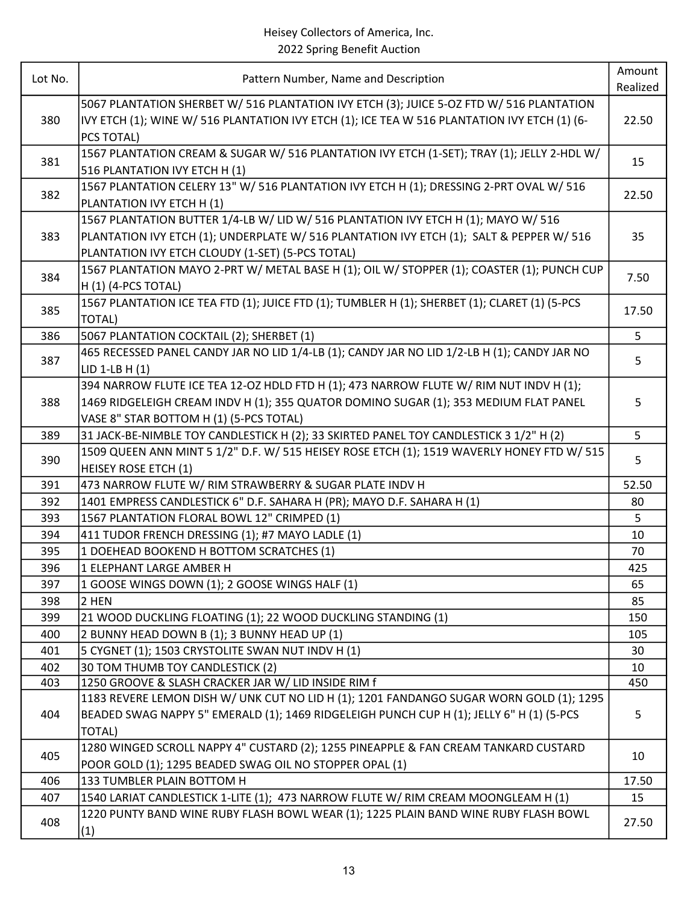Heisey Collectors of America, Inc.
2022 Spring Benefit Auction

| Lot No. | Pattern Number, Name and Description | Amount Realized |
|---|---|---|
| 380 | 5067 PLANTATION SHERBET W/ 516 PLANTATION IVY ETCH (3); JUICE 5-OZ FTD W/ 516 PLANTATION IVY ETCH (1); WINE W/ 516 PLANTATION IVY ETCH (1); ICE TEA W 516 PLANTATION IVY ETCH (1) (6-PCS TOTAL) | 22.50 |
| 381 | 1567 PLANTATION CREAM & SUGAR W/ 516 PLANTATION IVY ETCH (1-SET); TRAY (1); JELLY 2-HDL W/ 516 PLANTATION IVY ETCH H (1) | 15 |
| 382 | 1567 PLANTATION CELERY 13" W/ 516 PLANTATION IVY ETCH H (1); DRESSING 2-PRT OVAL W/ 516 PLANTATION IVY ETCH H (1) | 22.50 |
| 383 | 1567 PLANTATION BUTTER 1/4-LB W/ LID W/ 516 PLANTATION IVY ETCH H (1); MAYO W/ 516 PLANTATION IVY ETCH (1); UNDERPLATE W/ 516 PLANTATION IVY ETCH (1); SALT & PEPPER W/ 516 PLANTATION IVY ETCH CLOUDY (1-SET) (5-PCS TOTAL) | 35 |
| 384 | 1567 PLANTATION MAYO 2-PRT W/ METAL BASE H (1); OIL W/ STOPPER (1); COASTER (1); PUNCH CUP H (1) (4-PCS TOTAL) | 7.50 |
| 385 | 1567 PLANTATION ICE TEA FTD (1); JUICE FTD (1); TUMBLER H (1); SHERBET (1); CLARET (1) (5-PCS TOTAL) | 17.50 |
| 386 | 5067 PLANTATION COCKTAIL (2); SHERBET (1) | 5 |
| 387 | 465 RECESSED PANEL CANDY JAR NO LID 1/4-LB (1); CANDY JAR NO LID 1/2-LB H (1); CANDY JAR NO LID 1-LB H (1) | 5 |
| 388 | 394 NARROW FLUTE ICE TEA 12-OZ HDLD FTD H (1); 473 NARROW FLUTE W/ RIM NUT INDV H (1); 1469 RIDGELEIGH CREAM INDV H (1); 355 QUATOR DOMINO SUGAR (1); 353 MEDIUM FLAT PANEL VASE 8" STAR BOTTOM H (1) (5-PCS TOTAL) | 5 |
| 389 | 31 JACK-BE-NIMBLE TOY CANDLESTICK H (2); 33 SKIRTED PANEL TOY CANDLESTICK 3 1/2" H (2) | 5 |
| 390 | 1509 QUEEN ANN MINT 5 1/2" D.F. W/ 515 HEISEY ROSE ETCH (1); 1519 WAVERLY HONEY FTD W/ 515 HEISEY ROSE ETCH (1) | 5 |
| 391 | 473 NARROW FLUTE W/ RIM STRAWBERRY & SUGAR PLATE INDV H | 52.50 |
| 392 | 1401 EMPRESS CANDLESTICK 6" D.F. SAHARA H (PR); MAYO D.F. SAHARA H (1) | 80 |
| 393 | 1567 PLANTATION FLORAL BOWL 12" CRIMPED (1) | 5 |
| 394 | 411 TUDOR FRENCH DRESSING (1); #7 MAYO LADLE (1) | 10 |
| 395 | 1 DOEHEAD BOOKEND H BOTTOM SCRATCHES (1) | 70 |
| 396 | 1 ELEPHANT LARGE AMBER H | 425 |
| 397 | 1 GOOSE WINGS DOWN (1); 2 GOOSE WINGS HALF (1) | 65 |
| 398 | 2 HEN | 85 |
| 399 | 21 WOOD DUCKLING FLOATING (1); 22 WOOD DUCKLING STANDING (1) | 150 |
| 400 | 2 BUNNY HEAD DOWN B (1); 3 BUNNY HEAD UP (1) | 105 |
| 401 | 5 CYGNET (1); 1503 CRYSTOLITE SWAN NUT INDV H (1) | 30 |
| 402 | 30 TOM THUMB TOY CANDLESTICK (2) | 10 |
| 403 | 1250 GROOVE & SLASH CRACKER JAR W/ LID INSIDE RIM f | 450 |
| 404 | 1183 REVERE LEMON DISH W/ UNK CUT NO LID H (1); 1201 FANDANGO SUGAR WORN GOLD (1); 1295 BEADED SWAG NAPPY 5" EMERALD (1); 1469 RIDGELEIGH PUNCH CUP H (1); JELLY 6" H (1) (5-PCS TOTAL) | 5 |
| 405 | 1280 WINGED SCROLL NAPPY 4" CUSTARD (2); 1255 PINEAPPLE & FAN CREAM TANKARD CUSTARD POOR GOLD (1); 1295 BEADED SWAG OIL NO STOPPER OPAL (1) | 10 |
| 406 | 133 TUMBLER PLAIN BOTTOM H | 17.50 |
| 407 | 1540 LARIAT CANDLESTICK 1-LITE (1); 473 NARROW FLUTE W/ RIM CREAM MOONGLEAM H (1) | 15 |
| 408 | 1220 PUNTY BAND WINE RUBY FLASH BOWL WEAR (1); 1225 PLAIN BAND WINE RUBY FLASH BOWL (1) | 27.50 |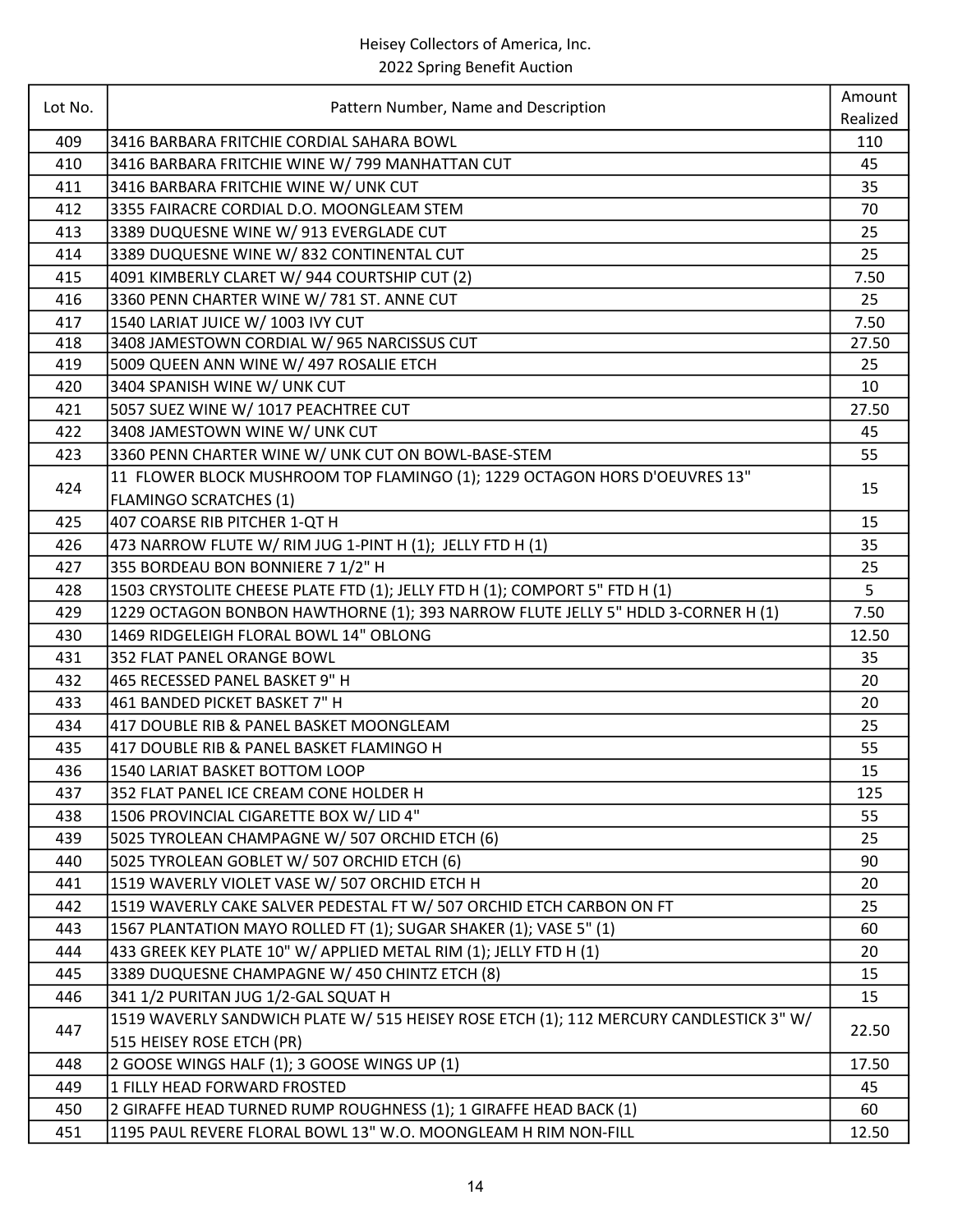Heisey Collectors of America, Inc.
2022 Spring Benefit Auction

| Lot No. | Pattern Number, Name and Description | Amount Realized |
|---|---|---|
| 409 | 3416 BARBARA FRITCHIE CORDIAL SAHARA BOWL | 110 |
| 410 | 3416 BARBARA FRITCHIE WINE W/ 799 MANHATTAN CUT | 45 |
| 411 | 3416 BARBARA FRITCHIE WINE W/ UNK CUT | 35 |
| 412 | 3355 FAIRACRE CORDIAL D.O. MOONGLEAM STEM | 70 |
| 413 | 3389 DUQUESNE WINE W/ 913 EVERGLADE CUT | 25 |
| 414 | 3389 DUQUESNE WINE W/ 832 CONTINENTAL CUT | 25 |
| 415 | 4091 KIMBERLY CLARET W/ 944 COURTSHIP CUT (2) | 7.50 |
| 416 | 3360 PENN CHARTER WINE W/ 781 ST. ANNE CUT | 25 |
| 417 | 1540 LARIAT JUICE W/ 1003 IVY CUT | 7.50 |
| 418 | 3408 JAMESTOWN CORDIAL W/ 965 NARCISSUS CUT | 27.50 |
| 419 | 5009 QUEEN ANN WINE W/ 497 ROSALIE ETCH | 25 |
| 420 | 3404 SPANISH WINE W/ UNK CUT | 10 |
| 421 | 5057 SUEZ WINE W/ 1017 PEACHTREE CUT | 27.50 |
| 422 | 3408 JAMESTOWN WINE W/ UNK CUT | 45 |
| 423 | 3360 PENN CHARTER WINE W/ UNK CUT ON BOWL-BASE-STEM | 55 |
| 424 | 11 FLOWER BLOCK MUSHROOM TOP FLAMINGO (1); 1229 OCTAGON HORS D'OEUVRES 13" FLAMINGO SCRATCHES (1) | 15 |
| 425 | 407 COARSE RIB PITCHER 1-QT H | 15 |
| 426 | 473 NARROW FLUTE W/ RIM JUG 1-PINT H (1); JELLY FTD H (1) | 35 |
| 427 | 355 BORDEAU BON BONNIERE 7 1/2" H | 25 |
| 428 | 1503 CRYSTOLITE CHEESE PLATE FTD (1); JELLY FTD H (1); COMPORT 5" FTD H (1) | 5 |
| 429 | 1229 OCTAGON BONBON HAWTHORNE (1); 393 NARROW FLUTE JELLY 5" HDLD 3-CORNER H (1) | 7.50 |
| 430 | 1469 RIDGELEIGH FLORAL BOWL 14" OBLONG | 12.50 |
| 431 | 352 FLAT PANEL ORANGE BOWL | 35 |
| 432 | 465 RECESSED PANEL BASKET 9" H | 20 |
| 433 | 461 BANDED PICKET BASKET 7" H | 20 |
| 434 | 417 DOUBLE RIB & PANEL BASKET MOONGLEAM | 25 |
| 435 | 417 DOUBLE RIB & PANEL BASKET FLAMINGO H | 55 |
| 436 | 1540 LARIAT BASKET BOTTOM LOOP | 15 |
| 437 | 352 FLAT PANEL ICE CREAM CONE HOLDER H | 125 |
| 438 | 1506 PROVINCIAL CIGARETTE BOX W/ LID 4" | 55 |
| 439 | 5025 TYROLEAN CHAMPAGNE W/ 507 ORCHID ETCH (6) | 25 |
| 440 | 5025 TYROLEAN GOBLET W/ 507 ORCHID ETCH (6) | 90 |
| 441 | 1519 WAVERLY VIOLET VASE W/ 507 ORCHID ETCH H | 20 |
| 442 | 1519 WAVERLY CAKE SALVER PEDESTAL FT W/ 507 ORCHID ETCH CARBON ON FT | 25 |
| 443 | 1567 PLANTATION MAYO ROLLED FT (1); SUGAR SHAKER (1); VASE 5" (1) | 60 |
| 444 | 433 GREEK KEY PLATE 10" W/ APPLIED METAL RIM (1); JELLY FTD H (1) | 20 |
| 445 | 3389 DUQUESNE CHAMPAGNE W/ 450 CHINTZ ETCH (8) | 15 |
| 446 | 341 1/2 PURITAN JUG 1/2-GAL SQUAT H | 15 |
| 447 | 1519 WAVERLY SANDWICH PLATE W/ 515 HEISEY ROSE ETCH (1); 112 MERCURY CANDLESTICK 3" W/ 515 HEISEY ROSE ETCH (PR) | 22.50 |
| 448 | 2 GOOSE WINGS HALF (1); 3 GOOSE WINGS UP (1) | 17.50 |
| 449 | 1 FILLY HEAD FORWARD FROSTED | 45 |
| 450 | 2 GIRAFFE HEAD TURNED RUMP ROUGHNESS (1); 1 GIRAFFE HEAD BACK (1) | 60 |
| 451 | 1195 PAUL REVERE FLORAL BOWL 13" W.O. MOONGLEAM H RIM NON-FILL | 12.50 |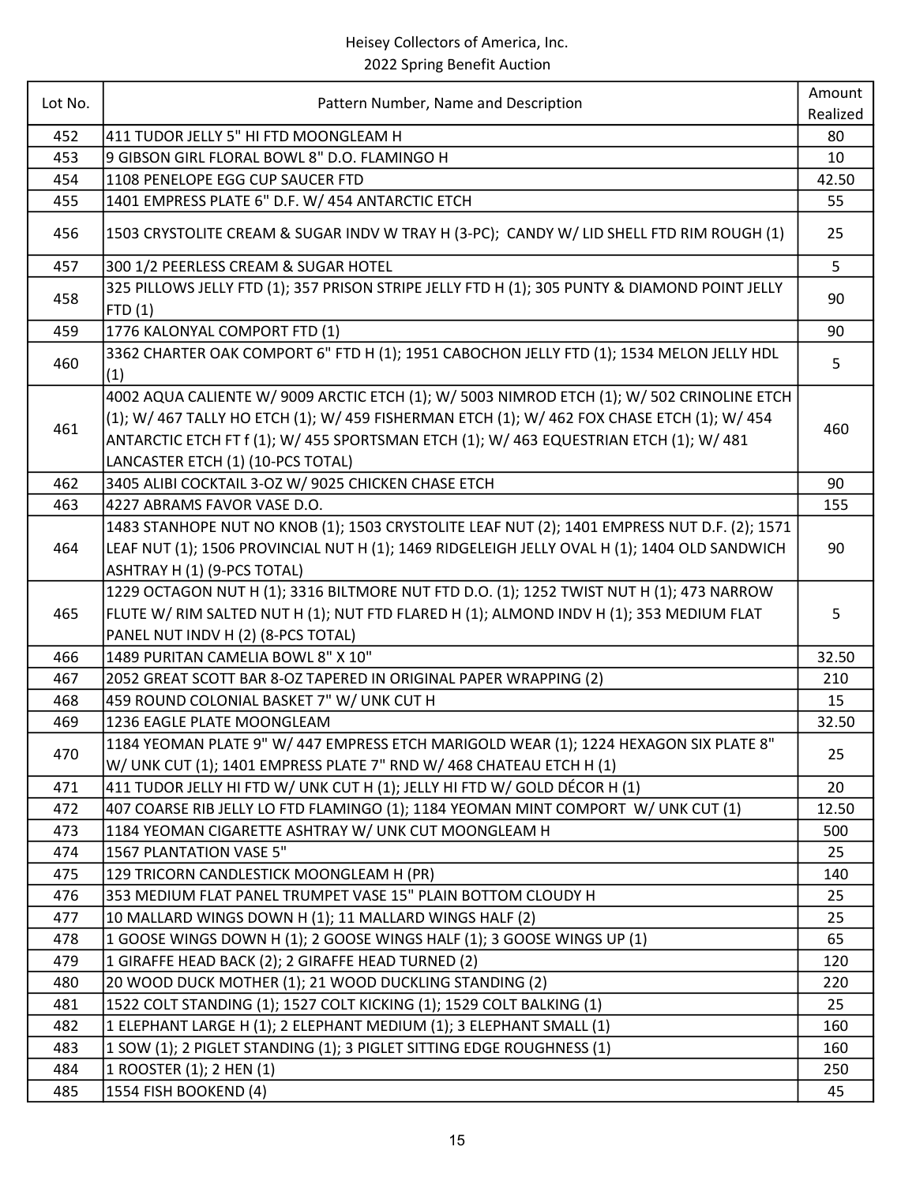Heisey Collectors of America, Inc.
2022 Spring Benefit Auction

| Lot No. | Pattern Number, Name and Description | Amount Realized |
|---|---|---|
| 452 | 411 TUDOR JELLY 5" HI FTD MOONGLEAM H | 80 |
| 453 | 9 GIBSON GIRL FLORAL BOWL 8" D.O. FLAMINGO H | 10 |
| 454 | 1108 PENELOPE EGG CUP SAUCER FTD | 42.50 |
| 455 | 1401 EMPRESS PLATE 6" D.F. W/ 454 ANTARCTIC ETCH | 55 |
| 456 | 1503 CRYSTOLITE CREAM & SUGAR INDV W TRAY H (3-PC); CANDY W/ LID SHELL FTD RIM ROUGH (1) | 25 |
| 457 | 300 1/2 PEERLESS CREAM & SUGAR HOTEL | 5 |
| 458 | 325 PILLOWS JELLY FTD (1); 357 PRISON STRIPE JELLY FTD H (1); 305 PUNTY & DIAMOND POINT JELLY FTD (1) | 90 |
| 459 | 1776 KALONYAL COMPORT FTD (1) | 90 |
| 460 | 3362 CHARTER OAK COMPORT 6" FTD H (1); 1951 CABOCHON JELLY FTD (1); 1534 MELON JELLY HDL (1) | 5 |
| 461 | 4002 AQUA CALIENTE W/ 9009 ARCTIC ETCH (1); W/ 5003 NIMROD ETCH (1); W/ 502 CRINOLINE ETCH (1); W/ 467 TALLY HO ETCH (1); W/ 459 FISHERMAN ETCH (1); W/ 462 FOX CHASE ETCH (1); W/ 454 ANTARCTIC ETCH FT f (1); W/ 455 SPORTSMAN ETCH (1); W/ 463 EQUESTRIAN ETCH (1); W/ 481 LANCASTER ETCH (1) (10-PCS TOTAL) | 460 |
| 462 | 3405 ALIBI COCKTAIL 3-OZ W/ 9025 CHICKEN CHASE ETCH | 90 |
| 463 | 4227 ABRAMS FAVOR VASE D.O. | 155 |
| 464 | 1483 STANHOPE NUT NO KNOB (1); 1503 CRYSTOLITE LEAF NUT (2); 1401 EMPRESS NUT D.F. (2); 1571 LEAF NUT (1); 1506 PROVINCIAL NUT H (1); 1469 RIDGELEIGH JELLY OVAL H (1); 1404 OLD SANDWICH ASHTRAY H (1) (9-PCS TOTAL) | 90 |
| 465 | 1229 OCTAGON NUT H (1); 3316 BILTMORE NUT FTD D.O. (1); 1252 TWIST NUT H (1); 473 NARROW FLUTE W/ RIM SALTED NUT H (1); NUT FTD FLARED H (1); ALMOND INDV H (1); 353 MEDIUM FLAT PANEL NUT INDV H (2) (8-PCS TOTAL) | 5 |
| 466 | 1489 PURITAN CAMELIA BOWL 8" X 10" | 32.50 |
| 467 | 2052 GREAT SCOTT BAR 8-OZ TAPERED IN ORIGINAL PAPER WRAPPING (2) | 210 |
| 468 | 459 ROUND COLONIAL BASKET 7" W/ UNK CUT H | 15 |
| 469 | 1236 EAGLE PLATE MOONGLEAM | 32.50 |
| 470 | 1184 YEOMAN PLATE 9" W/ 447 EMPRESS ETCH MARIGOLD WEAR (1); 1224 HEXAGON SIX PLATE 8" W/ UNK CUT (1); 1401 EMPRESS PLATE 7" RND W/ 468 CHATEAU ETCH H (1) | 25 |
| 471 | 411 TUDOR JELLY HI FTD W/ UNK CUT H (1); JELLY HI FTD W/ GOLD DÉCOR H (1) | 20 |
| 472 | 407 COARSE RIB JELLY LO FTD FLAMINGO (1); 1184 YEOMAN MINT COMPORT W/ UNK CUT (1) | 12.50 |
| 473 | 1184 YEOMAN CIGARETTE ASHTRAY W/ UNK CUT MOONGLEAM H | 500 |
| 474 | 1567 PLANTATION VASE 5" | 25 |
| 475 | 129 TRICORN CANDLESTICK MOONGLEAM H (PR) | 140 |
| 476 | 353 MEDIUM FLAT PANEL TRUMPET VASE 15" PLAIN BOTTOM CLOUDY H | 25 |
| 477 | 10 MALLARD WINGS DOWN H (1); 11 MALLARD WINGS HALF (2) | 25 |
| 478 | 1 GOOSE WINGS DOWN H (1); 2 GOOSE WINGS HALF (1); 3 GOOSE WINGS UP (1) | 65 |
| 479 | 1 GIRAFFE HEAD BACK (2); 2 GIRAFFE HEAD TURNED (2) | 120 |
| 480 | 20 WOOD DUCK MOTHER (1); 21 WOOD DUCKLING STANDING (2) | 220 |
| 481 | 1522 COLT STANDING (1); 1527 COLT KICKING (1); 1529 COLT BALKING (1) | 25 |
| 482 | 1 ELEPHANT LARGE H (1); 2 ELEPHANT MEDIUM (1); 3 ELEPHANT SMALL (1) | 160 |
| 483 | 1 SOW (1); 2 PIGLET STANDING (1); 3 PIGLET SITTING EDGE ROUGHNESS (1) | 160 |
| 484 | 1 ROOSTER (1); 2 HEN (1) | 250 |
| 485 | 1554 FISH BOOKEND (4) | 45 |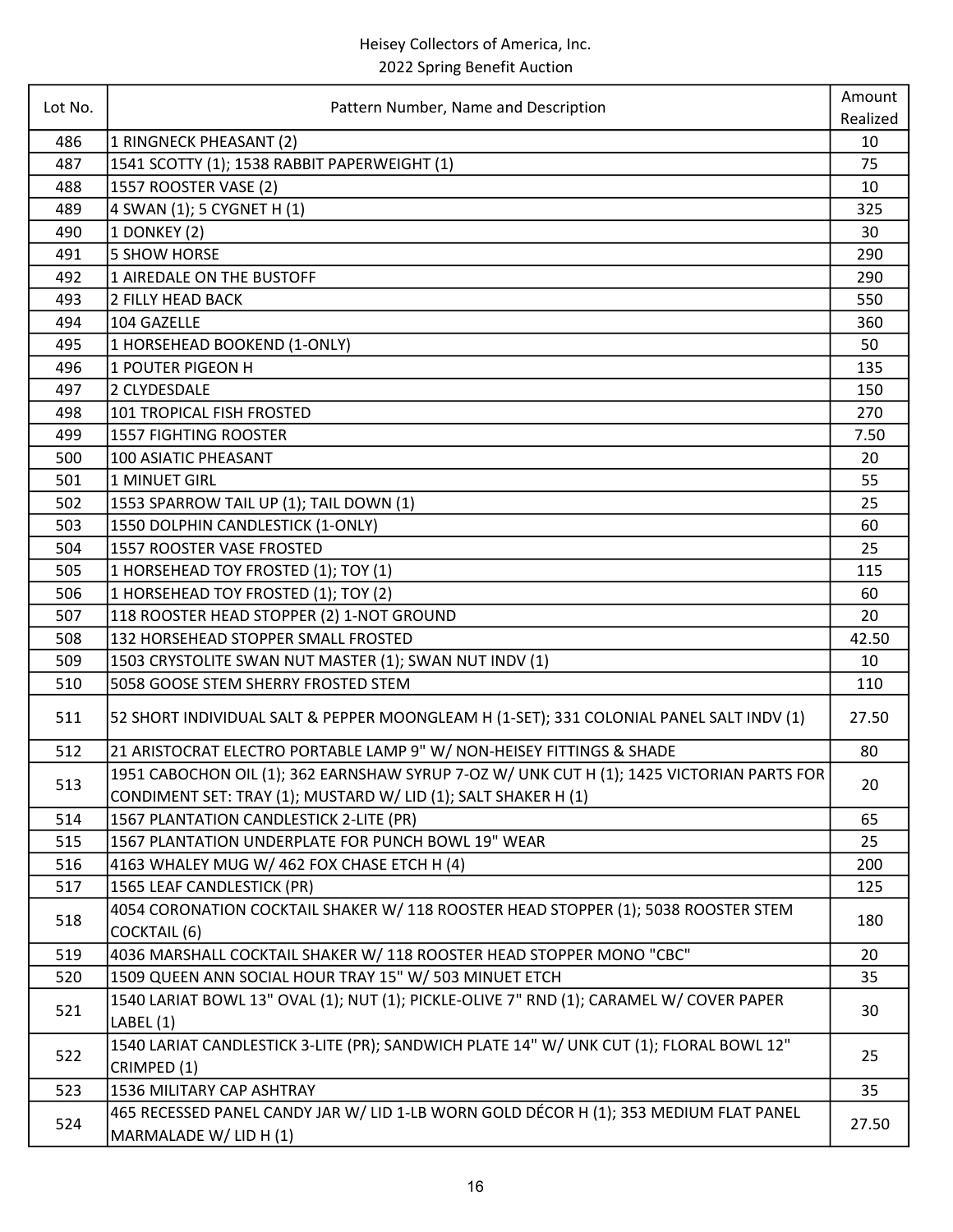Heisey Collectors of America, Inc.
2022 Spring Benefit Auction

| Lot No. | Pattern Number, Name and Description | Amount Realized |
|---|---|---|
| 486 | 1 RINGNECK PHEASANT (2) | 10 |
| 487 | 1541 SCOTTY (1); 1538 RABBIT PAPERWEIGHT (1) | 75 |
| 488 | 1557 ROOSTER VASE (2) | 10 |
| 489 | 4 SWAN (1); 5 CYGNET H (1) | 325 |
| 490 | 1 DONKEY (2) | 30 |
| 491 | 5 SHOW HORSE | 290 |
| 492 | 1 AIREDALE ON THE BUSTOFF | 290 |
| 493 | 2 FILLY HEAD BACK | 550 |
| 494 | 104 GAZELLE | 360 |
| 495 | 1 HORSEHEAD BOOKEND (1-ONLY) | 50 |
| 496 | 1 POUTER PIGEON H | 135 |
| 497 | 2 CLYDESDALE | 150 |
| 498 | 101 TROPICAL FISH FROSTED | 270 |
| 499 | 1557 FIGHTING ROOSTER | 7.50 |
| 500 | 100 ASIATIC PHEASANT | 20 |
| 501 | 1 MINUET GIRL | 55 |
| 502 | 1553 SPARROW TAIL UP (1); TAIL DOWN (1) | 25 |
| 503 | 1550 DOLPHIN CANDLESTICK (1-ONLY) | 60 |
| 504 | 1557 ROOSTER VASE FROSTED | 25 |
| 505 | 1 HORSEHEAD TOY FROSTED (1); TOY (1) | 115 |
| 506 | 1 HORSEHEAD TOY FROSTED (1); TOY (2) | 60 |
| 507 | 118 ROOSTER HEAD STOPPER (2) 1-NOT GROUND | 20 |
| 508 | 132 HORSEHEAD STOPPER SMALL FROSTED | 42.50 |
| 509 | 1503 CRYSTOLITE SWAN NUT MASTER (1); SWAN NUT INDV (1) | 10 |
| 510 | 5058 GOOSE STEM SHERRY FROSTED STEM | 110 |
| 511 | 52 SHORT INDIVIDUAL SALT & PEPPER MOONGLEAM H (1-SET); 331 COLONIAL PANEL SALT INDV (1) | 27.50 |
| 512 | 21 ARISTOCRAT ELECTRO PORTABLE LAMP 9" W/ NON-HEISEY FITTINGS & SHADE | 80 |
| 513 | 1951 CABOCHON OIL (1); 362 EARNSHAW SYRUP 7-OZ W/ UNK CUT H (1); 1425 VICTORIAN PARTS FOR CONDIMENT SET: TRAY (1); MUSTARD W/ LID (1); SALT SHAKER H (1) | 20 |
| 514 | 1567 PLANTATION CANDLESTICK 2-LITE (PR) | 65 |
| 515 | 1567 PLANTATION UNDERPLATE FOR PUNCH BOWL 19" WEAR | 25 |
| 516 | 4163 WHALEY MUG W/ 462 FOX CHASE ETCH H (4) | 200 |
| 517 | 1565 LEAF CANDLESTICK (PR) | 125 |
| 518 | 4054 CORONATION COCKTAIL SHAKER W/ 118 ROOSTER HEAD STOPPER (1); 5038 ROOSTER STEM COCKTAIL (6) | 180 |
| 519 | 4036 MARSHALL COCKTAIL SHAKER W/ 118 ROOSTER HEAD STOPPER MONO "CBC" | 20 |
| 520 | 1509 QUEEN ANN SOCIAL HOUR TRAY 15" W/ 503 MINUET ETCH | 35 |
| 521 | 1540 LARIAT BOWL 13" OVAL (1); NUT (1); PICKLE-OLIVE 7" RND (1); CARAMEL W/ COVER PAPER LABEL (1) | 30 |
| 522 | 1540 LARIAT CANDLESTICK 3-LITE (PR); SANDWICH PLATE 14" W/ UNK CUT (1); FLORAL BOWL 12" CRIMPED (1) | 25 |
| 523 | 1536 MILITARY CAP ASHTRAY | 35 |
| 524 | 465 RECESSED PANEL CANDY JAR W/ LID 1-LB WORN GOLD DÉCOR H (1); 353 MEDIUM FLAT PANEL MARMALADE W/ LID H (1) | 27.50 |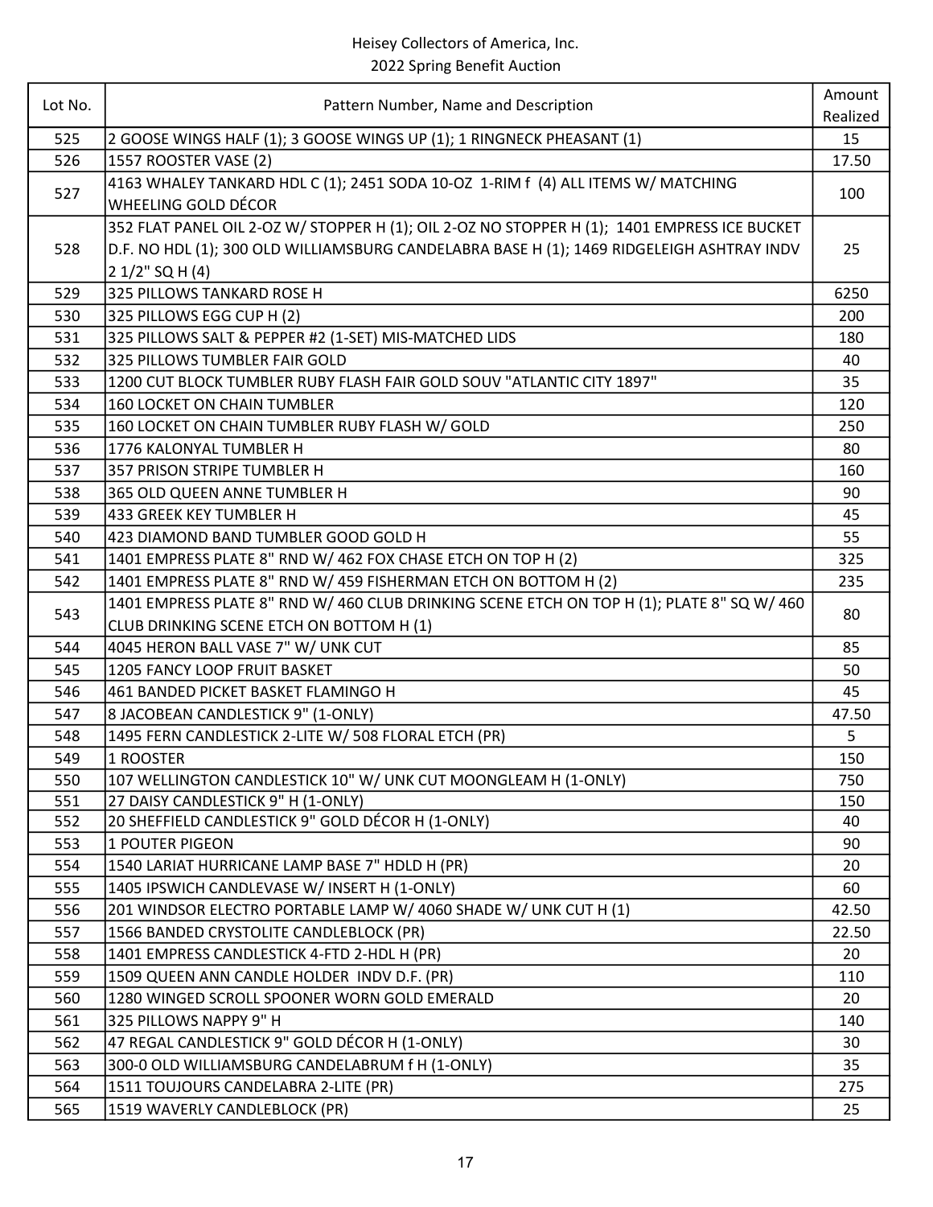Heisey Collectors of America, Inc.
2022 Spring Benefit Auction

| Lot No. | Pattern Number, Name and Description | Amount Realized |
|---|---|---|
| 525 | 2 GOOSE WINGS HALF (1); 3 GOOSE WINGS UP (1); 1 RINGNECK PHEASANT (1) | 15 |
| 526 | 1557 ROOSTER VASE (2) | 17.50 |
| 527 | 4163 WHALEY TANKARD HDL C (1); 2451 SODA 10-OZ 1-RIM f (4) ALL ITEMS W/ MATCHING WHEELING GOLD DÉCOR | 100 |
| 528 | 352 FLAT PANEL OIL 2-OZ W/ STOPPER H (1); OIL 2-OZ NO STOPPER H (1); 1401 EMPRESS ICE BUCKET D.F. NO HDL (1); 300 OLD WILLIAMSBURG CANDELABRA BASE H (1); 1469 RIDGELEIGH ASHTRAY INDV 2 1/2" SQ H (4) | 25 |
| 529 | 325 PILLOWS TANKARD ROSE H | 6250 |
| 530 | 325 PILLOWS EGG CUP H (2) | 200 |
| 531 | 325 PILLOWS SALT & PEPPER #2 (1-SET) MIS-MATCHED LIDS | 180 |
| 532 | 325 PILLOWS TUMBLER FAIR GOLD | 40 |
| 533 | 1200 CUT BLOCK TUMBLER RUBY FLASH FAIR GOLD SOUV "ATLANTIC CITY 1897" | 35 |
| 534 | 160 LOCKET ON CHAIN TUMBLER | 120 |
| 535 | 160 LOCKET ON CHAIN TUMBLER RUBY FLASH W/ GOLD | 250 |
| 536 | 1776 KALONYAL TUMBLER H | 80 |
| 537 | 357 PRISON STRIPE TUMBLER H | 160 |
| 538 | 365 OLD QUEEN ANNE TUMBLER H | 90 |
| 539 | 433 GREEK KEY TUMBLER H | 45 |
| 540 | 423 DIAMOND BAND TUMBLER GOOD GOLD H | 55 |
| 541 | 1401 EMPRESS PLATE 8" RND W/ 462 FOX CHASE ETCH ON TOP H (2) | 325 |
| 542 | 1401 EMPRESS PLATE 8" RND W/ 459 FISHERMAN ETCH ON BOTTOM H (2) | 235 |
| 543 | 1401 EMPRESS PLATE 8" RND W/ 460 CLUB DRINKING SCENE ETCH ON TOP H (1); PLATE 8" SQ W/ 460 CLUB DRINKING SCENE ETCH ON BOTTOM H (1) | 80 |
| 544 | 4045 HERON BALL VASE 7" W/ UNK CUT | 85 |
| 545 | 1205 FANCY LOOP FRUIT BASKET | 50 |
| 546 | 461 BANDED PICKET BASKET FLAMINGO H | 45 |
| 547 | 8 JACOBEAN CANDLESTICK 9" (1-ONLY) | 47.50 |
| 548 | 1495 FERN CANDLESTICK 2-LITE W/ 508 FLORAL ETCH (PR) | 5 |
| 549 | 1 ROOSTER | 150 |
| 550 | 107 WELLINGTON CANDLESTICK 10" W/ UNK CUT MOONGLEAM H (1-ONLY) | 750 |
| 551 | 27 DAISY CANDLESTICK 9" H (1-ONLY) | 150 |
| 552 | 20 SHEFFIELD CANDLESTICK 9" GOLD DÉCOR H (1-ONLY) | 40 |
| 553 | 1 POUTER PIGEON | 90 |
| 554 | 1540 LARIAT HURRICANE LAMP BASE 7" HDLD H (PR) | 20 |
| 555 | 1405 IPSWICH CANDLEVASE W/ INSERT H (1-ONLY) | 60 |
| 556 | 201 WINDSOR ELECTRO PORTABLE LAMP W/ 4060 SHADE W/ UNK CUT H (1) | 42.50 |
| 557 | 1566 BANDED CRYSTOLITE CANDLEBLOCK (PR) | 22.50 |
| 558 | 1401 EMPRESS CANDLESTICK 4-FTD 2-HDL H (PR) | 20 |
| 559 | 1509 QUEEN ANN CANDLE HOLDER INDV D.F. (PR) | 110 |
| 560 | 1280 WINGED SCROLL SPOONER WORN GOLD EMERALD | 20 |
| 561 | 325 PILLOWS NAPPY 9" H | 140 |
| 562 | 47 REGAL CANDLESTICK 9" GOLD DÉCOR H (1-ONLY) | 30 |
| 563 | 300-0 OLD WILLIAMSBURG CANDELABRUM f H (1-ONLY) | 35 |
| 564 | 1511 TOUJOURS CANDELABRA 2-LITE (PR) | 275 |
| 565 | 1519 WAVERLY CANDLEBLOCK (PR) | 25 |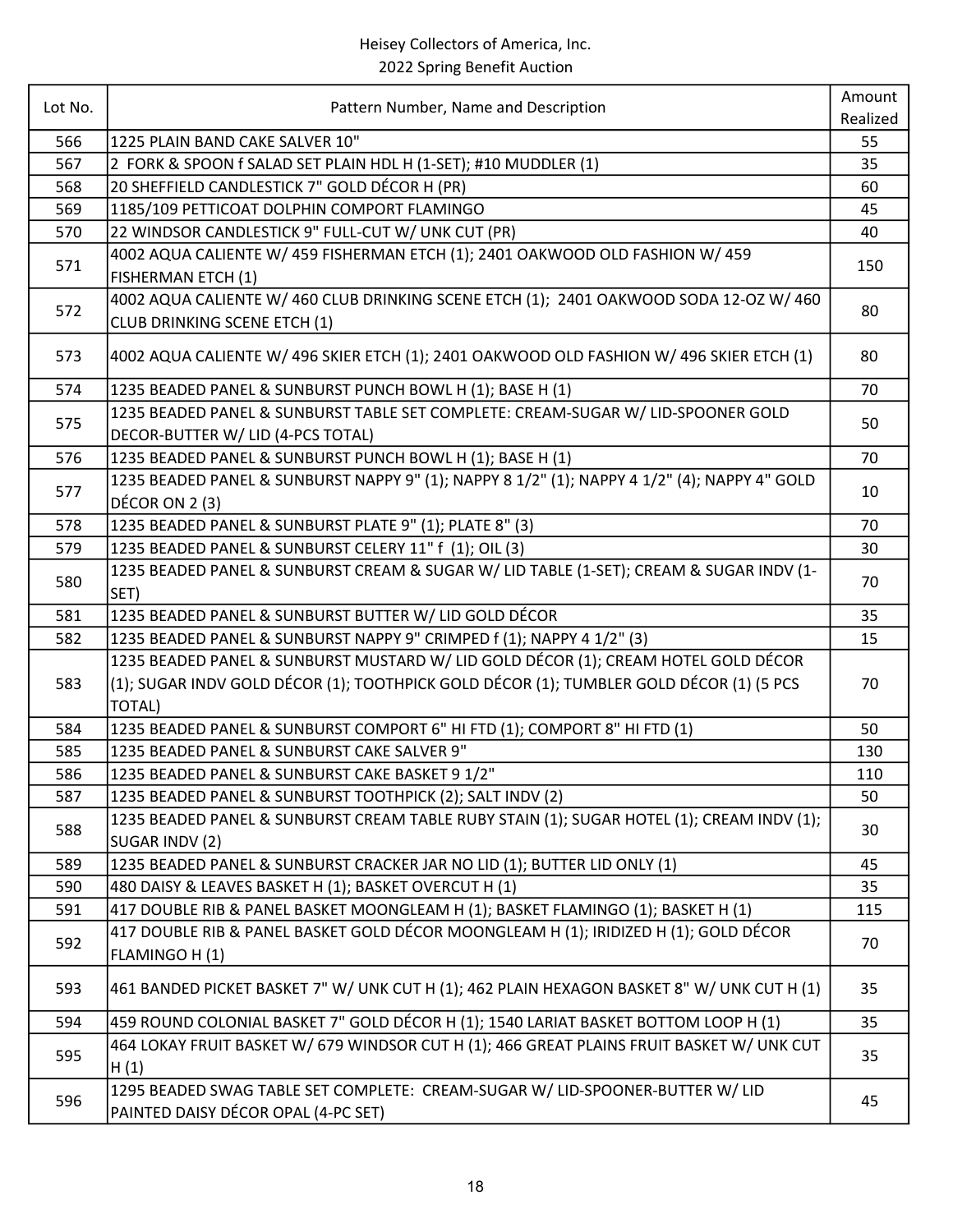Heisey Collectors of America, Inc.
2022 Spring Benefit Auction

| Lot No. | Pattern Number, Name and Description | Amount Realized |
|---|---|---|
| 566 | 1225 PLAIN BAND CAKE SALVER 10" | 55 |
| 567 | 2 FORK & SPOON f SALAD SET PLAIN HDL H (1-SET); #10 MUDDLER (1) | 35 |
| 568 | 20 SHEFFIELD CANDLESTICK 7" GOLD DÉCOR H (PR) | 60 |
| 569 | 1185/109 PETTICOAT DOLPHIN COMPORT FLAMINGO | 45 |
| 570 | 22 WINDSOR CANDLESTICK 9" FULL-CUT W/ UNK CUT (PR) | 40 |
| 571 | 4002 AQUA CALIENTE W/ 459 FISHERMAN ETCH (1); 2401 OAKWOOD OLD FASHION W/ 459 FISHERMAN ETCH (1) | 150 |
| 572 | 4002 AQUA CALIENTE W/ 460 CLUB DRINKING SCENE ETCH (1); 2401 OAKWOOD SODA 12-OZ W/ 460 CLUB DRINKING SCENE ETCH (1) | 80 |
| 573 | 4002 AQUA CALIENTE W/ 496 SKIER ETCH (1); 2401 OAKWOOD OLD FASHION W/ 496 SKIER ETCH (1) | 80 |
| 574 | 1235 BEADED PANEL & SUNBURST PUNCH BOWL H (1); BASE H (1) | 70 |
| 575 | 1235 BEADED PANEL & SUNBURST TABLE SET COMPLETE: CREAM-SUGAR W/ LID-SPOONER GOLD DECOR-BUTTER W/ LID (4-PCS TOTAL) | 50 |
| 576 | 1235 BEADED PANEL & SUNBURST PUNCH BOWL H (1); BASE H (1) | 70 |
| 577 | 1235 BEADED PANEL & SUNBURST NAPPY 9" (1); NAPPY 8 1/2" (1); NAPPY 4 1/2" (4); NAPPY 4" GOLD DÉCOR ON 2 (3) | 10 |
| 578 | 1235 BEADED PANEL & SUNBURST PLATE 9" (1); PLATE 8" (3) | 70 |
| 579 | 1235 BEADED PANEL & SUNBURST CELERY 11" f (1); OIL (3) | 30 |
| 580 | 1235 BEADED PANEL & SUNBURST CREAM & SUGAR W/ LID TABLE (1-SET); CREAM & SUGAR INDV (1-SET) | 70 |
| 581 | 1235 BEADED PANEL & SUNBURST BUTTER W/ LID GOLD DÉCOR | 35 |
| 582 | 1235 BEADED PANEL & SUNBURST NAPPY 9" CRIMPED f (1); NAPPY 4 1/2" (3) | 15 |
| 583 | 1235 BEADED PANEL & SUNBURST MUSTARD W/ LID GOLD DÉCOR (1); CREAM HOTEL GOLD DÉCOR (1); SUGAR INDV GOLD DÉCOR (1); TOOTHPICK GOLD DÉCOR (1); TUMBLER GOLD DÉCOR (1) (5 PCS TOTAL) | 70 |
| 584 | 1235 BEADED PANEL & SUNBURST COMPORT 6" HI FTD (1); COMPORT 8" HI FTD (1) | 50 |
| 585 | 1235 BEADED PANEL & SUNBURST CAKE SALVER 9" | 130 |
| 586 | 1235 BEADED PANEL & SUNBURST CAKE BASKET 9 1/2" | 110 |
| 587 | 1235 BEADED PANEL & SUNBURST TOOTHPICK (2); SALT INDV (2) | 50 |
| 588 | 1235 BEADED PANEL & SUNBURST CREAM TABLE RUBY STAIN (1); SUGAR HOTEL (1); CREAM INDV (1); SUGAR INDV (2) | 30 |
| 589 | 1235 BEADED PANEL & SUNBURST CRACKER JAR NO LID (1); BUTTER LID ONLY (1) | 45 |
| 590 | 480 DAISY & LEAVES BASKET H (1); BASKET OVERCUT H (1) | 35 |
| 591 | 417 DOUBLE RIB & PANEL BASKET MOONGLEAM H (1); BASKET FLAMINGO (1); BASKET H (1) | 115 |
| 592 | 417 DOUBLE RIB & PANEL BASKET GOLD DÉCOR MOONGLEAM H (1); IRIDIZED H (1); GOLD DÉCOR FLAMINGO H (1) | 70 |
| 593 | 461 BANDED PICKET BASKET 7" W/ UNK CUT H (1); 462 PLAIN HEXAGON BASKET 8" W/ UNK CUT H (1) | 35 |
| 594 | 459 ROUND COLONIAL BASKET 7" GOLD DÉCOR H (1); 1540 LARIAT BASKET BOTTOM LOOP H (1) | 35 |
| 595 | 464 LOKAY FRUIT BASKET W/ 679 WINDSOR CUT H (1); 466 GREAT PLAINS FRUIT BASKET W/ UNK CUT H (1) | 35 |
| 596 | 1295 BEADED SWAG TABLE SET COMPLETE: CREAM-SUGAR W/ LID-SPOONER-BUTTER W/ LID PAINTED DAISY DÉCOR OPAL (4-PC SET) | 45 |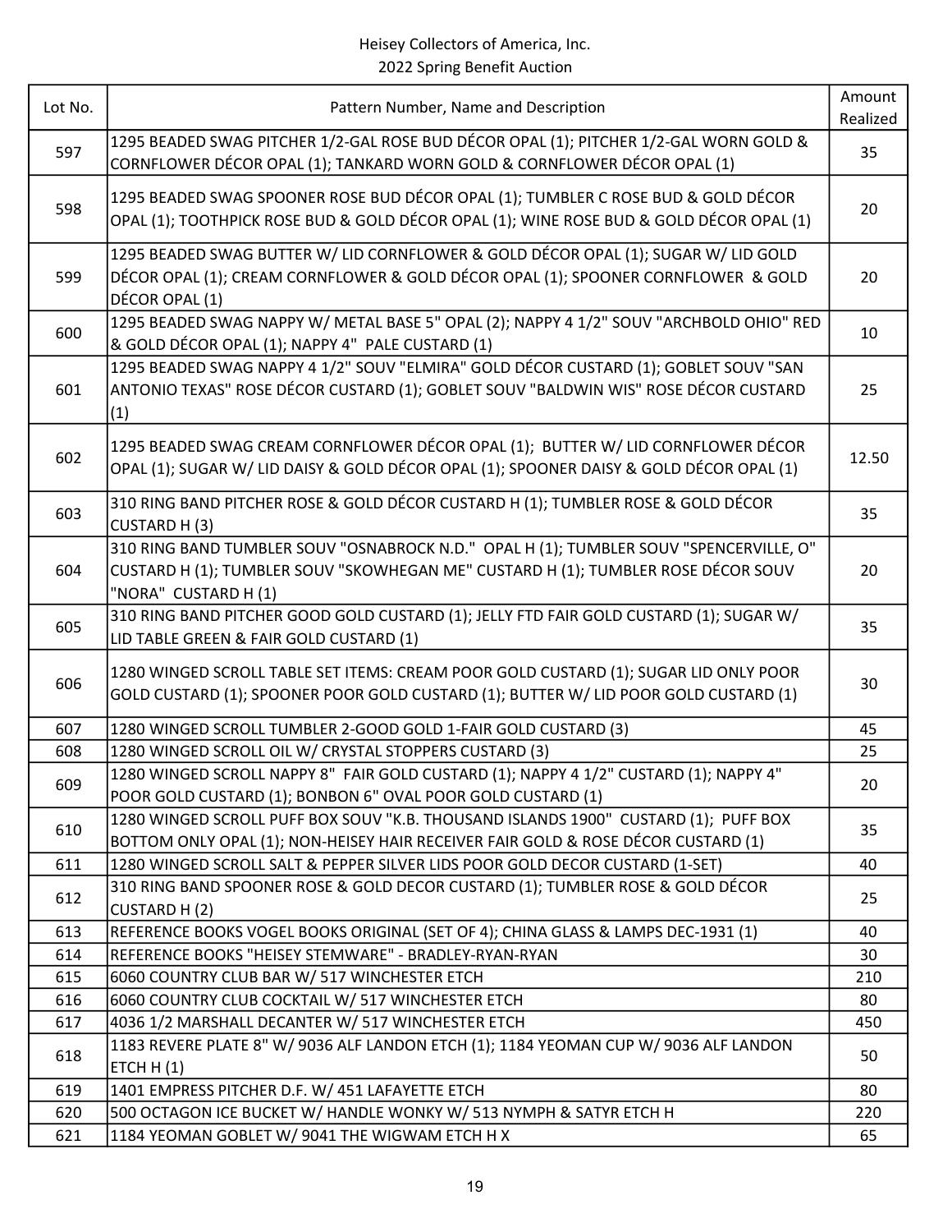Heisey Collectors of America, Inc.
2022 Spring Benefit Auction

| Lot No. | Pattern Number, Name and Description | Amount Realized |
|---|---|---|
| 597 | 1295 BEADED SWAG PITCHER 1/2-GAL ROSE BUD DÉCOR OPAL (1); PITCHER 1/2-GAL WORN GOLD & CORNFLOWER DÉCOR OPAL (1); TANKARD WORN GOLD & CORNFLOWER DÉCOR OPAL (1) | 35 |
| 598 | 1295 BEADED SWAG SPOONER ROSE BUD DÉCOR OPAL (1); TUMBLER C ROSE BUD & GOLD DÉCOR OPAL (1); TOOTHPICK ROSE BUD & GOLD DÉCOR OPAL (1); WINE ROSE BUD & GOLD DÉCOR OPAL (1) | 20 |
| 599 | 1295 BEADED SWAG BUTTER W/ LID CORNFLOWER & GOLD DÉCOR OPAL (1); SUGAR W/ LID GOLD DÉCOR OPAL (1); CREAM CORNFLOWER & GOLD DÉCOR OPAL (1); SPOONER CORNFLOWER & GOLD DÉCOR OPAL (1) | 20 |
| 600 | 1295 BEADED SWAG NAPPY W/ METAL BASE 5" OPAL (2); NAPPY 4 1/2" SOUV "ARCHBOLD OHIO" RED & GOLD DÉCOR OPAL (1); NAPPY 4" PALE CUSTARD (1) | 10 |
| 601 | 1295 BEADED SWAG NAPPY 4 1/2" SOUV "ELMIRA" GOLD DÉCOR CUSTARD (1); GOBLET SOUV "SAN ANTONIO TEXAS" ROSE DÉCOR CUSTARD (1); GOBLET SOUV "BALDWIN WIS" ROSE DÉCOR CUSTARD (1) | 25 |
| 602 | 1295 BEADED SWAG CREAM CORNFLOWER DÉCOR OPAL (1); BUTTER W/ LID CORNFLOWER DÉCOR OPAL (1); SUGAR W/ LID DAISY & GOLD DÉCOR OPAL (1); SPOONER DAISY & GOLD DÉCOR OPAL (1) | 12.50 |
| 603 | 310 RING BAND PITCHER ROSE & GOLD DÉCOR CUSTARD H (1); TUMBLER ROSE & GOLD DÉCOR CUSTARD H (3) | 35 |
| 604 | 310 RING BAND TUMBLER SOUV "OSNABROCK N.D." OPAL H (1); TUMBLER SOUV "SPENCERVILLE, O" CUSTARD H (1); TUMBLER SOUV "SKOWHEGAN ME" CUSTARD H (1); TUMBLER ROSE DÉCOR SOUV "NORA" CUSTARD H (1) | 20 |
| 605 | 310 RING BAND PITCHER GOOD GOLD CUSTARD (1); JELLY FTD FAIR GOLD CUSTARD (1); SUGAR W/ LID TABLE GREEN & FAIR GOLD CUSTARD (1) | 35 |
| 606 | 1280 WINGED SCROLL TABLE SET ITEMS: CREAM POOR GOLD CUSTARD (1); SUGAR LID ONLY POOR GOLD CUSTARD (1); SPOONER POOR GOLD CUSTARD (1); BUTTER W/ LID POOR GOLD CUSTARD (1) | 30 |
| 607 | 1280 WINGED SCROLL TUMBLER 2-GOOD GOLD 1-FAIR GOLD CUSTARD (3) | 45 |
| 608 | 1280 WINGED SCROLL OIL W/ CRYSTAL STOPPERS CUSTARD (3) | 25 |
| 609 | 1280 WINGED SCROLL NAPPY 8" FAIR GOLD CUSTARD (1); NAPPY 4 1/2" CUSTARD (1); NAPPY 4" POOR GOLD CUSTARD (1); BONBON 6" OVAL POOR GOLD CUSTARD (1) | 20 |
| 610 | 1280 WINGED SCROLL PUFF BOX SOUV "K.B. THOUSAND ISLANDS 1900" CUSTARD (1); PUFF BOX BOTTOM ONLY OPAL (1); NON-HEISEY HAIR RECEIVER FAIR GOLD & ROSE DÉCOR CUSTARD (1) | 35 |
| 611 | 1280 WINGED SCROLL SALT & PEPPER SILVER LIDS POOR GOLD DECOR CUSTARD (1-SET) | 40 |
| 612 | 310 RING BAND SPOONER ROSE & GOLD DECOR CUSTARD (1); TUMBLER ROSE & GOLD DÉCOR CUSTARD H (2) | 25 |
| 613 | REFERENCE BOOKS VOGEL BOOKS ORIGINAL (SET OF 4); CHINA GLASS & LAMPS DEC-1931 (1) | 40 |
| 614 | REFERENCE BOOKS "HEISEY STEMWARE" - BRADLEY-RYAN-RYAN | 30 |
| 615 | 6060 COUNTRY CLUB BAR W/ 517 WINCHESTER ETCH | 210 |
| 616 | 6060 COUNTRY CLUB COCKTAIL W/ 517 WINCHESTER ETCH | 80 |
| 617 | 4036 1/2 MARSHALL DECANTER W/ 517 WINCHESTER ETCH | 450 |
| 618 | 1183 REVERE PLATE 8" W/ 9036 ALF LANDON ETCH (1); 1184 YEOMAN CUP W/ 9036 ALF LANDON ETCH H (1) | 50 |
| 619 | 1401 EMPRESS PITCHER D.F. W/ 451 LAFAYETTE ETCH | 80 |
| 620 | 500 OCTAGON ICE BUCKET W/ HANDLE WONKY W/ 513 NYMPH & SATYR ETCH H | 220 |
| 621 | 1184 YEOMAN GOBLET W/ 9041 THE WIGWAM ETCH H X | 65 |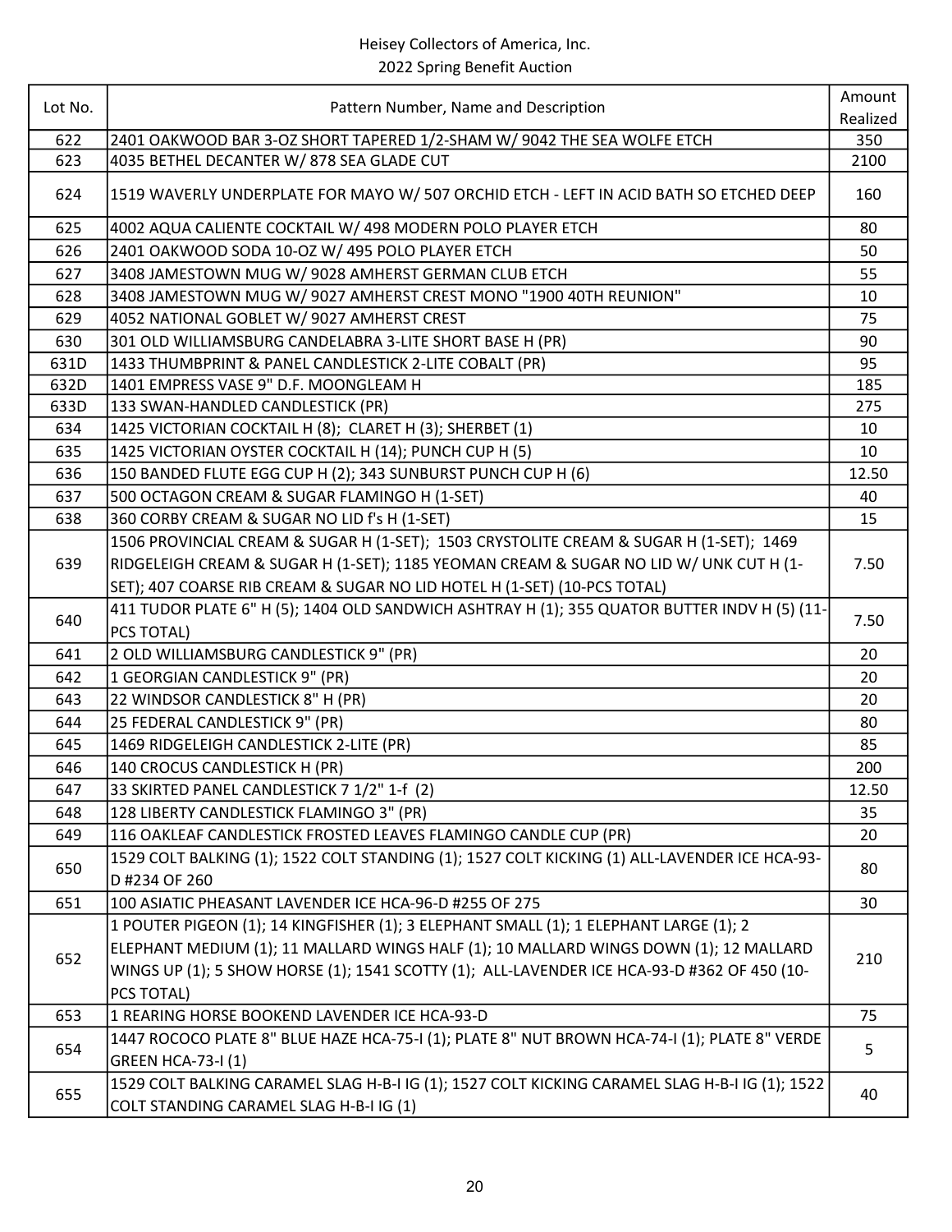Heisey Collectors of America, Inc.
2022 Spring Benefit Auction

| Lot No. | Pattern Number, Name and Description | Amount Realized |
|---|---|---|
| 622 | 2401 OAKWOOD BAR 3-OZ SHORT TAPERED 1/2-SHAM W/ 9042 THE SEA WOLFE ETCH | 350 |
| 623 | 4035 BETHEL DECANTER W/ 878 SEA GLADE CUT | 2100 |
| 624 | 1519 WAVERLY UNDERPLATE FOR MAYO W/ 507 ORCHID ETCH - LEFT IN ACID BATH SO ETCHED DEEP | 160 |
| 625 | 4002 AQUA CALIENTE COCKTAIL W/ 498 MODERN POLO PLAYER ETCH | 80 |
| 626 | 2401 OAKWOOD SODA 10-OZ W/ 495 POLO PLAYER ETCH | 50 |
| 627 | 3408 JAMESTOWN MUG W/ 9028 AMHERST GERMAN CLUB ETCH | 55 |
| 628 | 3408 JAMESTOWN MUG W/ 9027 AMHERST CREST MONO "1900 40TH REUNION" | 10 |
| 629 | 4052 NATIONAL GOBLET W/ 9027 AMHERST CREST | 75 |
| 630 | 301 OLD WILLIAMSBURG CANDELABRA 3-LITE SHORT BASE H (PR) | 90 |
| 631D | 1433 THUMBPRINT & PANEL CANDLESTICK 2-LITE COBALT (PR) | 95 |
| 632D | 1401 EMPRESS VASE 9" D.F. MOONGLEAM H | 185 |
| 633D | 133 SWAN-HANDLED CANDLESTICK (PR) | 275 |
| 634 | 1425 VICTORIAN COCKTAIL H (8); CLARET H (3); SHERBET (1) | 10 |
| 635 | 1425 VICTORIAN OYSTER COCKTAIL H (14); PUNCH CUP H (5) | 10 |
| 636 | 150 BANDED FLUTE EGG CUP H (2); 343 SUNBURST PUNCH CUP H (6) | 12.50 |
| 637 | 500 OCTAGON CREAM & SUGAR FLAMINGO H (1-SET) | 40 |
| 638 | 360 CORBY CREAM & SUGAR NO LID f's H (1-SET) | 15 |
| 639 | 1506 PROVINCIAL CREAM & SUGAR H (1-SET); 1503 CRYSTOLITE CREAM & SUGAR H (1-SET); 1469 RIDGELEIGH CREAM & SUGAR H (1-SET); 1185 YEOMAN CREAM & SUGAR NO LID W/ UNK CUT H (1-SET); 407 COARSE RIB CREAM & SUGAR NO LID HOTEL H (1-SET) (10-PCS TOTAL) | 7.50 |
| 640 | 411 TUDOR PLATE 6" H (5); 1404 OLD SANDWICH ASHTRAY H (1); 355 QUATOR BUTTER INDV H (5) (11-PCS TOTAL) | 7.50 |
| 641 | 2 OLD WILLIAMSBURG CANDLESTICK 9" (PR) | 20 |
| 642 | 1 GEORGIAN CANDLESTICK 9" (PR) | 20 |
| 643 | 22 WINDSOR CANDLESTICK 8" H (PR) | 20 |
| 644 | 25 FEDERAL CANDLESTICK 9" (PR) | 80 |
| 645 | 1469 RIDGELEIGH CANDLESTICK 2-LITE (PR) | 85 |
| 646 | 140 CROCUS CANDLESTICK H (PR) | 200 |
| 647 | 33 SKIRTED PANEL CANDLESTICK 7 1/2" 1-f (2) | 12.50 |
| 648 | 128 LIBERTY CANDLESTICK FLAMINGO 3" (PR) | 35 |
| 649 | 116 OAKLEAF CANDLESTICK FROSTED LEAVES FLAMINGO CANDLE CUP (PR) | 20 |
| 650 | 1529 COLT BALKING (1); 1522 COLT STANDING (1); 1527 COLT KICKING (1) ALL-LAVENDER ICE HCA-93-D #234 OF 260 | 80 |
| 651 | 100 ASIATIC PHEASANT LAVENDER ICE HCA-96-D #255 OF 275 | 30 |
| 652 | 1 POUTER PIGEON (1); 14 KINGFISHER (1); 3 ELEPHANT SMALL (1); 1 ELEPHANT LARGE (1); 2 ELEPHANT MEDIUM (1); 11 MALLARD WINGS HALF (1); 10 MALLARD WINGS DOWN (1); 12 MALLARD WINGS UP (1); 5 SHOW HORSE (1); 1541 SCOTTY (1); ALL-LAVENDER ICE HCA-93-D #362 OF 450 (10-PCS TOTAL) | 210 |
| 653 | 1 REARING HORSE BOOKEND LAVENDER ICE HCA-93-D | 75 |
| 654 | 1447 ROCOCO PLATE 8" BLUE HAZE HCA-75-I (1); PLATE 8" NUT BROWN HCA-74-I (1); PLATE 8" VERDE GREEN HCA-73-I (1) | 5 |
| 655 | 1529 COLT BALKING CARAMEL SLAG H-B-I IG (1); 1527 COLT KICKING CARAMEL SLAG H-B-I IG (1); 1522 COLT STANDING CARAMEL SLAG H-B-I IG (1) | 40 |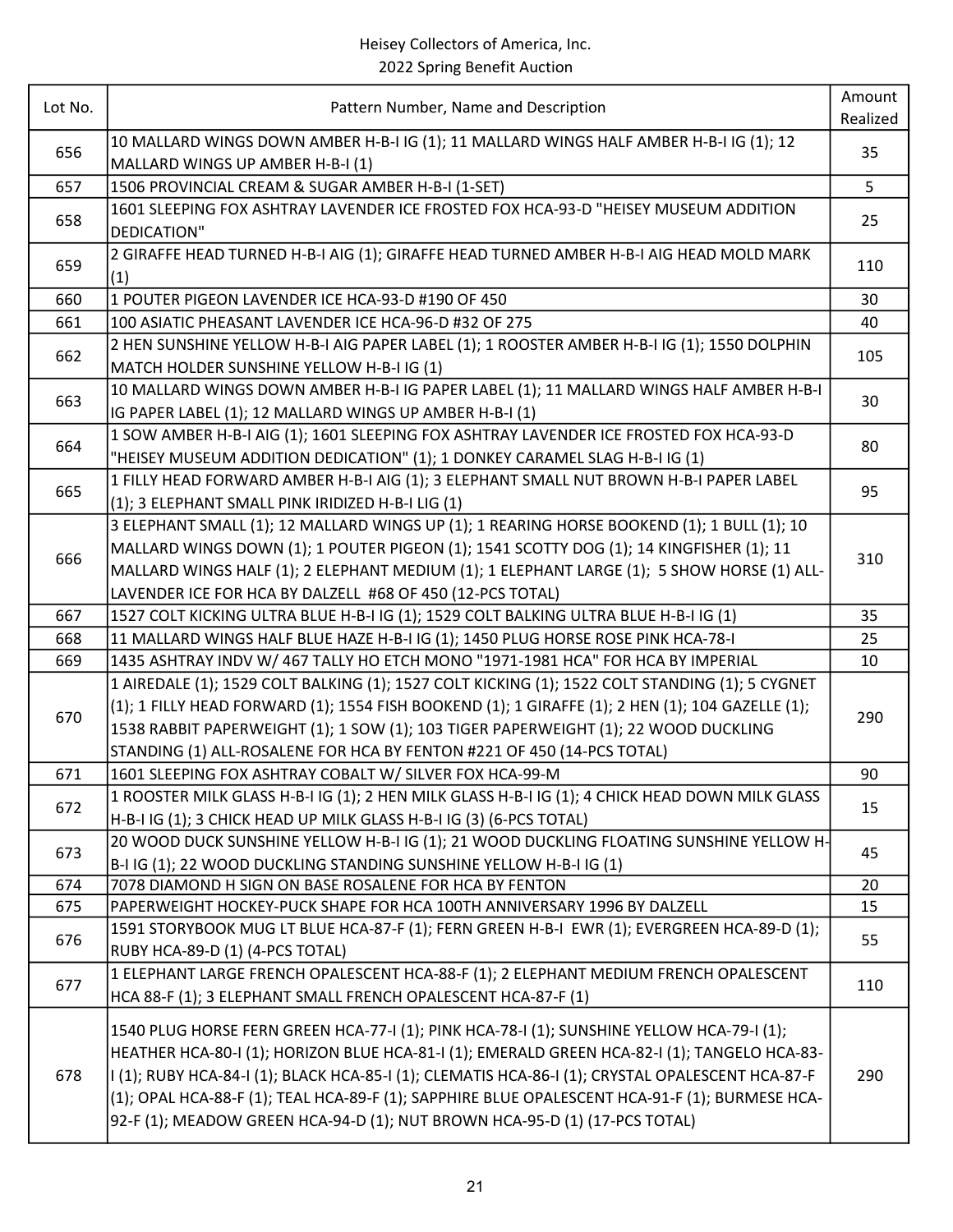Heisey Collectors of America, Inc.
2022 Spring Benefit Auction

| Lot No. | Pattern Number, Name and Description | Amount Realized |
|---|---|---|
| 656 | 10 MALLARD WINGS DOWN AMBER H-B-I IG (1); 11 MALLARD WINGS HALF AMBER H-B-I IG (1); 12 MALLARD WINGS UP AMBER H-B-I (1) | 35 |
| 657 | 1506 PROVINCIAL CREAM & SUGAR AMBER H-B-I (1-SET) | 5 |
| 658 | 1601 SLEEPING FOX ASHTRAY LAVENDER ICE FROSTED FOX HCA-93-D "HEISEY MUSEUM ADDITION DEDICATION" | 25 |
| 659 | 2 GIRAFFE HEAD TURNED H-B-I AIG (1); GIRAFFE HEAD TURNED AMBER H-B-I AIG HEAD MOLD MARK (1) | 110 |
| 660 | 1 POUTER PIGEON LAVENDER ICE HCA-93-D #190 OF 450 | 30 |
| 661 | 100 ASIATIC PHEASANT LAVENDER ICE HCA-96-D #32 OF 275 | 40 |
| 662 | 2 HEN SUNSHINE YELLOW H-B-I AIG PAPER LABEL (1); 1 ROOSTER AMBER H-B-I IG (1); 1550 DOLPHIN MATCH HOLDER SUNSHINE YELLOW H-B-I IG (1) | 105 |
| 663 | 10 MALLARD WINGS DOWN AMBER H-B-I IG PAPER LABEL (1); 11 MALLARD WINGS HALF AMBER H-B-I IG PAPER LABEL (1); 12 MALLARD WINGS UP AMBER H-B-I (1) | 30 |
| 664 | 1 SOW AMBER H-B-I AIG (1); 1601 SLEEPING FOX ASHTRAY LAVENDER ICE FROSTED FOX HCA-93-D "HEISEY MUSEUM ADDITION DEDICATION" (1); 1 DONKEY CARAMEL SLAG H-B-I IG (1) | 80 |
| 665 | 1 FILLY HEAD FORWARD AMBER H-B-I AIG (1); 3 ELEPHANT SMALL NUT BROWN H-B-I PAPER LABEL (1); 3 ELEPHANT SMALL PINK IRIDIZED H-B-I LIG (1) | 95 |
| 666 | 3 ELEPHANT SMALL (1); 12 MALLARD WINGS UP (1); 1 REARING HORSE BOOKEND (1); 1 BULL (1); 10 MALLARD WINGS DOWN (1); 1 POUTER PIGEON (1); 1541 SCOTTY DOG (1); 14 KINGFISHER (1); 11 MALLARD WINGS HALF (1); 2 ELEPHANT MEDIUM (1); 1 ELEPHANT LARGE (1); 5 SHOW HORSE (1) ALL-LAVENDER ICE FOR HCA BY DALZELL #68 OF 450 (12-PCS TOTAL) | 310 |
| 667 | 1527 COLT KICKING ULTRA BLUE H-B-I IG (1); 1529 COLT BALKING ULTRA BLUE H-B-I IG (1) | 35 |
| 668 | 11 MALLARD WINGS HALF BLUE HAZE H-B-I IG (1); 1450 PLUG HORSE ROSE PINK HCA-78-I | 25 |
| 669 | 1435 ASHTRAY INDV W/ 467 TALLY HO ETCH MONO "1971-1981 HCA" FOR HCA BY IMPERIAL | 10 |
| 670 | 1 AIREDALE (1); 1529 COLT BALKING (1); 1527 COLT KICKING (1); 1522 COLT STANDING (1); 5 CYGNET (1); 1 FILLY HEAD FORWARD (1); 1554 FISH BOOKEND (1); 1 GIRAFFE (1); 2 HEN (1); 104 GAZELLE (1); 1538 RABBIT PAPERWEIGHT (1); 1 SOW (1); 103 TIGER PAPERWEIGHT (1); 22 WOOD DUCKLING STANDING (1) ALL-ROSALENE FOR HCA BY FENTON #221 OF 450 (14-PCS TOTAL) | 290 |
| 671 | 1601 SLEEPING FOX ASHTRAY COBALT W/ SILVER FOX HCA-99-M | 90 |
| 672 | 1 ROOSTER MILK GLASS H-B-I IG (1); 2 HEN MILK GLASS H-B-I IG (1); 4 CHICK HEAD DOWN MILK GLASS H-B-I IG (1); 3 CHICK HEAD UP MILK GLASS H-B-I IG (3) (6-PCS TOTAL) | 15 |
| 673 | 20 WOOD DUCK SUNSHINE YELLOW H-B-I IG (1); 21 WOOD DUCKLING FLOATING SUNSHINE YELLOW H-B-I IG (1); 22 WOOD DUCKLING STANDING SUNSHINE YELLOW H-B-I IG (1) | 45 |
| 674 | 7078 DIAMOND H SIGN ON BASE ROSALENE FOR HCA BY FENTON | 20 |
| 675 | PAPERWEIGHT HOCKEY-PUCK SHAPE FOR HCA 100TH ANNIVERSARY 1996 BY DALZELL | 15 |
| 676 | 1591 STORYBOOK MUG LT BLUE HCA-87-F (1); FERN GREEN H-B-I EWR (1); EVERGREEN HCA-89-D (1); RUBY HCA-89-D (1) (4-PCS TOTAL) | 55 |
| 677 | 1 ELEPHANT LARGE FRENCH OPALESCENT HCA-88-F (1); 2 ELEPHANT MEDIUM FRENCH OPALESCENT HCA 88-F (1); 3 ELEPHANT SMALL FRENCH OPALESCENT HCA-87-F (1) | 110 |
| 678 | 1540 PLUG HORSE FERN GREEN HCA-77-I (1); PINK HCA-78-I (1); SUNSHINE YELLOW HCA-79-I (1); HEATHER HCA-80-I (1); HORIZON BLUE HCA-81-I (1); EMERALD GREEN HCA-82-I (1); TANGELO HCA-83-I (1); RUBY HCA-84-I (1); BLACK HCA-85-I (1); CLEMATIS HCA-86-I (1); CRYSTAL OPALESCENT HCA-87-F (1); OPAL HCA-88-F (1); TEAL HCA-89-F (1); SAPPHIRE BLUE OPALESCENT HCA-91-F (1); BURMESE HCA-92-F (1); MEADOW GREEN HCA-94-D (1); NUT BROWN HCA-95-D (1) (17-PCS TOTAL) | 290 |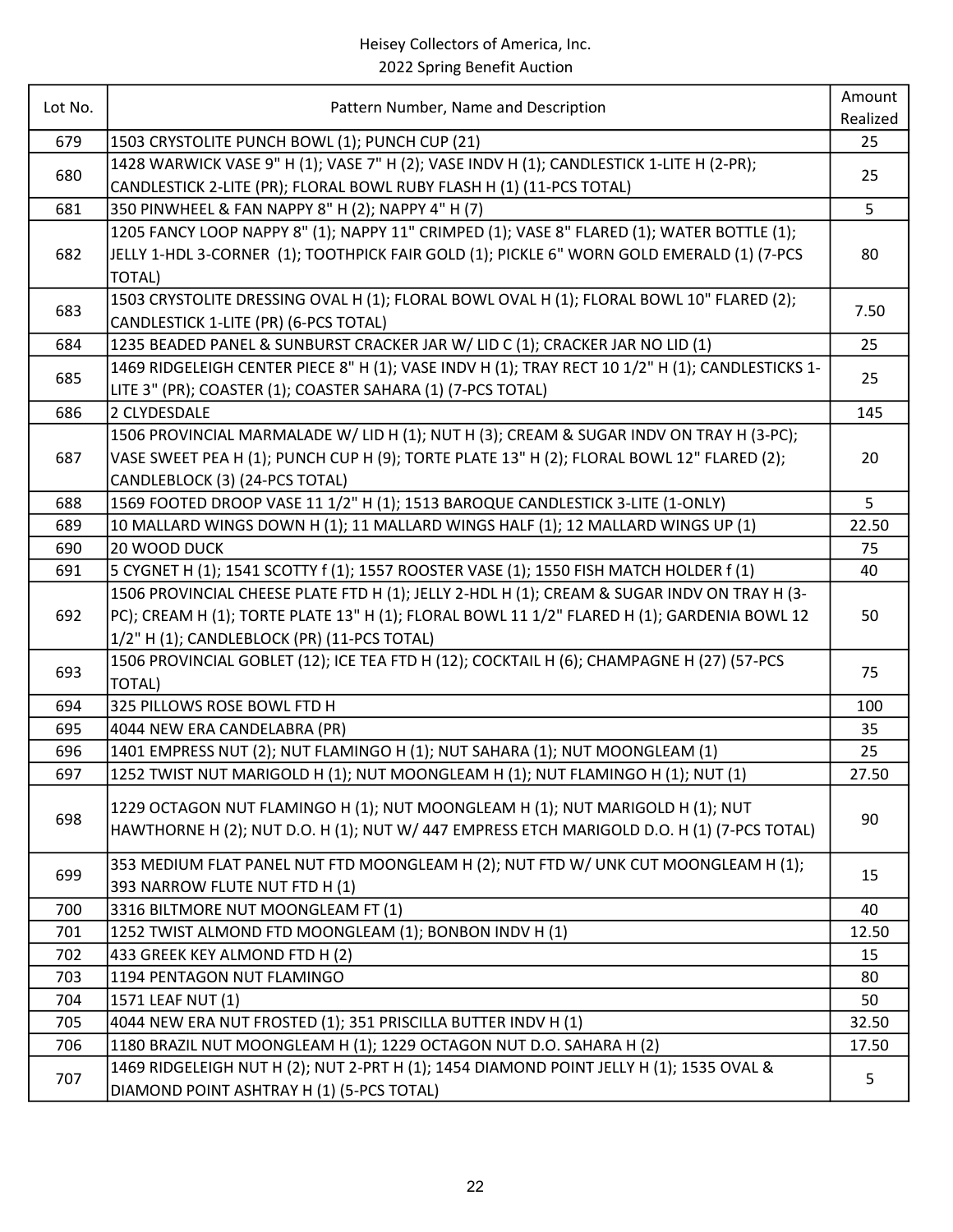Heisey Collectors of America, Inc.
2022 Spring Benefit Auction

| Lot No. | Pattern Number, Name and Description | Amount Realized |
|---|---|---|
| 679 | 1503 CRYSTOLITE PUNCH BOWL (1); PUNCH CUP (21) | 25 |
| 680 | 1428 WARWICK VASE 9" H (1); VASE 7" H (2); VASE INDV H (1); CANDLESTICK 1-LITE H (2-PR); CANDLESTICK 2-LITE (PR); FLORAL BOWL RUBY FLASH H (1) (11-PCS TOTAL) | 25 |
| 681 | 350 PINWHEEL & FAN NAPPY 8" H (2); NAPPY 4" H (7) | 5 |
| 682 | 1205 FANCY LOOP NAPPY 8" (1); NAPPY 11" CRIMPED (1); VASE 8" FLARED (1); WATER BOTTLE (1); JELLY 1-HDL 3-CORNER (1); TOOTHPICK FAIR GOLD (1); PICKLE 6" WORN GOLD EMERALD (1) (7-PCS TOTAL) | 80 |
| 683 | 1503 CRYSTOLITE DRESSING OVAL H (1); FLORAL BOWL OVAL H (1); FLORAL BOWL 10" FLARED (2); CANDLESTICK 1-LITE (PR) (6-PCS TOTAL) | 7.50 |
| 684 | 1235 BEADED PANEL & SUNBURST CRACKER JAR W/ LID C (1); CRACKER JAR NO LID (1) | 25 |
| 685 | 1469 RIDGELEIGH CENTER PIECE 8" H (1); VASE INDV H (1); TRAY RECT 10 1/2" H (1); CANDLESTICKS 1-LITE 3" (PR); COASTER (1); COASTER SAHARA (1) (7-PCS TOTAL) | 25 |
| 686 | 2 CLYDESDALE | 145 |
| 687 | 1506 PROVINCIAL MARMALADE W/ LID H (1); NUT H (3); CREAM & SUGAR INDV ON TRAY H (3-PC); VASE SWEET PEA H (1); PUNCH CUP H (9); TORTE PLATE 13" H (2); FLORAL BOWL 12" FLARED (2); CANDLEBLOCK (3) (24-PCS TOTAL) | 20 |
| 688 | 1569 FOOTED DROOP VASE 11 1/2" H (1); 1513 BAROQUE CANDLESTICK 3-LITE (1-ONLY) | 5 |
| 689 | 10 MALLARD WINGS DOWN H (1); 11 MALLARD WINGS HALF (1); 12 MALLARD WINGS UP (1) | 22.50 |
| 690 | 20 WOOD DUCK | 75 |
| 691 | 5 CYGNET H (1); 1541 SCOTTY f (1); 1557 ROOSTER VASE (1); 1550 FISH MATCH HOLDER f (1) | 40 |
| 692 | 1506 PROVINCIAL CHEESE PLATE FTD H (1); JELLY 2-HDL H (1); CREAM & SUGAR INDV ON TRAY H (3-PC); CREAM H (1); TORTE PLATE 13" H (1); FLORAL BOWL 11 1/2" FLARED H (1); GARDENIA BOWL 12 1/2" H (1); CANDLEBLOCK (PR) (11-PCS TOTAL) | 50 |
| 693 | 1506 PROVINCIAL GOBLET (12); ICE TEA FTD H (12); COCKTAIL H (6); CHAMPAGNE H (27) (57-PCS TOTAL) | 75 |
| 694 | 325 PILLOWS ROSE BOWL FTD H | 100 |
| 695 | 4044 NEW ERA CANDELABRA (PR) | 35 |
| 696 | 1401 EMPRESS NUT (2); NUT FLAMINGO H (1); NUT SAHARA (1); NUT MOONGLEAM (1) | 25 |
| 697 | 1252 TWIST NUT MARIGOLD H (1); NUT MOONGLEAM H (1); NUT FLAMINGO H (1); NUT (1) | 27.50 |
| 698 | 1229 OCTAGON NUT FLAMINGO H (1); NUT MOONGLEAM H (1); NUT MARIGOLD H (1); NUT HAWTHORNE H (2); NUT D.O. H (1); NUT W/ 447 EMPRESS ETCH MARIGOLD D.O. H (1) (7-PCS TOTAL) | 90 |
| 699 | 353 MEDIUM FLAT PANEL NUT FTD MOONGLEAM H (2); NUT FTD W/ UNK CUT MOONGLEAM H (1); 393 NARROW FLUTE NUT FTD H (1) | 15 |
| 700 | 3316 BILTMORE NUT MOONGLEAM FT (1) | 40 |
| 701 | 1252 TWIST ALMOND FTD MOONGLEAM (1); BONBON INDV H (1) | 12.50 |
| 702 | 433 GREEK KEY ALMOND FTD H (2) | 15 |
| 703 | 1194 PENTAGON NUT FLAMINGO | 80 |
| 704 | 1571 LEAF NUT (1) | 50 |
| 705 | 4044 NEW ERA NUT FROSTED (1); 351 PRISCILLA BUTTER INDV H (1) | 32.50 |
| 706 | 1180 BRAZIL NUT MOONGLEAM H (1); 1229 OCTAGON NUT D.O. SAHARA H (2) | 17.50 |
| 707 | 1469 RIDGELEIGH NUT H (2); NUT 2-PRT H (1); 1454 DIAMOND POINT JELLY H (1); 1535 OVAL & DIAMOND POINT ASHTRAY H (1) (5-PCS TOTAL) | 5 |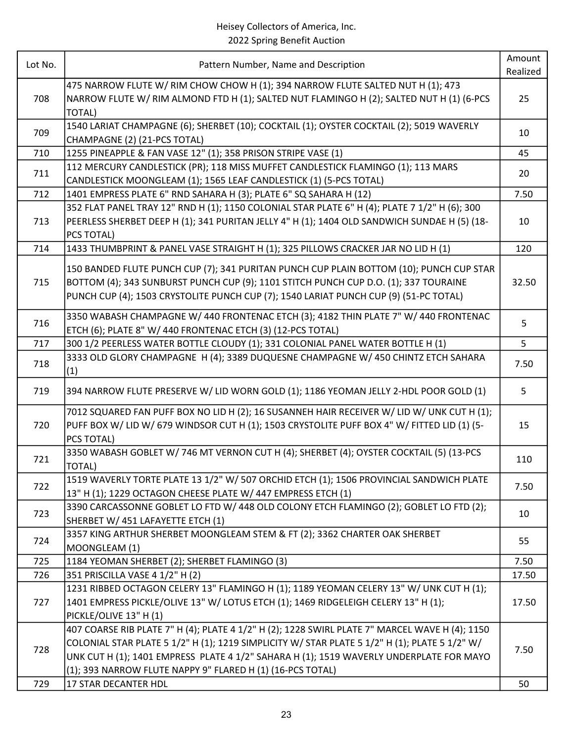Heisey Collectors of America, Inc.
2022 Spring Benefit Auction

| Lot No. | Pattern Number, Name and Description | Amount Realized |
|---|---|---|
| 708 | 475 NARROW FLUTE W/ RIM CHOW CHOW H (1); 394 NARROW FLUTE SALTED NUT H (1); 473 NARROW FLUTE W/ RIM ALMOND FTD H (1); SALTED NUT FLAMINGO H (2); SALTED NUT H (1) (6-PCS TOTAL) | 25 |
| 709 | 1540 LARIAT CHAMPAGNE (6); SHERBET (10); COCKTAIL (1); OYSTER COCKTAIL (2); 5019 WAVERLY CHAMPAGNE (2) (21-PCS TOTAL) | 10 |
| 710 | 1255 PINEAPPLE & FAN VASE 12" (1); 358 PRISON STRIPE VASE (1) | 45 |
| 711 | 112 MERCURY CANDLESTICK (PR); 118 MISS MUFFET CANDLESTICK FLAMINGO (1); 113 MARS CANDLESTICK MOONGLEAM (1); 1565 LEAF CANDLESTICK (1) (5-PCS TOTAL) | 20 |
| 712 | 1401 EMPRESS PLATE 6" RND SAHARA H (3); PLATE 6" SQ SAHARA H (12) | 7.50 |
| 713 | 352 FLAT PANEL TRAY 12" RND H (1); 1150 COLONIAL STAR PLATE 6" H (4); PLATE 7 1/2" H (6); 300 PEERLESS SHERBET DEEP H (1); 341 PURITAN JELLY 4" H (1); 1404 OLD SANDWICH SUNDAE H (5) (18-PCS TOTAL) | 10 |
| 714 | 1433 THUMBPRINT & PANEL VASE STRAIGHT H (1); 325 PILLOWS CRACKER JAR NO LID H (1) | 120 |
| 715 | 150 BANDED FLUTE PUNCH CUP (7); 341 PURITAN PUNCH CUP PLAIN BOTTOM (10); PUNCH CUP STAR BOTTOM (4); 343 SUNBURST PUNCH CUP (9); 1101 STITCH PUNCH CUP D.O. (1); 337 TOURAINE PUNCH CUP (4); 1503 CRYSTOLITE PUNCH CUP (7); 1540 LARIAT PUNCH CUP (9) (51-PC TOTAL) | 32.50 |
| 716 | 3350 WABASH CHAMPAGNE W/ 440 FRONTENAC ETCH (3); 4182 THIN PLATE 7" W/ 440 FRONTENAC ETCH (6); PLATE 8" W/ 440 FRONTENAC ETCH (3) (12-PCS TOTAL) | 5 |
| 717 | 300 1/2 PEERLESS WATER BOTTLE CLOUDY (1); 331 COLONIAL PANEL WATER BOTTLE H (1) | 5 |
| 718 | 3333 OLD GLORY CHAMPAGNE H (4); 3389 DUQUESNE CHAMPAGNE W/ 450 CHINTZ ETCH SAHARA (1) | 7.50 |
| 719 | 394 NARROW FLUTE PRESERVE W/ LID WORN GOLD (1); 1186 YEOMAN JELLY 2-HDL POOR GOLD (1) | 5 |
| 720 | 7012 SQUARED FAN PUFF BOX NO LID H (2); 16 SUSANNEH HAIR RECEIVER W/ LID W/ UNK CUT H (1); PUFF BOX W/ LID W/ 679 WINDSOR CUT H (1); 1503 CRYSTOLITE PUFF BOX 4" W/ FITTED LID (1) (5-PCS TOTAL) | 15 |
| 721 | 3350 WABASH GOBLET W/ 746 MT VERNON CUT H (4); SHERBET (4); OYSTER COCKTAIL (5) (13-PCS TOTAL) | 110 |
| 722 | 1519 WAVERLY TORTE PLATE 13 1/2" W/ 507 ORCHID ETCH (1); 1506 PROVINCIAL SANDWICH PLATE 13" H (1); 1229 OCTAGON CHEESE PLATE W/ 447 EMPRESS ETCH (1) | 7.50 |
| 723 | 3390 CARCASSONNE GOBLET LO FTD W/ 448 OLD COLONY ETCH FLAMINGO (2); GOBLET LO FTD (2); SHERBET W/ 451 LAFAYETTE ETCH (1) | 10 |
| 724 | 3357 KING ARTHUR SHERBET MOONGLEAM STEM & FT (2); 3362 CHARTER OAK SHERBET MOONGLEAM (1) | 55 |
| 725 | 1184 YEOMAN SHERBET (2); SHERBET FLAMINGO (3) | 7.50 |
| 726 | 351 PRISCILLA VASE 4 1/2" H (2) | 17.50 |
| 727 | 1231 RIBBED OCTAGON CELERY 13" FLAMINGO H (1); 1189 YEOMAN CELERY 13" W/ UNK CUT H (1); 1401 EMPRESS PICKLE/OLIVE 13" W/ LOTUS ETCH (1); 1469 RIDGELEIGH CELERY 13" H (1); PICKLE/OLIVE 13" H (1) | 17.50 |
| 728 | 407 COARSE RIB PLATE 7" H (4); PLATE 4 1/2" H (2); 1228 SWIRL PLATE 7" MARCEL WAVE H (4); 1150 COLONIAL STAR PLATE 5 1/2" H (1); 1219 SIMPLICITY W/ STAR PLATE 5 1/2" H (1); PLATE 5 1/2" W/ UNK CUT H (1); 1401 EMPRESS PLATE 4 1/2" SAHARA H (1); 1519 WAVERLY UNDERPLATE FOR MAYO (1); 393 NARROW FLUTE NAPPY 9" FLARED H (1) (16-PCS TOTAL) | 7.50 |
| 729 | 17 STAR DECANTER HDL | 50 |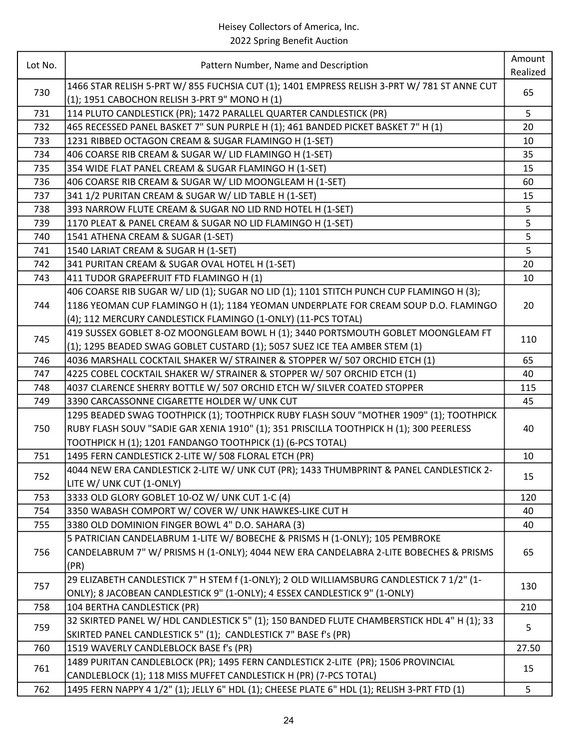Heisey Collectors of America, Inc.
2022 Spring Benefit Auction

| Lot No. | Pattern Number, Name and Description | Amount Realized |
|---|---|---|
| 730 | 1466 STAR RELISH 5-PRT W/ 855 FUCHSIA CUT (1); 1401 EMPRESS RELISH 3-PRT W/ 781 ST ANNE CUT (1); 1951 CABOCHON RELISH 3-PRT 9" MONO H (1) | 65 |
| 731 | 114 PLUTO CANDLESTICK (PR); 1472 PARALLEL QUARTER CANDLESTICK (PR) | 5 |
| 732 | 465 RECESSED PANEL BASKET 7" SUN PURPLE H (1); 461 BANDED PICKET BASKET 7" H (1) | 20 |
| 733 | 1231 RIBBED OCTAGON CREAM & SUGAR FLAMINGO H (1-SET) | 10 |
| 734 | 406 COARSE RIB CREAM & SUGAR W/ LID FLAMINGO H (1-SET) | 35 |
| 735 | 354 WIDE FLAT PANEL CREAM & SUGAR FLAMINGO H (1-SET) | 15 |
| 736 | 406 COARSE RIB CREAM & SUGAR W/ LID MOONGLEAM H (1-SET) | 60 |
| 737 | 341 1/2 PURITAN CREAM & SUGAR W/ LID TABLE H (1-SET) | 15 |
| 738 | 393 NARROW FLUTE CREAM & SUGAR NO LID RND HOTEL H (1-SET) | 5 |
| 739 | 1170 PLEAT & PANEL CREAM & SUGAR NO LID FLAMINGO H (1-SET) | 5 |
| 740 | 1541 ATHENA CREAM & SUGAR (1-SET) | 5 |
| 741 | 1540 LARIAT CREAM & SUGAR H (1-SET) | 5 |
| 742 | 341 PURITAN CREAM & SUGAR OVAL HOTEL H (1-SET) | 20 |
| 743 | 411 TUDOR GRAPEFRUIT FTD FLAMINGO H (1) | 10 |
| 744 | 406 COARSE RIB SUGAR W/ LID (1); SUGAR NO LID (1); 1101 STITCH PUNCH CUP FLAMINGO H (3); 1186 YEOMAN CUP FLAMINGO H (1); 1184 YEOMAN UNDERPLATE FOR CREAM SOUP D.O. FLAMINGO (4); 112 MERCURY CANDLESTICK FLAMINGO (1-ONLY) (11-PCS TOTAL) | 20 |
| 745 | 419 SUSSEX GOBLET 8-OZ MOONGLEAM BOWL H (1); 3440 PORTSMOUTH GOBLET MOONGLEAM FT (1); 1295 BEADED SWAG GOBLET CUSTARD (1); 5057 SUEZ ICE TEA AMBER STEM (1) | 110 |
| 746 | 4036 MARSHALL COCKTAIL SHAKER W/ STRAINER & STOPPER W/ 507 ORCHID ETCH (1) | 65 |
| 747 | 4225 COBEL COCKTAIL SHAKER W/ STRAINER & STOPPER W/ 507 ORCHID ETCH (1) | 40 |
| 748 | 4037 CLARENCE SHERRY BOTTLE W/ 507 ORCHID ETCH W/ SILVER COATED STOPPER | 115 |
| 749 | 3390 CARCASSONNE CIGARETTE HOLDER W/ UNK CUT | 45 |
| 750 | 1295 BEADED SWAG TOOTHPICK (1); TOOTHPICK RUBY FLASH SOUV "MOTHER 1909" (1); TOOTHPICK RUBY FLASH SOUV "SADIE GAR XENIA 1910" (1); 351 PRISCILLA TOOTHPICK H (1); 300 PEERLESS TOOTHPICK H (1); 1201 FANDANGO TOOTHPICK (1) (6-PCS TOTAL) | 40 |
| 751 | 1495 FERN CANDLESTICK 2-LITE W/ 508 FLORAL ETCH (PR) | 10 |
| 752 | 4044 NEW ERA CANDLESTICK 2-LITE W/ UNK CUT (PR); 1433 THUMBPRINT & PANEL CANDLESTICK 2-LITE W/ UNK CUT (1-ONLY) | 15 |
| 753 | 3333 OLD GLORY GOBLET 10-OZ W/ UNK CUT 1-C (4) | 120 |
| 754 | 3350 WABASH COMPORT W/ COVER W/ UNK HAWKES-LIKE CUT H | 40 |
| 755 | 3380 OLD DOMINION FINGER BOWL 4" D.O. SAHARA (3) | 40 |
| 756 | 5 PATRICIAN CANDELABRUM 1-LITE W/ BOBECHE & PRISMS H (1-ONLY); 105 PEMBROKE CANDELABRUM 7" W/ PRISMS H (1-ONLY); 4044 NEW ERA CANDELABRA 2-LITE BOBECHES & PRISMS (PR) | 65 |
| 757 | 29 ELIZABETH CANDLESTICK 7" H STEM f (1-ONLY); 2 OLD WILLIAMSBURG CANDLESTICK 7 1/2" (1-ONLY); 8 JACOBEAN CANDLESTICK 9" (1-ONLY); 4 ESSEX CANDLESTICK 9" (1-ONLY) | 130 |
| 758 | 104 BERTHA CANDLESTICK (PR) | 210 |
| 759 | 32 SKIRTED PANEL W/ HDL CANDLESTICK 5" (1); 150 BANDED FLUTE CHAMBERSTICK HDL 4" H (1); 33 SKIRTED PANEL CANDLESTICK 5" (1); CANDLESTICK 7" BASE f's (PR) | 5 |
| 760 | 1519 WAVERLY CANDLEBLOCK BASE f's (PR) | 27.50 |
| 761 | 1489 PURITAN CANDLEBLOCK (PR); 1495 FERN CANDLESTICK 2-LITE (PR); 1506 PROVINCIAL CANDLEBLOCK (1); 118 MISS MUFFET CANDLESTICK H (PR) (7-PCS TOTAL) | 15 |
| 762 | 1495 FERN NAPPY 4 1/2" (1); JELLY 6" HDL (1); CHEESE PLATE 6" HDL (1); RELISH 3-PRT FTD (1) | 5 |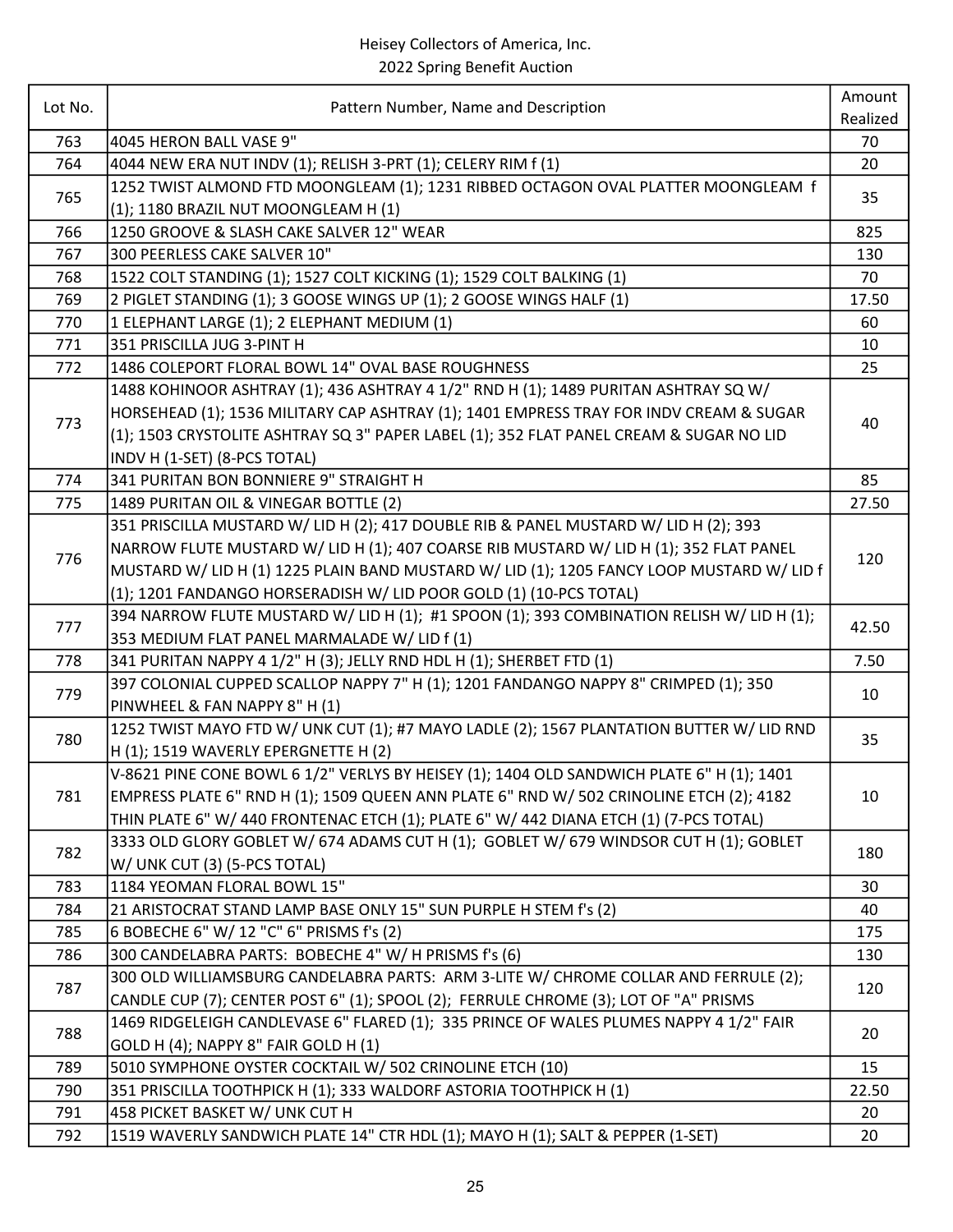Heisey Collectors of America, Inc.
2022 Spring Benefit Auction

| Lot No. | Pattern Number, Name and Description | Amount Realized |
|---|---|---|
| 763 | 4045 HERON BALL VASE 9" | 70 |
| 764 | 4044 NEW ERA NUT INDV (1); RELISH 3-PRT (1); CELERY RIM f (1) | 20 |
| 765 | 1252 TWIST ALMOND FTD MOONGLEAM (1); 1231 RIBBED OCTAGON OVAL PLATTER MOONGLEAM f (1); 1180 BRAZIL NUT MOONGLEAM H (1) | 35 |
| 766 | 1250 GROOVE & SLASH CAKE SALVER 12" WEAR | 825 |
| 767 | 300 PEERLESS CAKE SALVER 10" | 130 |
| 768 | 1522 COLT STANDING (1); 1527 COLT KICKING (1); 1529 COLT BALKING (1) | 70 |
| 769 | 2 PIGLET STANDING (1); 3 GOOSE WINGS UP (1); 2 GOOSE WINGS HALF (1) | 17.50 |
| 770 | 1 ELEPHANT LARGE (1); 2 ELEPHANT MEDIUM (1) | 60 |
| 771 | 351 PRISCILLA JUG 3-PINT H | 10 |
| 772 | 1486 COLEPORT FLORAL BOWL 14" OVAL BASE ROUGHNESS | 25 |
| 773 | 1488 KOHINOOR ASHTRAY (1); 436 ASHTRAY 4 1/2" RND H (1); 1489 PURITAN ASHTRAY SQ W/ HORSEHEAD (1); 1536 MILITARY CAP ASHTRAY (1); 1401 EMPRESS TRAY FOR INDV CREAM & SUGAR (1); 1503 CRYSTOLITE ASHTRAY SQ 3" PAPER LABEL (1); 352 FLAT PANEL CREAM & SUGAR NO LID INDV H (1-SET) (8-PCS TOTAL) | 40 |
| 774 | 341 PURITAN BON BONNIERE 9" STRAIGHT H | 85 |
| 775 | 1489 PURITAN OIL & VINEGAR BOTTLE (2) | 27.50 |
| 776 | 351 PRISCILLA MUSTARD W/ LID H (2); 417 DOUBLE RIB & PANEL MUSTARD W/ LID H (2); 393 NARROW FLUTE MUSTARD W/ LID H (1); 407 COARSE RIB MUSTARD W/ LID H (1); 352 FLAT PANEL MUSTARD W/ LID H (1) 1225 PLAIN BAND MUSTARD W/ LID (1); 1205 FANCY LOOP MUSTARD W/ LID f (1); 1201 FANDANGO HORSERADISH W/ LID POOR GOLD (1) (10-PCS TOTAL) | 120 |
| 777 | 394 NARROW FLUTE MUSTARD W/ LID H (1); #1 SPOON (1); 393 COMBINATION RELISH W/ LID H (1); 353 MEDIUM FLAT PANEL MARMALADE W/ LID f (1) | 42.50 |
| 778 | 341 PURITAN NAPPY 4 1/2" H (3); JELLY RND HDL H (1); SHERBET FTD (1) | 7.50 |
| 779 | 397 COLONIAL CUPPED SCALLOP NAPPY 7" H (1); 1201 FANDANGO NAPPY 8" CRIMPED (1); 350 PINWHEEL & FAN NAPPY 8" H (1) | 10 |
| 780 | 1252 TWIST MAYO FTD W/ UNK CUT (1); #7 MAYO LADLE (2); 1567 PLANTATION BUTTER W/ LID RND H (1); 1519 WAVERLY EPERGNETTE H (2) | 35 |
| 781 | V-8621 PINE CONE BOWL 6 1/2" VERLYS BY HEISEY (1); 1404 OLD SANDWICH PLATE 6" H (1); 1401 EMPRESS PLATE 6" RND H (1); 1509 QUEEN ANN PLATE 6" RND W/ 502 CRINOLINE ETCH (2); 4182 THIN PLATE 6" W/ 440 FRONTENAC ETCH (1); PLATE 6" W/ 442 DIANA ETCH (1) (7-PCS TOTAL) | 10 |
| 782 | 3333 OLD GLORY GOBLET W/ 674 ADAMS CUT H (1); GOBLET W/ 679 WINDSOR CUT H (1); GOBLET W/ UNK CUT (3) (5-PCS TOTAL) | 180 |
| 783 | 1184 YEOMAN FLORAL BOWL 15" | 30 |
| 784 | 21 ARISTOCRAT STAND LAMP BASE ONLY 15" SUN PURPLE H STEM f's (2) | 40 |
| 785 | 6 BOBECHE 6" W/ 12 "C" 6" PRISMS f's (2) | 175 |
| 786 | 300 CANDELABRA PARTS: BOBECHE 4" W/ H PRISMS f's (6) | 130 |
| 787 | 300 OLD WILLIAMSBURG CANDELABRA PARTS: ARM 3-LITE W/ CHROME COLLAR AND FERRULE (2); CANDLE CUP (7); CENTER POST 6" (1); SPOOL (2); FERRULE CHROME (3); LOT OF "A" PRISMS | 120 |
| 788 | 1469 RIDGELEIGH CANDLEVASE 6" FLARED (1); 335 PRINCE OF WALES PLUMES NAPPY 4 1/2" FAIR GOLD H (4); NAPPY 8" FAIR GOLD H (1) | 20 |
| 789 | 5010 SYMPHONE OYSTER COCKTAIL W/ 502 CRINOLINE ETCH (10) | 15 |
| 790 | 351 PRISCILLA TOOTHPICK H (1); 333 WALDORF ASTORIA TOOTHPICK H (1) | 22.50 |
| 791 | 458 PICKET BASKET W/ UNK CUT H | 20 |
| 792 | 1519 WAVERLY SANDWICH PLATE 14" CTR HDL (1); MAYO H (1); SALT & PEPPER (1-SET) | 20 |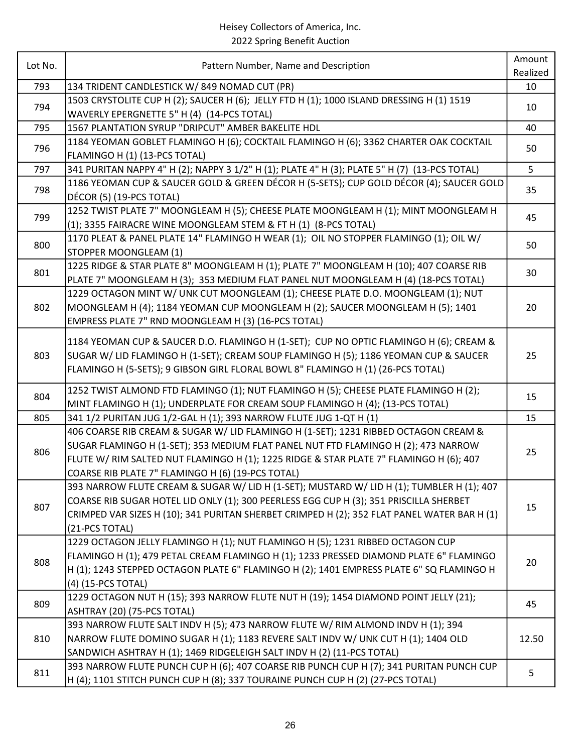Heisey Collectors of America, Inc.
2022 Spring Benefit Auction

| Lot No. | Pattern Number, Name and Description | Amount Realized |
|---|---|---|
| 793 | 134 TRIDENT CANDLESTICK W/ 849 NOMAD CUT (PR) | 10 |
| 794 | 1503 CRYSTOLITE CUP H (2); SAUCER H (6); JELLY FTD H (1); 1000 ISLAND DRESSING H (1) 1519 WAVERLY EPERGNETTE 5" H (4) (14-PCS TOTAL) | 10 |
| 795 | 1567 PLANTATION SYRUP "DRIPCUT" AMBER BAKELITE HDL | 40 |
| 796 | 1184 YEOMAN GOBLET FLAMINGO H (6); COCKTAIL FLAMINGO H (6); 3362 CHARTER OAK COCKTAIL FLAMINGO H (1) (13-PCS TOTAL) | 50 |
| 797 | 341 PURITAN NAPPY 4" H (2); NAPPY 3 1/2" H (1); PLATE 4" H (3); PLATE 5" H (7) (13-PCS TOTAL) | 5 |
| 798 | 1186 YEOMAN CUP & SAUCER GOLD & GREEN DÉCOR H (5-SETS); CUP GOLD DÉCOR (4); SAUCER GOLD DÉCOR (5) (19-PCS TOTAL) | 35 |
| 799 | 1252 TWIST PLATE 7" MOONGLEAM H (5); CHEESE PLATE MOONGLEAM H (1); MINT MOONGLEAM H (1); 3355 FAIRACRE WINE MOONGLEAM STEM & FT H (1) (8-PCS TOTAL) | 45 |
| 800 | 1170 PLEAT & PANEL PLATE 14" FLAMINGO H WEAR (1); OIL NO STOPPER FLAMINGO (1); OIL W/ STOPPER MOONGLEAM (1) | 50 |
| 801 | 1225 RIDGE & STAR PLATE 8" MOONGLEAM H (1); PLATE 7" MOONGLEAM H (10); 407 COARSE RIB PLATE 7" MOONGLEAM H (3); 353 MEDIUM FLAT PANEL NUT MOONGLEAM H (4) (18-PCS TOTAL) | 30 |
| 802 | 1229 OCTAGON MINT W/ UNK CUT MOONGLEAM (1); CHEESE PLATE D.O. MOONGLEAM (1); NUT MOONGLEAM H (4); 1184 YEOMAN CUP MOONGLEAM H (2); SAUCER MOONGLEAM H (5); 1401 EMPRESS PLATE 7" RND MOONGLEAM H (3) (16-PCS TOTAL) | 20 |
| 803 | 1184 YEOMAN CUP & SAUCER D.O. FLAMINGO H (1-SET); CUP NO OPTIC FLAMINGO H (6); CREAM & SUGAR W/ LID FLAMINGO H (1-SET); CREAM SOUP FLAMINGO H (5); 1186 YEOMAN CUP & SAUCER FLAMINGO H (5-SETS); 9 GIBSON GIRL FLORAL BOWL 8" FLAMINGO H (1) (26-PCS TOTAL) | 25 |
| 804 | 1252 TWIST ALMOND FTD FLAMINGO (1); NUT FLAMINGO H (5); CHEESE PLATE FLAMINGO H (2); MINT FLAMINGO H (1); UNDERPLATE FOR CREAM SOUP FLAMINGO H (4); (13-PCS TOTAL) | 15 |
| 805 | 341 1/2 PURITAN JUG 1/2-GAL H (1); 393 NARROW FLUTE JUG 1-QT H (1) | 15 |
| 806 | 406 COARSE RIB CREAM & SUGAR W/ LID FLAMINGO H (1-SET); 1231 RIBBED OCTAGON CREAM & SUGAR FLAMINGO H (1-SET); 353 MEDIUM FLAT PANEL NUT FTD FLAMINGO H (2); 473 NARROW FLUTE W/ RIM SALTED NUT FLAMINGO H (1); 1225 RIDGE & STAR PLATE 7" FLAMINGO H (6); 407 COARSE RIB PLATE 7" FLAMINGO H (6) (19-PCS TOTAL) | 25 |
| 807 | 393 NARROW FLUTE CREAM & SUGAR W/ LID H (1-SET); MUSTARD W/ LID H (1); TUMBLER H (1); 407 COARSE RIB SUGAR HOTEL LID ONLY (1); 300 PEERLESS EGG CUP H (3); 351 PRISCILLA SHERBET CRIMPED VAR SIZES H (10); 341 PURITAN SHERBET CRIMPED H (2); 352 FLAT PANEL WATER BAR H (1) (21-PCS TOTAL) | 15 |
| 808 | 1229 OCTAGON JELLY FLAMINGO H (1); NUT FLAMINGO H (5); 1231 RIBBED OCTAGON CUP FLAMINGO H (1); 479 PETAL CREAM FLAMINGO H (1); 1233 PRESSED DIAMOND PLATE 6" FLAMINGO H (1); 1243 STEPPED OCTAGON PLATE 6" FLAMINGO H (2); 1401 EMPRESS PLATE 6" SQ FLAMINGO H (4) (15-PCS TOTAL) | 20 |
| 809 | 1229 OCTAGON NUT H (15); 393 NARROW FLUTE NUT H (19); 1454 DIAMOND POINT JELLY (21); ASHTRAY (20) (75-PCS TOTAL) | 45 |
| 810 | 393 NARROW FLUTE SALT INDV H (5); 473 NARROW FLUTE W/ RIM ALMOND INDV H (1); 394 NARROW FLUTE DOMINO SUGAR H (1); 1183 REVERE SALT INDV W/ UNK CUT H (1); 1404 OLD SANDWICH ASHTRAY H (1); 1469 RIDGELEIGH SALT INDV H (2) (11-PCS TOTAL) | 12.50 |
| 811 | 393 NARROW FLUTE PUNCH CUP H (6); 407 COARSE RIB PUNCH CUP H (7); 341 PURITAN PUNCH CUP H (4); 1101 STITCH PUNCH CUP H (8); 337 TOURAINE PUNCH CUP H (2) (27-PCS TOTAL) | 5 |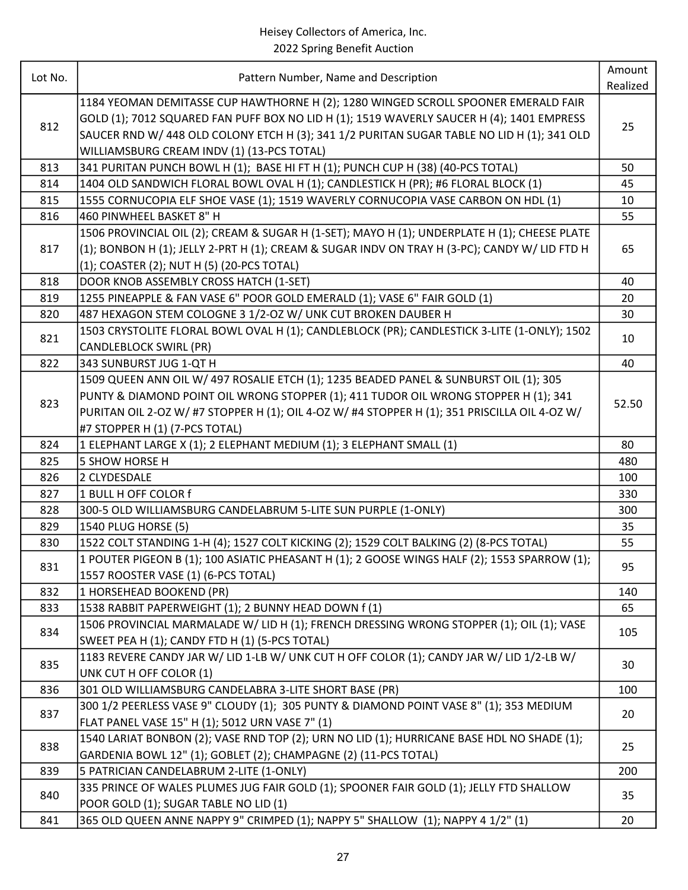Heisey Collectors of America, Inc.
2022 Spring Benefit Auction

| Lot No. | Pattern Number, Name and Description | Amount Realized |
|---|---|---|
| 812 | 1184 YEOMAN DEMITASSE CUP HAWTHORNE H (2); 1280 WINGED SCROLL SPOONER EMERALD FAIR GOLD (1); 7012 SQUARED FAN PUFF BOX NO LID H (1); 1519 WAVERLY SAUCER H (4); 1401 EMPRESS SAUCER RND W/ 448 OLD COLONY ETCH H (3); 341 1/2 PURITAN SUGAR TABLE NO LID H (1); 341 OLD WILLIAMSBURG CREAM INDV (1) (13-PCS TOTAL) | 25 |
| 813 | 341 PURITAN PUNCH BOWL H (1); BASE HI FT H (1); PUNCH CUP H (38) (40-PCS TOTAL) | 50 |
| 814 | 1404 OLD SANDWICH FLORAL BOWL OVAL H (1); CANDLESTICK H (PR); #6 FLORAL BLOCK (1) | 45 |
| 815 | 1555 CORNUCOPIA ELF SHOE VASE (1); 1519 WAVERLY CORNUCOPIA VASE CARBON ON HDL (1) | 10 |
| 816 | 460 PINWHEEL BASKET 8" H | 55 |
| 817 | 1506 PROVINCIAL OIL (2); CREAM & SUGAR H (1-SET); MAYO H (1); UNDERPLATE H (1); CHEESE PLATE (1); BONBON H (1); JELLY 2-PRT H (1); CREAM & SUGAR INDV ON TRAY H (3-PC); CANDY W/ LID FTD H (1); COASTER (2); NUT H (5) (20-PCS TOTAL) | 65 |
| 818 | DOOR KNOB ASSEMBLY CROSS HATCH (1-SET) | 40 |
| 819 | 1255 PINEAPPLE & FAN VASE 6" POOR GOLD EMERALD (1); VASE 6" FAIR GOLD (1) | 20 |
| 820 | 487 HEXAGON STEM COLOGNE 3 1/2-OZ W/ UNK CUT BROKEN DAUBER H | 30 |
| 821 | 1503 CRYSTOLITE FLORAL BOWL OVAL H (1); CANDLEBLOCK (PR); CANDLESTICK 3-LITE (1-ONLY); 1502 CANDLEBLOCK SWIRL (PR) | 10 |
| 822 | 343 SUNBURST JUG 1-QT H | 40 |
| 823 | 1509 QUEEN ANN OIL W/ 497 ROSALIE ETCH (1); 1235 BEADED PANEL & SUNBURST OIL (1); 305 PUNTY & DIAMOND POINT OIL WRONG STOPPER (1); 411 TUDOR OIL WRONG STOPPER H (1); 341 PURITAN OIL 2-OZ W/ #7 STOPPER H (1); OIL 4-OZ W/ #4 STOPPER H (1); 351 PRISCILLA OIL 4-OZ W/ #7 STOPPER H (1) (7-PCS TOTAL) | 52.50 |
| 824 | 1 ELEPHANT LARGE X (1); 2 ELEPHANT MEDIUM (1); 3 ELEPHANT SMALL (1) | 80 |
| 825 | 5 SHOW HORSE H | 480 |
| 826 | 2 CLYDESDALE | 100 |
| 827 | 1 BULL H OFF COLOR f | 330 |
| 828 | 300-5 OLD WILLIAMSBURG CANDELABRUM 5-LITE SUN PURPLE (1-ONLY) | 300 |
| 829 | 1540 PLUG HORSE (5) | 35 |
| 830 | 1522 COLT STANDING 1-H (4); 1527 COLT KICKING (2); 1529 COLT BALKING (2) (8-PCS TOTAL) | 55 |
| 831 | 1 POUTER PIGEON B (1); 100 ASIATIC PHEASANT H (1); 2 GOOSE WINGS HALF (2); 1553 SPARROW (1); 1557 ROOSTER VASE (1) (6-PCS TOTAL) | 95 |
| 832 | 1 HORSEHEAD BOOKEND (PR) | 140 |
| 833 | 1538 RABBIT PAPERWEIGHT (1); 2 BUNNY HEAD DOWN f (1) | 65 |
| 834 | 1506 PROVINCIAL MARMALADE W/ LID H (1); FRENCH DRESSING WRONG STOPPER (1); OIL (1); VASE SWEET PEA H (1); CANDY FTD H (1) (5-PCS TOTAL) | 105 |
| 835 | 1183 REVERE CANDY JAR W/ LID 1-LB W/ UNK CUT H OFF COLOR (1); CANDY JAR W/ LID 1/2-LB W/ UNK CUT H OFF COLOR (1) | 30 |
| 836 | 301 OLD WILLIAMSBURG CANDELABRA 3-LITE SHORT BASE (PR) | 100 |
| 837 | 300 1/2 PEERLESS VASE 9" CLOUDY (1); 305 PUNTY & DIAMOND POINT VASE 8" (1); 353 MEDIUM FLAT PANEL VASE 15" H (1); 5012 URN VASE 7" (1) | 20 |
| 838 | 1540 LARIAT BONBON (2); VASE RND TOP (2); URN NO LID (1); HURRICANE BASE HDL NO SHADE (1); GARDENIA BOWL 12" (1); GOBLET (2); CHAMPAGNE (2) (11-PCS TOTAL) | 25 |
| 839 | 5 PATRICIAN CANDELABRUM 2-LITE (1-ONLY) | 200 |
| 840 | 335 PRINCE OF WALES PLUMES JUG FAIR GOLD (1); SPOONER FAIR GOLD (1); JELLY FTD SHALLOW POOR GOLD (1); SUGAR TABLE NO LID (1) | 35 |
| 841 | 365 OLD QUEEN ANNE NAPPY 9" CRIMPED (1); NAPPY 5" SHALLOW (1); NAPPY 4 1/2" (1) | 20 |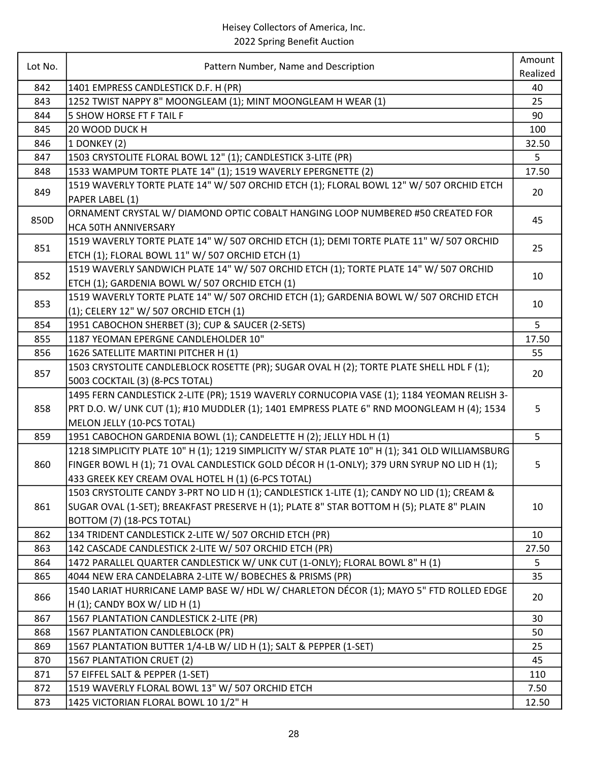Heisey Collectors of America, Inc.
2022 Spring Benefit Auction

| Lot No. | Pattern Number, Name and Description | Amount Realized |
|---|---|---|
| 842 | 1401 EMPRESS CANDLESTICK D.F. H (PR) | 40 |
| 843 | 1252 TWIST NAPPY 8" MOONGLEAM (1); MINT MOONGLEAM H WEAR (1) | 25 |
| 844 | 5 SHOW HORSE FT F TAIL F | 90 |
| 845 | 20 WOOD DUCK H | 100 |
| 846 | 1 DONKEY (2) | 32.50 |
| 847 | 1503 CRYSTOLITE FLORAL BOWL 12" (1); CANDLESTICK 3-LITE (PR) | 5 |
| 848 | 1533 WAMPUM TORTE PLATE 14" (1); 1519 WAVERLY EPERGNETTE (2) | 17.50 |
| 849 | 1519 WAVERLY TORTE PLATE 14" W/ 507 ORCHID ETCH (1); FLORAL BOWL 12" W/ 507 ORCHID ETCH PAPER LABEL (1) | 20 |
| 850D | ORNAMENT CRYSTAL W/ DIAMOND OPTIC COBALT HANGING LOOP NUMBERED #50 CREATED FOR HCA 50TH ANNIVERSARY | 45 |
| 851 | 1519 WAVERLY TORTE PLATE 14" W/ 507 ORCHID ETCH (1); DEMI TORTE PLATE 11" W/ 507 ORCHID ETCH (1); FLORAL BOWL 11" W/ 507 ORCHID ETCH (1) | 25 |
| 852 | 1519 WAVERLY SANDWICH PLATE 14" W/ 507 ORCHID ETCH (1); TORTE PLATE 14" W/ 507 ORCHID ETCH (1); GARDENIA BOWL W/ 507 ORCHID ETCH (1) | 10 |
| 853 | 1519 WAVERLY TORTE PLATE 14" W/ 507 ORCHID ETCH (1); GARDENIA BOWL W/ 507 ORCHID ETCH (1); CELERY 12" W/ 507 ORCHID ETCH (1) | 10 |
| 854 | 1951 CABOCHON SHERBET (3); CUP & SAUCER (2-SETS) | 5 |
| 855 | 1187 YEOMAN EPERGNE CANDLEHOLDER 10" | 17.50 |
| 856 | 1626 SATELLITE MARTINI PITCHER H (1) | 55 |
| 857 | 1503 CRYSTOLITE CANDLEBLOCK ROSETTE (PR); SUGAR OVAL H (2); TORTE PLATE SHELL HDL F (1); 5003 COCKTAIL (3) (8-PCS TOTAL) | 20 |
| 858 | 1495 FERN CANDLESTICK 2-LITE (PR); 1519 WAVERLY CORNUCOPIA VASE (1); 1184 YEOMAN RELISH 3-PRT D.O. W/ UNK CUT (1); #10 MUDDLER (1); 1401 EMPRESS PLATE 6" RND MOONGLEAM H (4); 1534 MELON JELLY (10-PCS TOTAL) | 5 |
| 859 | 1951 CABOCHON GARDENIA BOWL (1); CANDELETTE H (2); JELLY HDL H (1) | 5 |
| 860 | 1218 SIMPLICITY PLATE 10" H (1); 1219 SIMPLICITY W/ STAR PLATE 10" H (1); 341 OLD WILLIAMSBURG FINGER BOWL H (1); 71 OVAL CANDLESTICK GOLD DÉCOR H (1-ONLY); 379 URN SYRUP NO LID H (1); 433 GREEK KEY CREAM OVAL HOTEL H (1) (6-PCS TOTAL) | 5 |
| 861 | 1503 CRYSTOLITE CANDY 3-PRT NO LID H (1); CANDLESTICK 1-LITE (1); CANDY NO LID (1); CREAM & SUGAR OVAL (1-SET); BREAKFAST PRESERVE H (1); PLATE 8" STAR BOTTOM H (5); PLATE 8" PLAIN BOTTOM (7) (18-PCS TOTAL) | 10 |
| 862 | 134 TRIDENT CANDLESTICK 2-LITE W/ 507 ORCHID ETCH (PR) | 10 |
| 863 | 142 CASCADE CANDLESTICK 2-LITE W/ 507 ORCHID ETCH (PR) | 27.50 |
| 864 | 1472 PARALLEL QUARTER CANDLESTICK W/ UNK CUT (1-ONLY); FLORAL BOWL 8" H (1) | 5 |
| 865 | 4044 NEW ERA CANDELABRA 2-LITE W/ BOBECHES & PRISMS (PR) | 35 |
| 866 | 1540 LARIAT HURRICANE LAMP BASE W/ HDL W/ CHARLETON DÉCOR (1); MAYO 5" FTD ROLLED EDGE H (1); CANDY BOX W/ LID H (1) | 20 |
| 867 | 1567 PLANTATION CANDLESTICK 2-LITE (PR) | 30 |
| 868 | 1567 PLANTATION CANDLEBLOCK (PR) | 50 |
| 869 | 1567 PLANTATION BUTTER 1/4-LB W/ LID H (1); SALT & PEPPER (1-SET) | 25 |
| 870 | 1567 PLANTATION CRUET (2) | 45 |
| 871 | 57 EIFFEL SALT & PEPPER (1-SET) | 110 |
| 872 | 1519 WAVERLY FLORAL BOWL 13" W/ 507 ORCHID ETCH | 7.50 |
| 873 | 1425 VICTORIAN FLORAL BOWL 10 1/2" H | 12.50 |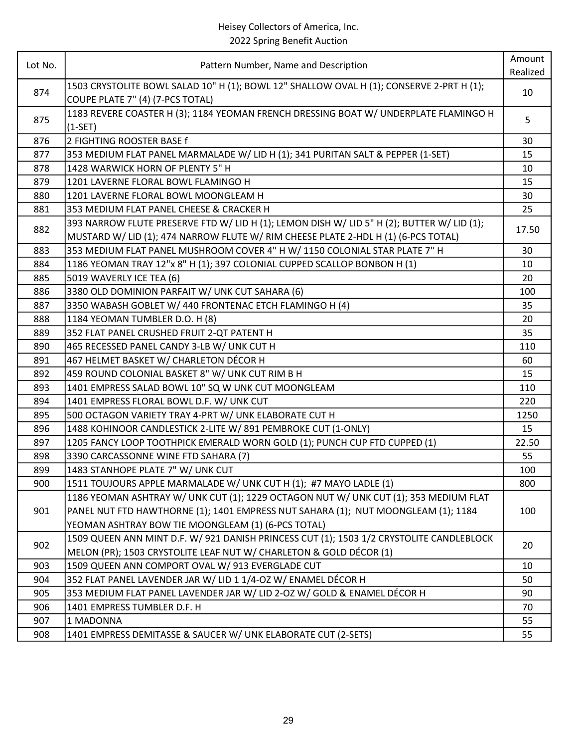Heisey Collectors of America, Inc.
2022 Spring Benefit Auction

| Lot No. | Pattern Number, Name and Description | Amount Realized |
|---|---|---|
| 874 | 1503 CRYSTOLITE BOWL SALAD 10" H (1); BOWL 12" SHALLOW OVAL H (1); CONSERVE 2-PRT H (1); COUPE PLATE 7" (4) (7-PCS TOTAL) | 10 |
| 875 | 1183 REVERE COASTER H (3); 1184 YEOMAN FRENCH DRESSING BOAT W/ UNDERPLATE FLAMINGO H (1-SET) | 5 |
| 876 | 2 FIGHTING ROOSTER BASE f | 30 |
| 877 | 353 MEDIUM FLAT PANEL MARMALADE W/ LID H (1); 341 PURITAN SALT & PEPPER (1-SET) | 15 |
| 878 | 1428 WARWICK HORN OF PLENTY 5" H | 10 |
| 879 | 1201 LAVERNE FLORAL BOWL FLAMINGO H | 15 |
| 880 | 1201 LAVERNE FLORAL BOWL MOONGLEAM H | 30 |
| 881 | 353 MEDIUM FLAT PANEL CHEESE & CRACKER H | 25 |
| 882 | 393 NARROW FLUTE PRESERVE FTD W/ LID H (1); LEMON DISH W/ LID 5" H (2); BUTTER W/ LID (1); MUSTARD W/ LID (1); 474 NARROW FLUTE W/ RIM CHEESE PLATE 2-HDL H (1) (6-PCS TOTAL) | 17.50 |
| 883 | 353 MEDIUM FLAT PANEL MUSHROOM COVER 4" H W/ 1150 COLONIAL STAR PLATE 7" H | 30 |
| 884 | 1186 YEOMAN TRAY 12"x 8" H (1); 397 COLONIAL CUPPED SCALLOP BONBON H (1) | 10 |
| 885 | 5019 WAVERLY ICE TEA (6) | 20 |
| 886 | 3380 OLD DOMINION PARFAIT W/ UNK CUT SAHARA (6) | 100 |
| 887 | 3350 WABASH GOBLET W/ 440 FRONTENAC ETCH FLAMINGO H (4) | 35 |
| 888 | 1184 YEOMAN TUMBLER D.O. H (8) | 20 |
| 889 | 352 FLAT PANEL CRUSHED FRUIT 2-QT PATENT H | 35 |
| 890 | 465 RECESSED PANEL CANDY 3-LB W/ UNK CUT H | 110 |
| 891 | 467 HELMET BASKET W/ CHARLETON DÉCOR H | 60 |
| 892 | 459 ROUND COLONIAL BASKET 8" W/ UNK CUT RIM B H | 15 |
| 893 | 1401 EMPRESS SALAD BOWL 10" SQ W UNK CUT MOONGLEAM | 110 |
| 894 | 1401 EMPRESS FLORAL BOWL D.F. W/ UNK CUT | 220 |
| 895 | 500 OCTAGON VARIETY TRAY 4-PRT W/ UNK ELABORATE CUT H | 1250 |
| 896 | 1488 KOHINOOR CANDLESTICK 2-LITE W/ 891 PEMBROKE CUT (1-ONLY) | 15 |
| 897 | 1205 FANCY LOOP TOOTHPICK EMERALD WORN GOLD (1); PUNCH CUP FTD CUPPED (1) | 22.50 |
| 898 | 3390 CARCASSONNE WINE FTD SAHARA (7) | 55 |
| 899 | 1483 STANHOPE PLATE 7" W/ UNK CUT | 100 |
| 900 | 1511 TOUJOURS APPLE MARMALADE W/ UNK CUT H (1); #7 MAYO LADLE (1) | 800 |
| 901 | 1186 YEOMAN ASHTRAY W/ UNK CUT (1); 1229 OCTAGON NUT W/ UNK CUT (1); 353 MEDIUM FLAT PANEL NUT FTD HAWTHORNE (1); 1401 EMPRESS NUT SAHARA (1); NUT MOONGLEAM (1); 1184 YEOMAN ASHTRAY BOW TIE MOONGLEAM (1) (6-PCS TOTAL) | 100 |
| 902 | 1509 QUEEN ANN MINT D.F. W/ 921 DANISH PRINCESS CUT (1); 1503 1/2 CRYSTOLITE CANDLEBLOCK MELON (PR); 1503 CRYSTOLITE LEAF NUT W/ CHARLETON & GOLD DÉCOR (1) | 20 |
| 903 | 1509 QUEEN ANN COMPORT OVAL W/ 913 EVERGLADE CUT | 10 |
| 904 | 352 FLAT PANEL LAVENDER JAR W/ LID 1 1/4-OZ W/ ENAMEL DÉCOR H | 50 |
| 905 | 353 MEDIUM FLAT PANEL LAVENDER JAR W/ LID 2-OZ W/ GOLD & ENAMEL DÉCOR H | 90 |
| 906 | 1401 EMPRESS TUMBLER D.F. H | 70 |
| 907 | 1 MADONNA | 55 |
| 908 | 1401 EMPRESS DEMITASSE & SAUCER W/ UNK ELABORATE CUT (2-SETS) | 55 |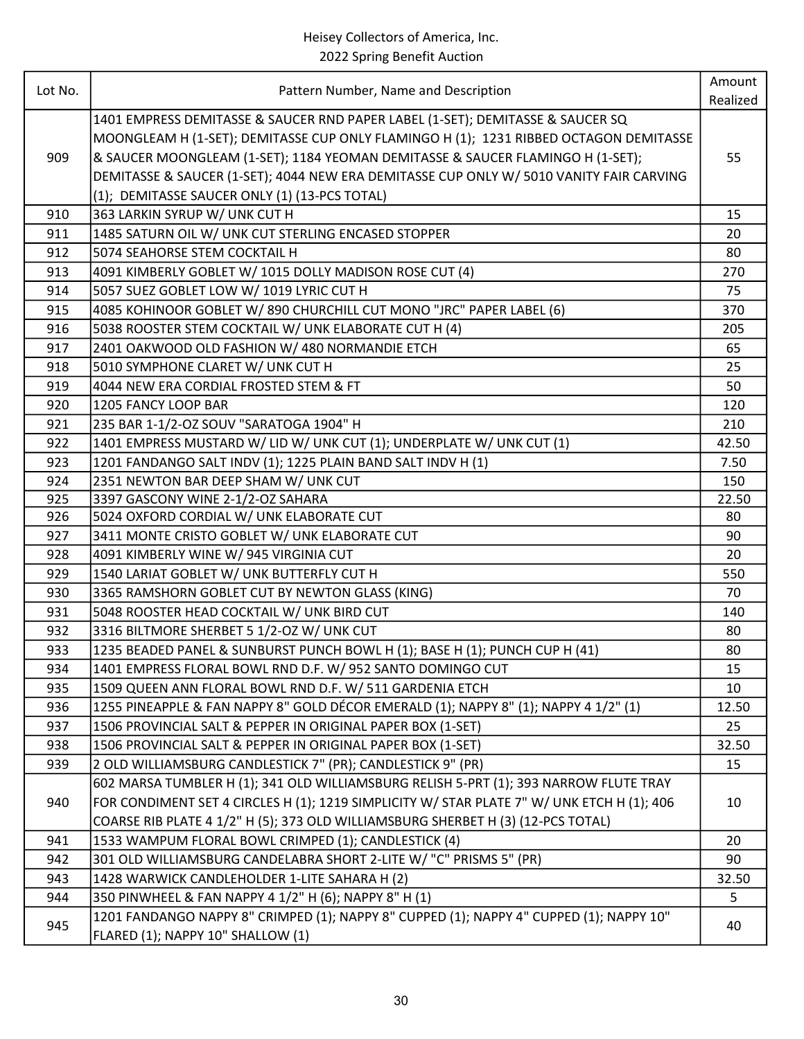Heisey Collectors of America, Inc.
2022 Spring Benefit Auction

| Lot No. | Pattern Number, Name and Description | Amount Realized |
|---|---|---|
| 909 | 1401 EMPRESS DEMITASSE & SAUCER RND PAPER LABEL (1-SET); DEMITASSE & SAUCER SQ MOONGLEAM H (1-SET); DEMITASSE CUP ONLY FLAMINGO H (1); 1231 RIBBED OCTAGON DEMITASSE & SAUCER MOONGLEAM (1-SET); 1184 YEOMAN DEMITASSE & SAUCER FLAMINGO H (1-SET); DEMITASSE & SAUCER (1-SET); 4044 NEW ERA DEMITASSE CUP ONLY W/ 5010 VANITY FAIR CARVING (1); DEMITASSE SAUCER ONLY (1) (13-PCS TOTAL) | 55 |
| 910 | 363 LARKIN SYRUP W/ UNK CUT H | 15 |
| 911 | 1485 SATURN OIL W/ UNK CUT STERLING ENCASED STOPPER | 20 |
| 912 | 5074 SEAHORSE STEM COCKTAIL H | 80 |
| 913 | 4091 KIMBERLY GOBLET W/ 1015 DOLLY MADISON ROSE CUT (4) | 270 |
| 914 | 5057 SUEZ GOBLET LOW W/ 1019 LYRIC CUT H | 75 |
| 915 | 4085 KOHINOOR GOBLET W/ 890 CHURCHILL CUT MONO "JRC" PAPER LABEL (6) | 370 |
| 916 | 5038 ROOSTER STEM COCKTAIL W/ UNK ELABORATE CUT H (4) | 205 |
| 917 | 2401 OAKWOOD OLD FASHION W/ 480 NORMANDIE ETCH | 65 |
| 918 | 5010 SYMPHONE CLARET W/ UNK CUT H | 25 |
| 919 | 4044 NEW ERA CORDIAL FROSTED STEM & FT | 50 |
| 920 | 1205 FANCY LOOP BAR | 120 |
| 921 | 235 BAR 1-1/2-OZ SOUV "SARATOGA 1904" H | 210 |
| 922 | 1401 EMPRESS MUSTARD W/ LID W/ UNK CUT (1); UNDERPLATE W/ UNK CUT (1) | 42.50 |
| 923 | 1201 FANDANGO SALT INDV (1); 1225 PLAIN BAND SALT INDV H (1) | 7.50 |
| 924 | 2351 NEWTON BAR DEEP SHAM W/ UNK CUT | 150 |
| 925 | 3397 GASCONY WINE 2-1/2-OZ SAHARA | 22.50 |
| 926 | 5024 OXFORD CORDIAL W/ UNK ELABORATE CUT | 80 |
| 927 | 3411 MONTE CRISTO GOBLET W/ UNK ELABORATE CUT | 90 |
| 928 | 4091 KIMBERLY WINE W/ 945 VIRGINIA CUT | 20 |
| 929 | 1540 LARIAT GOBLET W/ UNK BUTTERFLY CUT H | 550 |
| 930 | 3365 RAMSHORN GOBLET CUT BY NEWTON GLASS (KING) | 70 |
| 931 | 5048 ROOSTER HEAD COCKTAIL W/ UNK BIRD CUT | 140 |
| 932 | 3316 BILTMORE SHERBET 5 1/2-OZ W/ UNK CUT | 80 |
| 933 | 1235 BEADED PANEL & SUNBURST PUNCH BOWL H (1); BASE H (1); PUNCH CUP H (41) | 80 |
| 934 | 1401 EMPRESS FLORAL BOWL RND D.F. W/ 952 SANTO DOMINGO CUT | 15 |
| 935 | 1509 QUEEN ANN FLORAL BOWL RND D.F. W/ 511 GARDENIA ETCH | 10 |
| 936 | 1255 PINEAPPLE & FAN NAPPY 8" GOLD DÉCOR EMERALD (1); NAPPY 8" (1); NAPPY 4 1/2" (1) | 12.50 |
| 937 | 1506 PROVINCIAL SALT & PEPPER IN ORIGINAL PAPER BOX (1-SET) | 25 |
| 938 | 1506 PROVINCIAL SALT & PEPPER IN ORIGINAL PAPER BOX (1-SET) | 32.50 |
| 939 | 2 OLD WILLIAMSBURG CANDLESTICK 7" (PR); CANDLESTICK 9" (PR) | 15 |
| 940 | 602 MARSA TUMBLER H (1); 341 OLD WILLIAMSBURG RELISH 5-PRT (1); 393 NARROW FLUTE TRAY FOR CONDIMENT SET 4 CIRCLES H (1); 1219 SIMPLICITY W/ STAR PLATE 7" W/ UNK ETCH H (1); 406 COARSE RIB PLATE 4 1/2" H (5); 373 OLD WILLIAMSBURG SHERBET H (3) (12-PCS TOTAL) | 10 |
| 941 | 1533 WAMPUM FLORAL BOWL CRIMPED (1); CANDLESTICK (4) | 20 |
| 942 | 301 OLD WILLIAMSBURG CANDELABRA SHORT 2-LITE W/ "C" PRISMS 5" (PR) | 90 |
| 943 | 1428 WARWICK CANDLEHOLDER 1-LITE SAHARA H (2) | 32.50 |
| 944 | 350 PINWHEEL & FAN NAPPY 4 1/2" H (6); NAPPY 8" H (1) | 5 |
| 945 | 1201 FANDANGO NAPPY 8" CRIMPED (1); NAPPY 8" CUPPED (1); NAPPY 4" CUPPED (1); NAPPY 10" FLARED (1); NAPPY 10" SHALLOW (1) | 40 |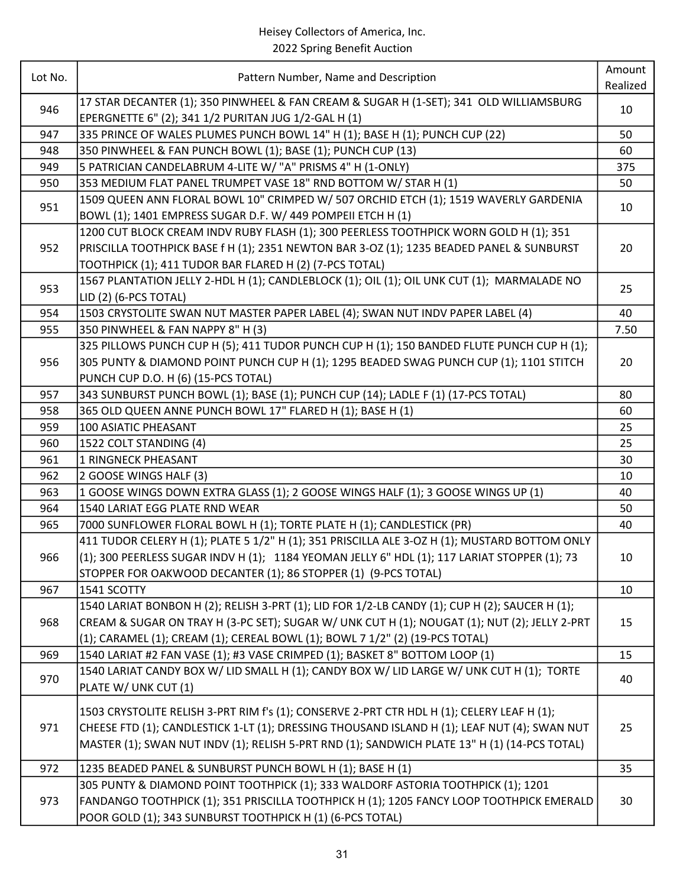Heisey Collectors of America, Inc.
2022 Spring Benefit Auction

| Lot No. | Pattern Number, Name and Description | Amount Realized |
|---|---|---|
| 946 | 17 STAR DECANTER (1); 350 PINWHEEL & FAN CREAM & SUGAR H (1-SET); 341 OLD WILLIAMSBURG EPERGNETTE 6" (2); 341 1/2 PURITAN JUG 1/2-GAL H (1) | 10 |
| 947 | 335 PRINCE OF WALES PLUMES PUNCH BOWL 14" H (1); BASE H (1); PUNCH CUP (22) | 50 |
| 948 | 350 PINWHEEL & FAN PUNCH BOWL (1); BASE (1); PUNCH CUP (13) | 60 |
| 949 | 5 PATRICIAN CANDELABRUM 4-LITE W/ "A" PRISMS 4" H (1-ONLY) | 375 |
| 950 | 353 MEDIUM FLAT PANEL TRUMPET VASE 18" RND BOTTOM W/ STAR H (1) | 50 |
| 951 | 1509 QUEEN ANN FLORAL BOWL 10" CRIMPED W/ 507 ORCHID ETCH (1); 1519 WAVERLY GARDENIA BOWL (1); 1401 EMPRESS SUGAR D.F. W/ 449 POMPEII ETCH H (1) | 10 |
| 952 | 1200 CUT BLOCK CREAM INDV RUBY FLASH (1); 300 PEERLESS TOOTHPICK WORN GOLD H (1); 351 PRISCILLA TOOTHPICK BASE f H (1); 2351 NEWTON BAR 3-OZ (1); 1235 BEADED PANEL & SUNBURST TOOTHPICK (1); 411 TUDOR BAR FLARED H (2) (7-PCS TOTAL) | 20 |
| 953 | 1567 PLANTATION JELLY 2-HDL H (1); CANDLEBLOCK (1); OIL (1); OIL UNK CUT (1); MARMALADE NO LID (2) (6-PCS TOTAL) | 25 |
| 954 | 1503 CRYSTOLITE SWAN NUT MASTER PAPER LABEL (4); SWAN NUT INDV PAPER LABEL (4) | 40 |
| 955 | 350 PINWHEEL & FAN NAPPY 8" H (3) | 7.50 |
| 956 | 325 PILLOWS PUNCH CUP H (5); 411 TUDOR PUNCH CUP H (1); 150 BANDED FLUTE PUNCH CUP H (1); 305 PUNTY & DIAMOND POINT PUNCH CUP H (1); 1295 BEADED SWAG PUNCH CUP (1); 1101 STITCH PUNCH CUP D.O. H (6) (15-PCS TOTAL) | 20 |
| 957 | 343 SUNBURST PUNCH BOWL (1); BASE (1); PUNCH CUP (14); LADLE F (1) (17-PCS TOTAL) | 80 |
| 958 | 365 OLD QUEEN ANNE PUNCH BOWL 17" FLARED H (1); BASE H (1) | 60 |
| 959 | 100 ASIATIC PHEASANT | 25 |
| 960 | 1522 COLT STANDING (4) | 25 |
| 961 | 1 RINGNECK PHEASANT | 30 |
| 962 | 2 GOOSE WINGS HALF (3) | 10 |
| 963 | 1 GOOSE WINGS DOWN EXTRA GLASS (1); 2 GOOSE WINGS HALF (1); 3 GOOSE WINGS UP (1) | 40 |
| 964 | 1540 LARIAT EGG PLATE RND WEAR | 50 |
| 965 | 7000 SUNFLOWER FLORAL BOWL H (1); TORTE PLATE H (1); CANDLESTICK (PR) | 40 |
| 966 | 411 TUDOR CELERY H (1); PLATE 5 1/2" H (1); 351 PRISCILLA ALE 3-OZ H (1); MUSTARD BOTTOM ONLY (1); 300 PEERLESS SUGAR INDV H (1); 1184 YEOMAN JELLY 6" HDL (1); 117 LARIAT STOPPER (1); 73 STOPPER FOR OAKWOOD DECANTER (1); 86 STOPPER (1) (9-PCS TOTAL) | 10 |
| 967 | 1541 SCOTTY | 10 |
| 968 | 1540 LARIAT BONBON H (2); RELISH 3-PRT (1); LID FOR 1/2-LB CANDY (1); CUP H (2); SAUCER H (1); CREAM & SUGAR ON TRAY H (3-PC SET); SUGAR W/ UNK CUT H (1); NOUGAT (1); NUT (2); JELLY 2-PRT (1); CARAMEL (1); CREAM (1); CEREAL BOWL (1); BOWL 7 1/2" (2) (19-PCS TOTAL) | 15 |
| 969 | 1540 LARIAT #2 FAN VASE (1); #3 VASE CRIMPED (1); BASKET 8" BOTTOM LOOP (1) | 15 |
| 970 | 1540 LARIAT CANDY BOX W/ LID SMALL H (1); CANDY BOX W/ LID LARGE W/ UNK CUT H (1); TORTE PLATE W/ UNK CUT (1) | 40 |
| 971 | 1503 CRYSTOLITE RELISH 3-PRT RIM f's (1); CONSERVE 2-PRT CTR HDL H (1); CELERY LEAF H (1); CHEESE FTD (1); CANDLESTICK 1-LT (1); DRESSING THOUSAND ISLAND H (1); LEAF NUT (4); SWAN NUT MASTER (1); SWAN NUT INDV (1); RELISH 5-PRT RND (1); SANDWICH PLATE 13" H (1) (14-PCS TOTAL) | 25 |
| 972 | 1235 BEADED PANEL & SUNBURST PUNCH BOWL H (1); BASE H (1) | 35 |
| 973 | 305 PUNTY & DIAMOND POINT TOOTHPICK (1); 333 WALDORF ASTORIA TOOTHPICK (1); 1201 FANDANGO TOOTHPICK (1); 351 PRISCILLA TOOTHPICK H (1); 1205 FANCY LOOP TOOTHPICK EMERALD POOR GOLD (1); 343 SUNBURST TOOTHPICK H (1) (6-PCS TOTAL) | 30 |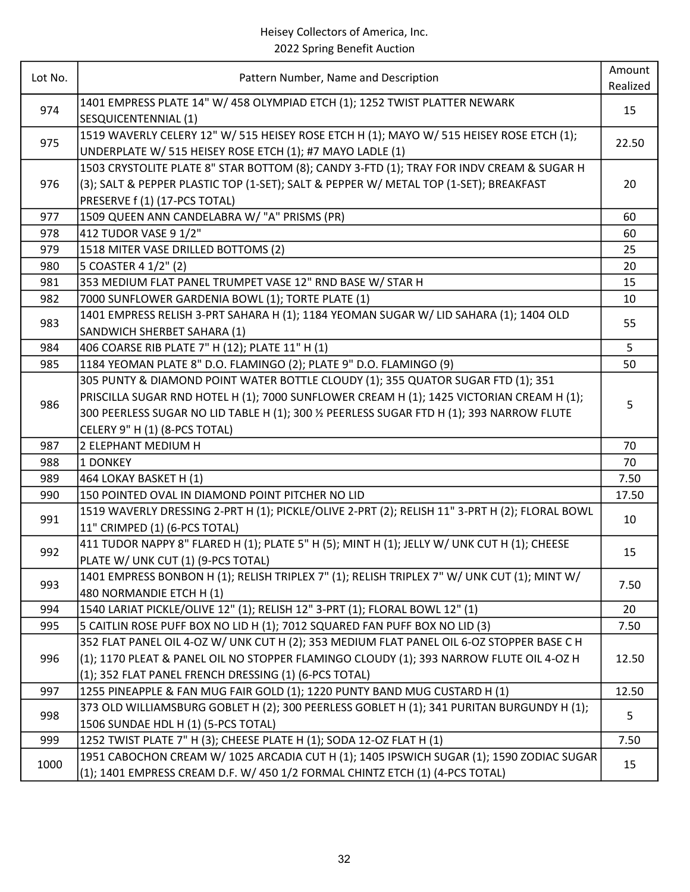Heisey Collectors of America, Inc.
2022 Spring Benefit Auction

| Lot No. | Pattern Number, Name and Description | Amount Realized |
|---|---|---|
| 974 | 1401 EMPRESS PLATE 14" W/ 458 OLYMPIAD ETCH (1); 1252 TWIST PLATTER NEWARK SESQUICENTENNIAL (1) | 15 |
| 975 | 1519 WAVERLY CELERY 12" W/ 515 HEISEY ROSE ETCH H (1); MAYO W/ 515 HEISEY ROSE ETCH (1); UNDERPLATE W/ 515 HEISEY ROSE ETCH (1); #7 MAYO LADLE (1) | 22.50 |
| 976 | 1503 CRYSTOLITE PLATE 8" STAR BOTTOM (8); CANDY 3-FTD (1); TRAY FOR INDV CREAM & SUGAR H (3); SALT & PEPPER PLASTIC TOP (1-SET); SALT & PEPPER W/ METAL TOP (1-SET); BREAKFAST PRESERVE f (1) (17-PCS TOTAL) | 20 |
| 977 | 1509 QUEEN ANN CANDELABRA W/ "A" PRISMS (PR) | 60 |
| 978 | 412 TUDOR VASE 9 1/2" | 60 |
| 979 | 1518 MITER VASE DRILLED BOTTOMS (2) | 25 |
| 980 | 5 COASTER 4 1/2" (2) | 20 |
| 981 | 353 MEDIUM FLAT PANEL TRUMPET VASE 12" RND BASE W/ STAR H | 15 |
| 982 | 7000 SUNFLOWER GARDENIA BOWL (1); TORTE PLATE (1) | 10 |
| 983 | 1401 EMPRESS RELISH 3-PRT SAHARA H (1); 1184 YEOMAN SUGAR W/ LID SAHARA (1); 1404 OLD SANDWICH SHERBET SAHARA (1) | 55 |
| 984 | 406 COARSE RIB PLATE 7" H (12); PLATE 11" H (1) | 5 |
| 985 | 1184 YEOMAN PLATE 8" D.O. FLAMINGO (2); PLATE 9" D.O. FLAMINGO (9) | 50 |
| 986 | 305 PUNTY & DIAMOND POINT WATER BOTTLE CLOUDY (1); 355 QUATOR SUGAR FTD (1); 351 PRISCILLA SUGAR RND HOTEL H (1); 7000 SUNFLOWER CREAM H (1); 1425 VICTORIAN CREAM H (1); 300 PEERLESS SUGAR NO LID TABLE H (1); 300 ½ PEERLESS SUGAR FTD H (1); 393 NARROW FLUTE CELERY 9" H (1) (8-PCS TOTAL) | 5 |
| 987 | 2 ELEPHANT MEDIUM H | 70 |
| 988 | 1 DONKEY | 70 |
| 989 | 464 LOKAY BASKET H (1) | 7.50 |
| 990 | 150 POINTED OVAL IN DIAMOND POINT PITCHER NO LID | 17.50 |
| 991 | 1519 WAVERLY DRESSING 2-PRT H (1); PICKLE/OLIVE 2-PRT (2); RELISH 11" 3-PRT H (2); FLORAL BOWL 11" CRIMPED (1) (6-PCS TOTAL) | 10 |
| 992 | 411 TUDOR NAPPY 8" FLARED H (1); PLATE 5" H (5); MINT H (1); JELLY W/ UNK CUT H (1); CHEESE PLATE W/ UNK CUT (1) (9-PCS TOTAL) | 15 |
| 993 | 1401 EMPRESS BONBON H (1); RELISH TRIPLEX 7" (1); RELISH TRIPLEX 7" W/ UNK CUT (1); MINT W/ 480 NORMANDIE ETCH H (1) | 7.50 |
| 994 | 1540 LARIAT PICKLE/OLIVE 12" (1); RELISH 12" 3-PRT (1); FLORAL BOWL 12" (1) | 20 |
| 995 | 5 CAITLIN ROSE PUFF BOX NO LID H (1); 7012 SQUARED FAN PUFF BOX NO LID (3) | 7.50 |
| 996 | 352 FLAT PANEL OIL 4-OZ W/ UNK CUT H (2); 353 MEDIUM FLAT PANEL OIL 6-OZ STOPPER BASE C H (1); 1170 PLEAT & PANEL OIL NO STOPPER FLAMINGO CLOUDY (1); 393 NARROW FLUTE OIL 4-OZ H (1); 352 FLAT PANEL FRENCH DRESSING (1) (6-PCS TOTAL) | 12.50 |
| 997 | 1255 PINEAPPLE & FAN MUG FAIR GOLD (1); 1220 PUNTY BAND MUG CUSTARD H (1) | 12.50 |
| 998 | 373 OLD WILLIAMSBURG GOBLET H (2); 300 PEERLESS GOBLET H (1); 341 PURITAN BURGUNDY H (1); 1506 SUNDAE HDL H (1) (5-PCS TOTAL) | 5 |
| 999 | 1252 TWIST PLATE 7" H (3); CHEESE PLATE H (1); SODA 12-OZ FLAT H (1) | 7.50 |
| 1000 | 1951 CABOCHON CREAM W/ 1025 ARCADIA CUT H (1); 1405 IPSWICH SUGAR (1); 1590 ZODIAC SUGAR (1); 1401 EMPRESS CREAM D.F. W/ 450 1/2 FORMAL CHINTZ ETCH (1) (4-PCS TOTAL) | 15 |